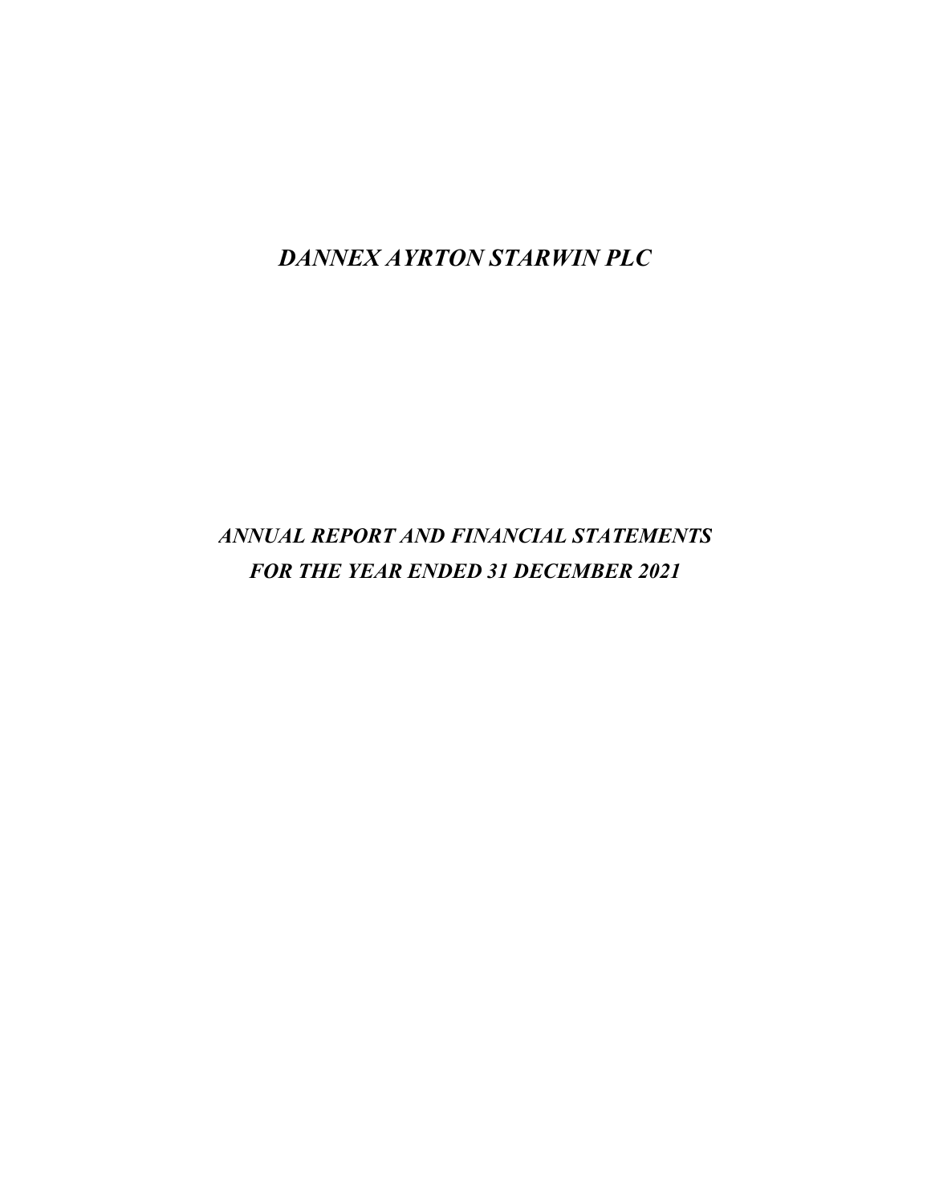# *DANNEX AYRTON STARWIN PLC*

## *ANNUAL REPORT AND FINANCIAL STATEMENTS*
## *FOR THE YEAR ENDED 31 DECEMBER 2021*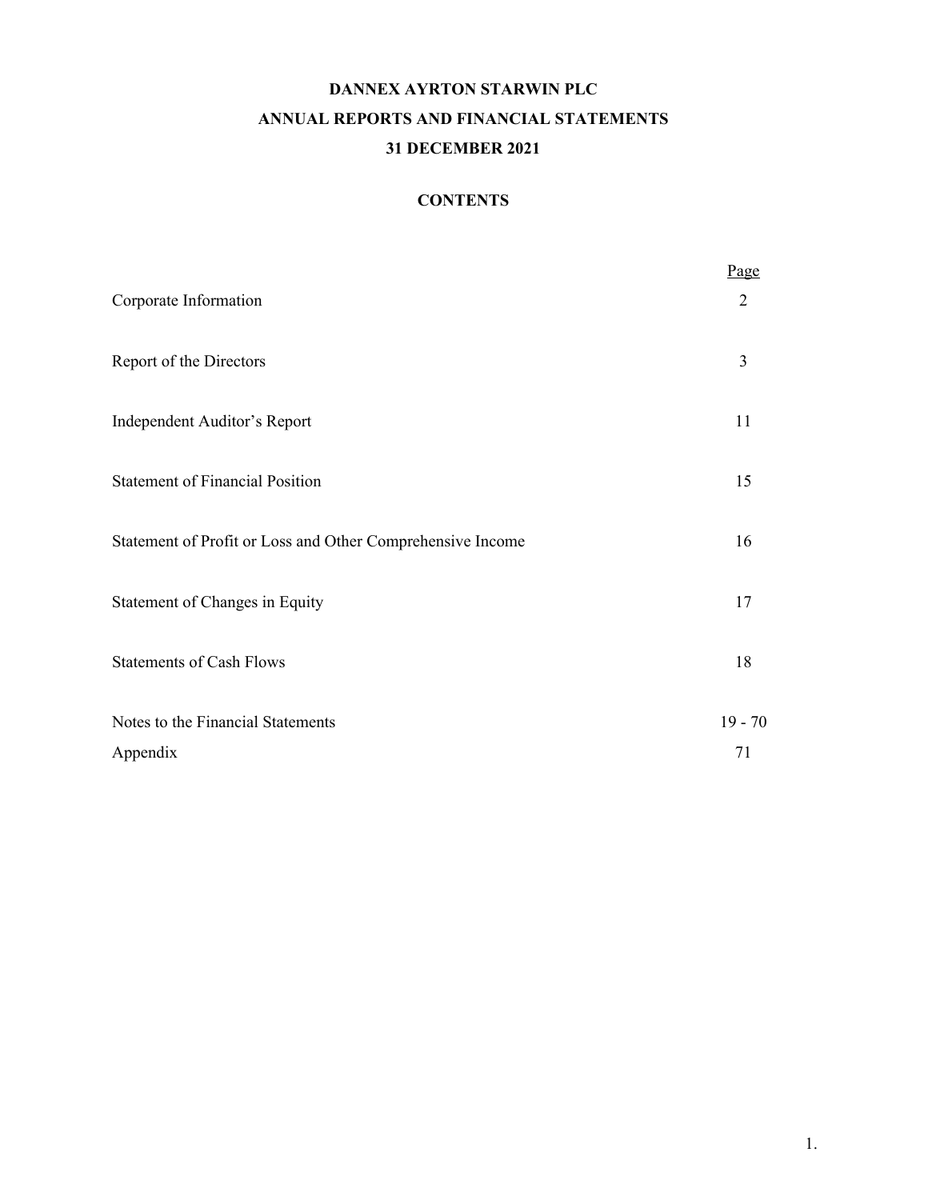# DANNEX AYRTON STARWIN PLC

## ANNUAL REPORTS AND FINANCIAL STATEMENTS

## 31 DECEMBER 2021

### CONTENTS

| | Page |
|---|---|
| Corporate Information | 2 |
| Report of the Directors | 3 |
| Independent Auditor's Report | 11 |
| Statement of Financial Position | 15 |
| Statement of Profit or Loss and Other Comprehensive Income | 16 |
| Statement of Changes in Equity | 17 |
| Statements of Cash Flows | 18 |
| Notes to the Financial Statements | 19 - 70 |
| Appendix | 71 |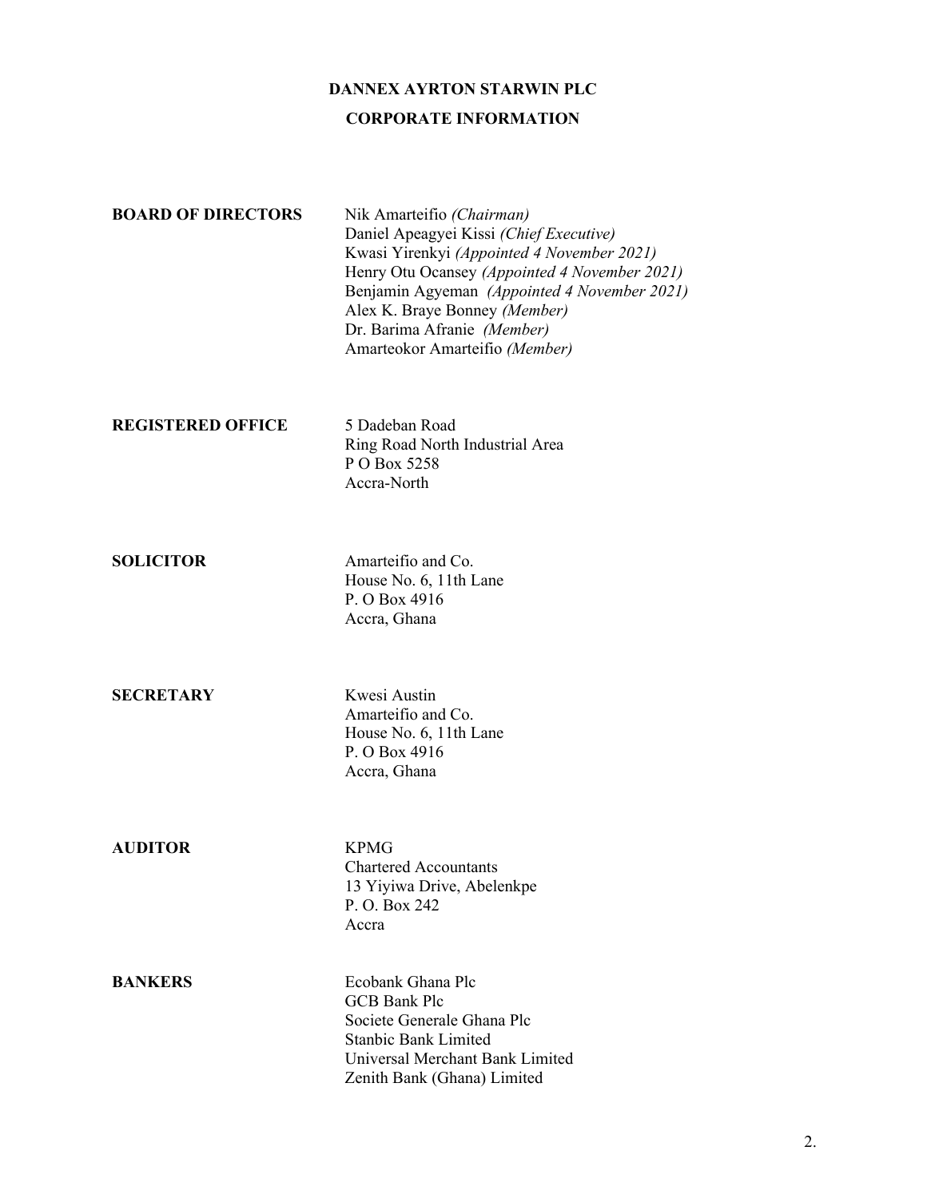# DANNEX AYRTON STARWIN PLC

## CORPORATE INFORMATION

**BOARD OF DIRECTORS**

Nik Amarteifio *(Chairman)*
Daniel Apeagyei Kissi *(Chief Executive)*
Kwasi Yirenkyi *(Appointed 4 November 2021)*
Henry Otu Ocansey *(Appointed 4 November 2021)*
Benjamin Agyeman *(Appointed 4 November 2021)*
Alex K. Braye Bonney *(Member)*
Dr. Barima Afranie *(Member)*
Amarteokor Amarteifio *(Member)*

**REGISTERED OFFICE**

5 Dadeban Road
Ring Road North Industrial Area
P O Box 5258
Accra-North

**SOLICITOR**

Amarteifio and Co.
House No. 6, 11th Lane
P. O Box 4916
Accra, Ghana

**SECRETARY**

Kwesi Austin
Amarteifio and Co.
House No. 6, 11th Lane
P. O Box 4916
Accra, Ghana

**AUDITOR**

KPMG
Chartered Accountants
13 Yiyiwa Drive, Abelenkpe
P. O. Box 242
Accra

**BANKERS**

Ecobank Ghana Plc
GCB Bank Plc
Societe Generale Ghana Plc
Stanbic Bank Limited
Universal Merchant Bank Limited
Zenith Bank (Ghana) Limited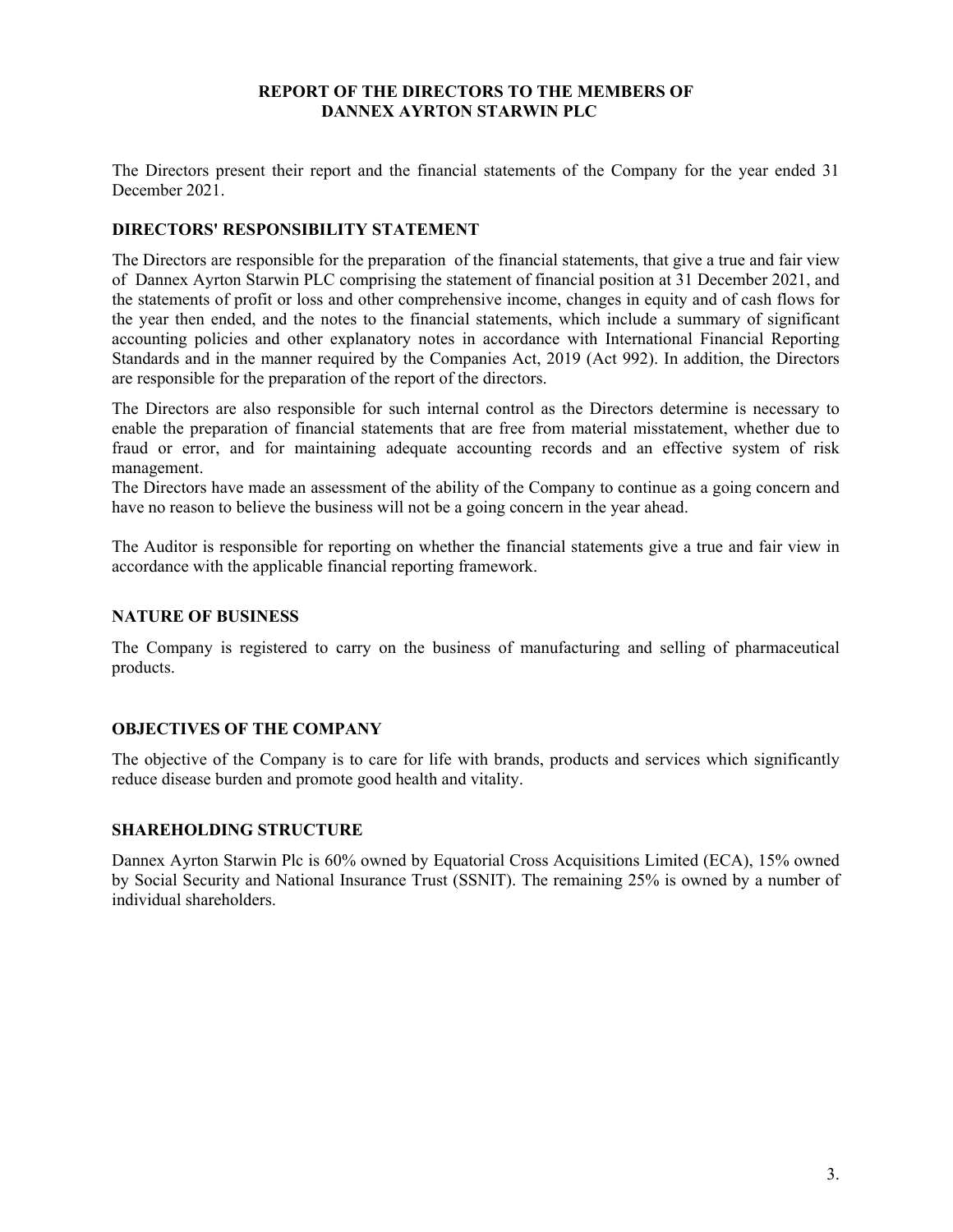# REPORT OF THE DIRECTORS TO THE MEMBERS OF DANNEX AYRTON STARWIN PLC

The Directors present their report and the financial statements of the Company for the year ended 31 December 2021.

## DIRECTORS' RESPONSIBILITY STATEMENT

The Directors are responsible for the preparation of the financial statements, that give a true and fair view of Dannex Ayrton Starwin PLC comprising the statement of financial position at 31 December 2021, and the statements of profit or loss and other comprehensive income, changes in equity and of cash flows for the year then ended, and the notes to the financial statements, which include a summary of significant accounting policies and other explanatory notes in accordance with International Financial Reporting Standards and in the manner required by the Companies Act, 2019 (Act 992). In addition, the Directors are responsible for the preparation of the report of the directors.

The Directors are also responsible for such internal control as the Directors determine is necessary to enable the preparation of financial statements that are free from material misstatement, whether due to fraud or error, and for maintaining adequate accounting records and an effective system of risk management.

The Directors have made an assessment of the ability of the Company to continue as a going concern and have no reason to believe the business will not be a going concern in the year ahead.

The Auditor is responsible for reporting on whether the financial statements give a true and fair view in accordance with the applicable financial reporting framework.

## NATURE OF BUSINESS

The Company is registered to carry on the business of manufacturing and selling of pharmaceutical products.

## OBJECTIVES OF THE COMPANY

The objective of the Company is to care for life with brands, products and services which significantly reduce disease burden and promote good health and vitality.

## SHAREHOLDING STRUCTURE

Dannex Ayrton Starwin Plc is 60% owned by Equatorial Cross Acquisitions Limited (ECA), 15% owned by Social Security and National Insurance Trust (SSNIT). The remaining 25% is owned by a number of individual shareholders.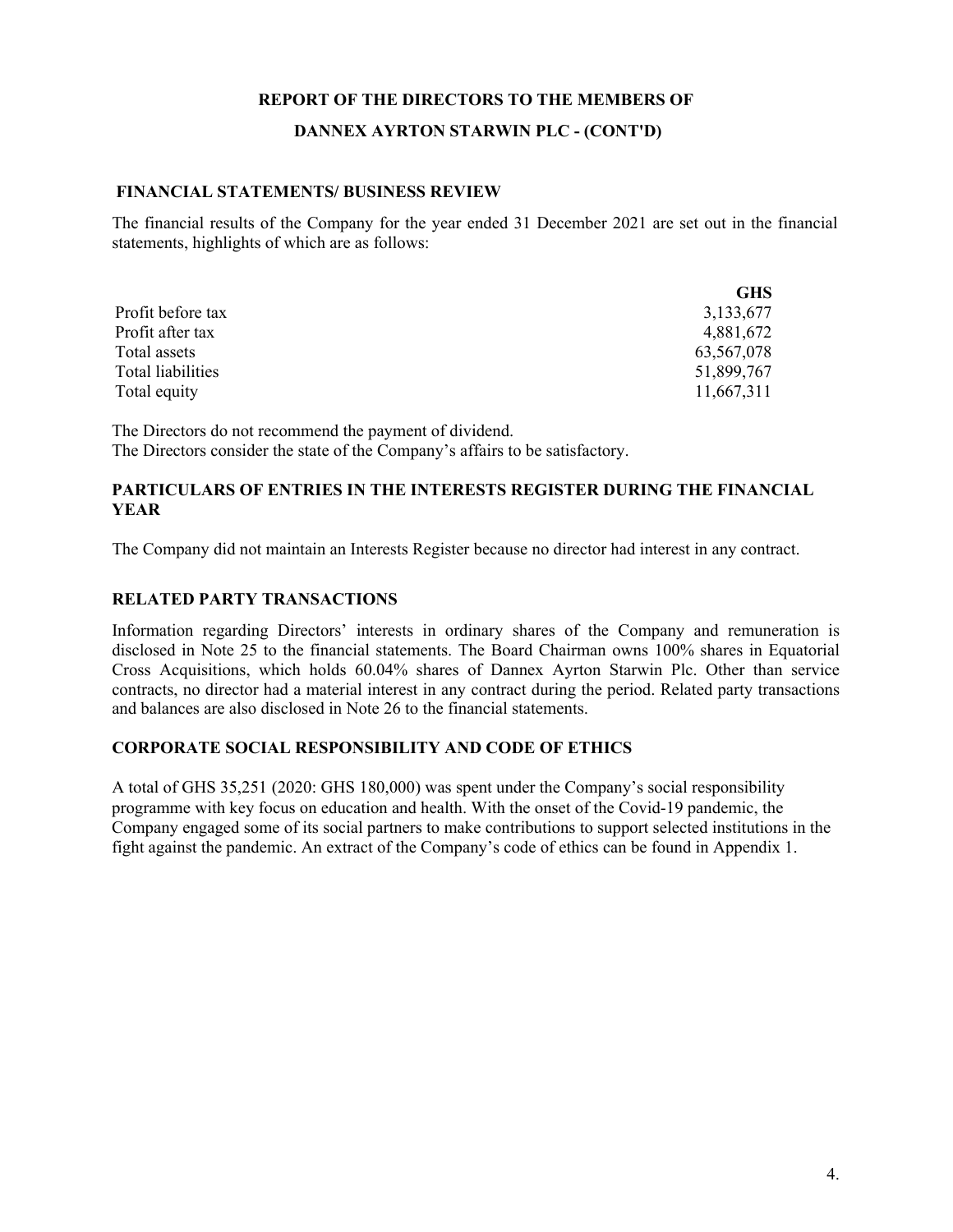# REPORT OF THE DIRECTORS TO THE MEMBERS OF

# DANNEX AYRTON STARWIN PLC - (CONT'D)

## FINANCIAL STATEMENTS/ BUSINESS REVIEW

The financial results of the Company for the year ended 31 December 2021 are set out in the financial statements, highlights of which are as follows:

| | GHS |
|---|---|
| Profit before tax | 3,133,677 |
| Profit after tax | 4,881,672 |
| Total assets | 63,567,078 |
| Total liabilities | 51,899,767 |
| Total equity | 11,667,311 |

The Directors do not recommend the payment of dividend.
The Directors consider the state of the Company's affairs to be satisfactory.

## PARTICULARS OF ENTRIES IN THE INTERESTS REGISTER DURING THE FINANCIAL YEAR

The Company did not maintain an Interests Register because no director had interest in any contract.

## RELATED PARTY TRANSACTIONS

Information regarding Directors' interests in ordinary shares of the Company and remuneration is disclosed in Note 25 to the financial statements. The Board Chairman owns 100% shares in Equatorial Cross Acquisitions, which holds 60.04% shares of Dannex Ayrton Starwin Plc. Other than service contracts, no director had a material interest in any contract during the period. Related party transactions and balances are also disclosed in Note 26 to the financial statements.

## CORPORATE SOCIAL RESPONSIBILITY AND CODE OF ETHICS

A total of GHS 35,251 (2020: GHS 180,000) was spent under the Company's social responsibility programme with key focus on education and health. With the onset of the Covid-19 pandemic, the Company engaged some of its social partners to make contributions to support selected institutions in the fight against the pandemic. An extract of the Company's code of ethics can be found in Appendix 1.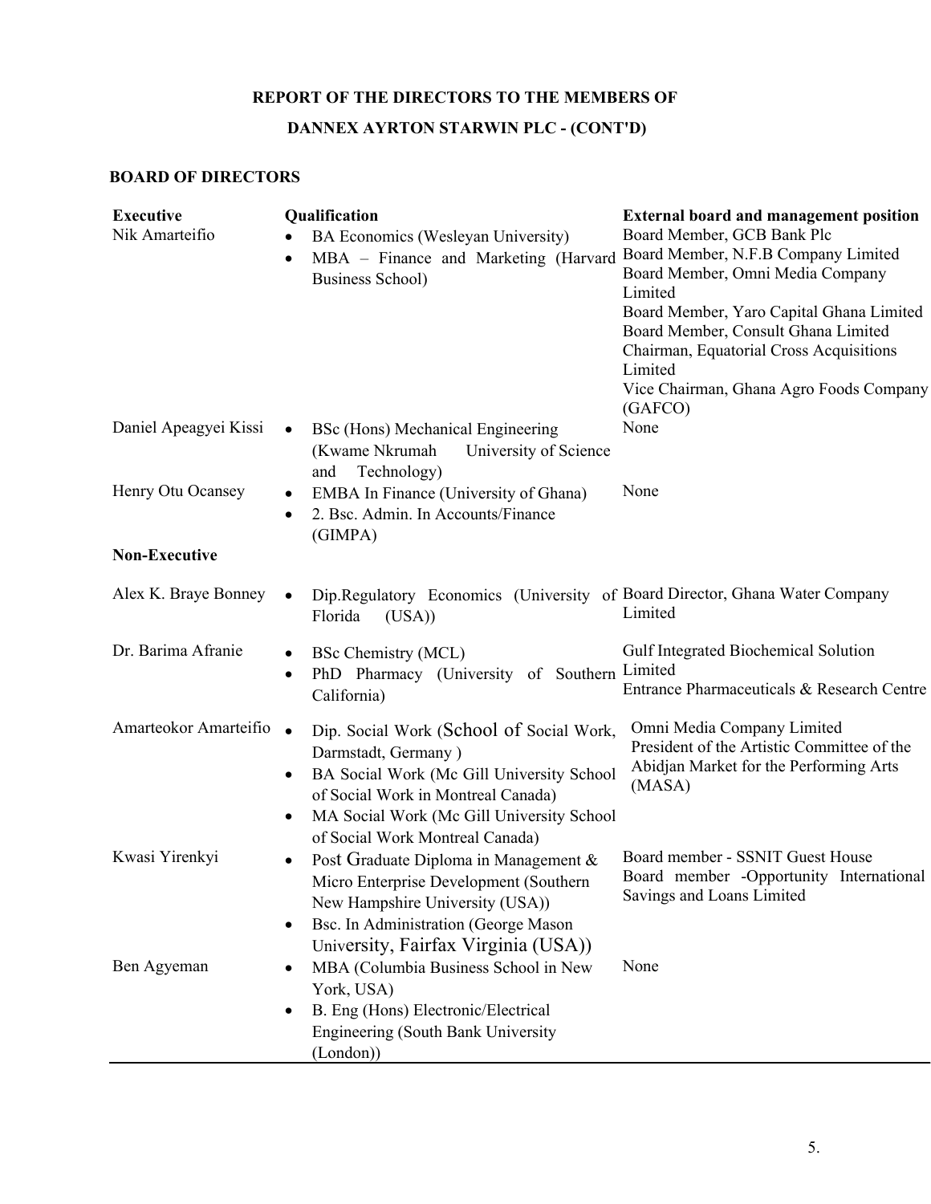# REPORT OF THE DIRECTORS TO THE MEMBERS OF

# DANNEX AYRTON STARWIN PLC - (CONT'D)

## BOARD OF DIRECTORS

| **Executive** | **Qualification** | **External board and management position** |
|---|---|---|
| Nik Amarteifio | • BA Economics (Wesleyan University)<br>• MBA – Finance and Marketing (Harvard Business School) | Board Member, GCB Bank Plc<br>Board Member, N.F.B Company Limited<br>Board Member, Omni Media Company Limited<br>Board Member, Yaro Capital Ghana Limited<br>Board Member, Consult Ghana Limited<br>Chairman, Equatorial Cross Acquisitions Limited<br>Vice Chairman, Ghana Agro Foods Company (GAFCO) |
| Daniel Apeagyei Kissi | • BSc (Hons) Mechanical Engineering (Kwame Nkrumah University of Science and Technology) | None |
| Henry Otu Ocansey | • EMBA In Finance (University of Ghana)<br>• 2. Bsc. Admin. In Accounts/Finance (GIMPA) | None |
| **Non-Executive** | | |
| Alex K. Braye Bonney | • Dip.Regulatory Economics (University of Florida (USA)) | Board Director, Ghana Water Company Limited |
| Dr. Barima Afranie | • BSc Chemistry (MCL)<br>• PhD Pharmacy (University of Southern California) | Gulf Integrated Biochemical Solution Limited<br>Entrance Pharmaceuticals & Research Centre |
| Amarteokor Amarteifio | • Dip. Social Work (School of Social Work, Darmstadt, Germany )<br>• BA Social Work (Mc Gill University School of Social Work in Montreal Canada)<br>• MA Social Work (Mc Gill University School of Social Work Montreal Canada) | Omni Media Company Limited<br>President of the Artistic Committee of the Abidjan Market for the Performing Arts (MASA) |
| Kwasi Yirenkyi | • Post Graduate Diploma in Management & Micro Enterprise Development (Southern New Hampshire University (USA))<br>• Bsc. In Administration (George Mason University, Fairfax Virginia (USA)) | Board member - SSNIT Guest House<br>Board member -Opportunity International Savings and Loans Limited |
| Ben Agyeman | • MBA (Columbia Business School in New York, USA)<br>• B. Eng (Hons) Electronic/Electrical Engineering (South Bank University (London)) | None |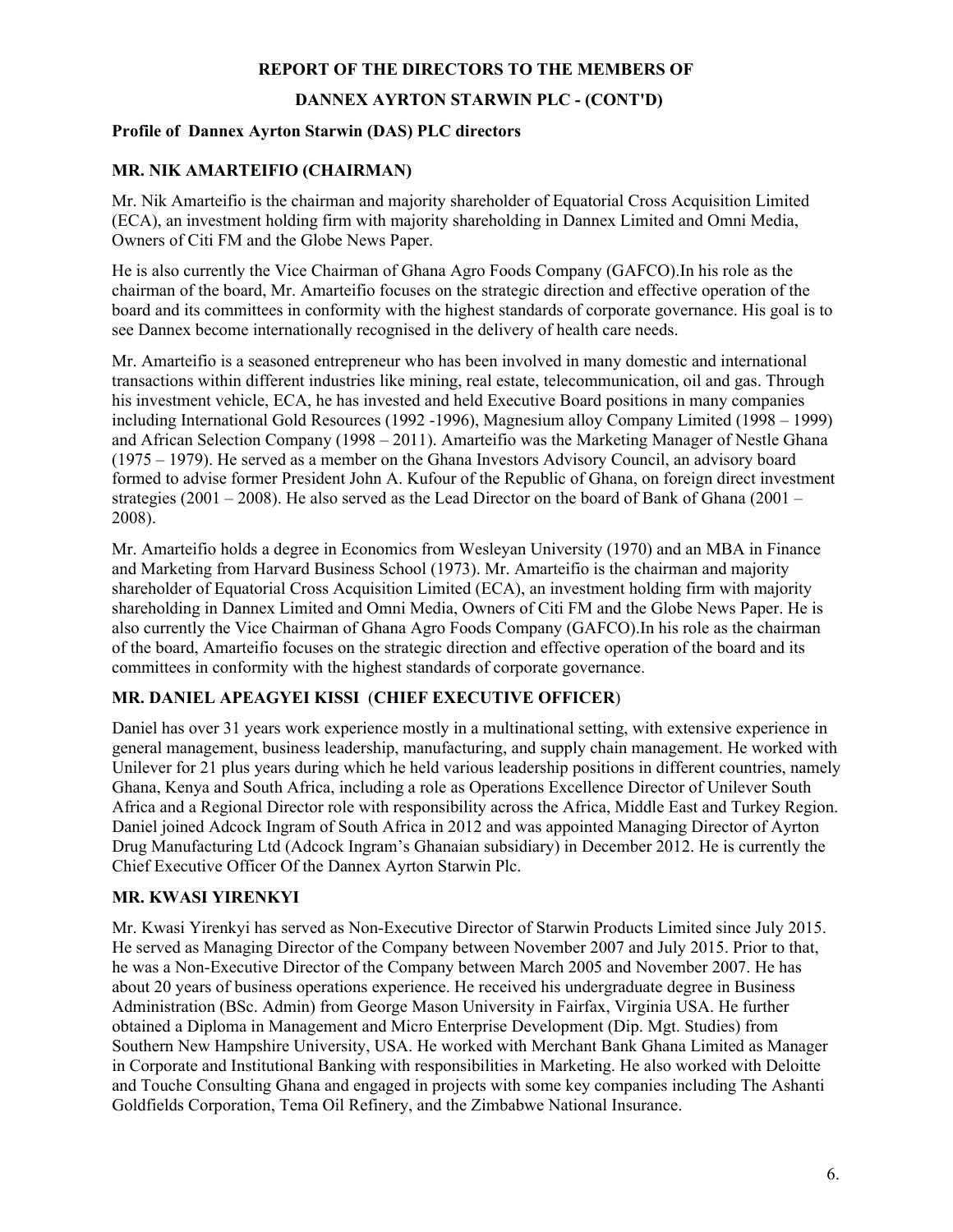# REPORT OF THE DIRECTORS TO THE MEMBERS OF

# DANNEX AYRTON STARWIN PLC - (CONT'D)

## Profile of Dannex Ayrton Starwin (DAS) PLC directors

### MR. NIK AMARTEIFIO (CHAIRMAN)

Mr. Nik Amarteifio is the chairman and majority shareholder of Equatorial Cross Acquisition Limited (ECA), an investment holding firm with majority shareholding in Dannex Limited and Omni Media, Owners of Citi FM and the Globe News Paper.

He is also currently the Vice Chairman of Ghana Agro Foods Company (GAFCO).In his role as the chairman of the board, Mr. Amarteifio focuses on the strategic direction and effective operation of the board and its committees in conformity with the highest standards of corporate governance. His goal is to see Dannex become internationally recognised in the delivery of health care needs.

Mr. Amarteifio is a seasoned entrepreneur who has been involved in many domestic and international transactions within different industries like mining, real estate, telecommunication, oil and gas. Through his investment vehicle, ECA, he has invested and held Executive Board positions in many companies including International Gold Resources (1992 -1996), Magnesium alloy Company Limited (1998 – 1999) and African Selection Company (1998 – 2011). Amarteifio was the Marketing Manager of Nestle Ghana (1975 – 1979). He served as a member on the Ghana Investors Advisory Council, an advisory board formed to advise former President John A. Kufour of the Republic of Ghana, on foreign direct investment strategies (2001 – 2008). He also served as the Lead Director on the board of Bank of Ghana (2001 – 2008).

Mr. Amarteifio holds a degree in Economics from Wesleyan University (1970) and an MBA in Finance and Marketing from Harvard Business School (1973). Mr. Amarteifio is the chairman and majority shareholder of Equatorial Cross Acquisition Limited (ECA), an investment holding firm with majority shareholding in Dannex Limited and Omni Media, Owners of Citi FM and the Globe News Paper. He is also currently the Vice Chairman of Ghana Agro Foods Company (GAFCO).In his role as the chairman of the board, Amarteifio focuses on the strategic direction and effective operation of the board and its committees in conformity with the highest standards of corporate governance.

### MR. DANIEL APEAGYEI KISSI (CHIEF EXECUTIVE OFFICER)

Daniel has over 31 years work experience mostly in a multinational setting, with extensive experience in general management, business leadership, manufacturing, and supply chain management. He worked with Unilever for 21 plus years during which he held various leadership positions in different countries, namely Ghana, Kenya and South Africa, including a role as Operations Excellence Director of Unilever South Africa and a Regional Director role with responsibility across the Africa, Middle East and Turkey Region. Daniel joined Adcock Ingram of South Africa in 2012 and was appointed Managing Director of Ayrton Drug Manufacturing Ltd (Adcock Ingram's Ghanaian subsidiary) in December 2012. He is currently the Chief Executive Officer Of the Dannex Ayrton Starwin Plc.

### MR. KWASI YIRENKYI

Mr. Kwasi Yirenkyi has served as Non-Executive Director of Starwin Products Limited since July 2015. He served as Managing Director of the Company between November 2007 and July 2015. Prior to that, he was a Non-Executive Director of the Company between March 2005 and November 2007. He has about 20 years of business operations experience. He received his undergraduate degree in Business Administration (BSc. Admin) from George Mason University in Fairfax, Virginia USA. He further obtained a Diploma in Management and Micro Enterprise Development (Dip. Mgt. Studies) from Southern New Hampshire University, USA. He worked with Merchant Bank Ghana Limited as Manager in Corporate and Institutional Banking with responsibilities in Marketing. He also worked with Deloitte and Touche Consulting Ghana and engaged in projects with some key companies including The Ashanti Goldfields Corporation, Tema Oil Refinery, and the Zimbabwe National Insurance.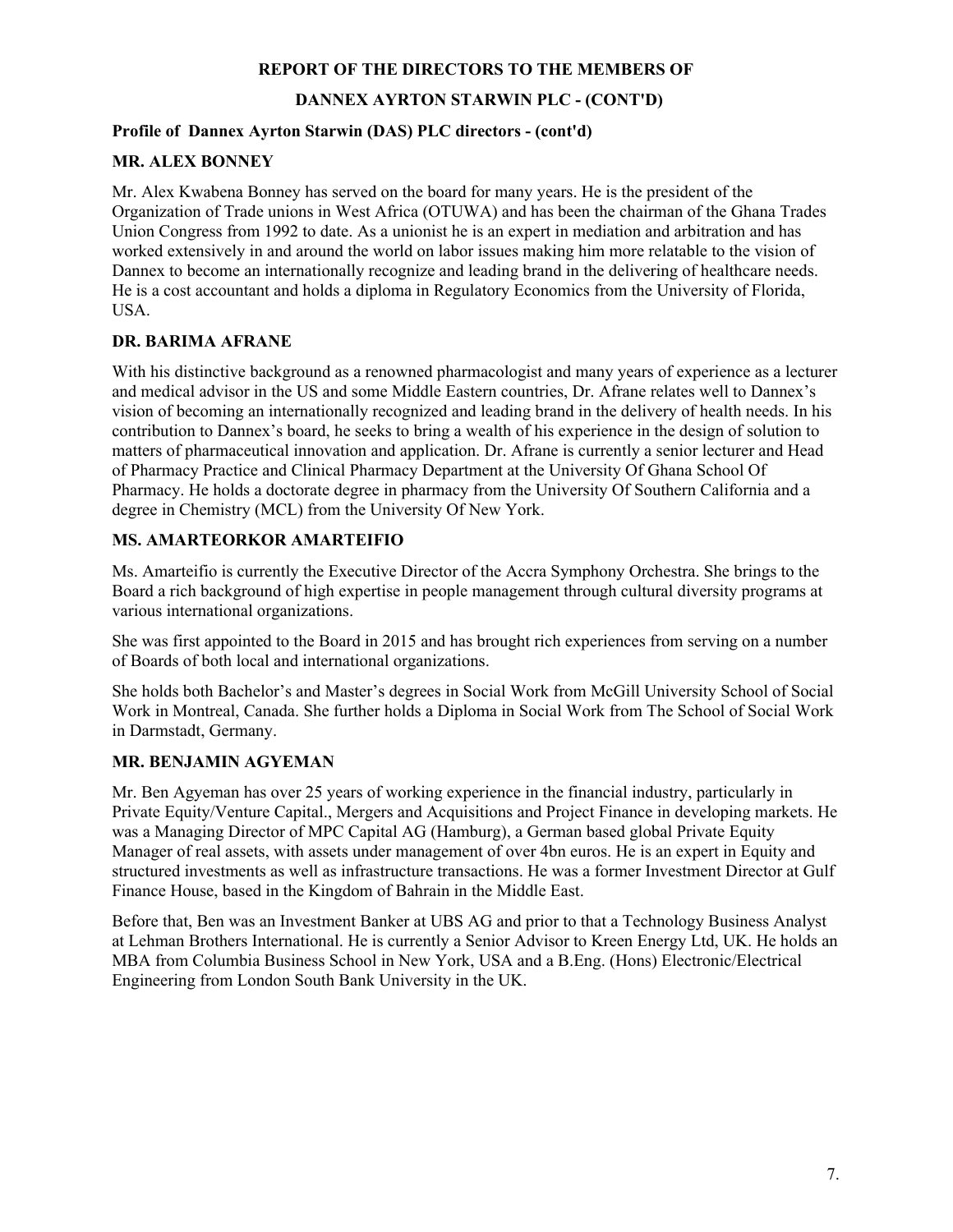**REPORT OF THE DIRECTORS TO THE MEMBERS OF**

**DANNEX AYRTON STARWIN PLC - (CONT'D)**

**Profile of Dannex Ayrton Starwin (DAS) PLC directors - (cont'd)**

**MR. ALEX BONNEY**

Mr. Alex Kwabena Bonney has served on the board for many years. He is the president of the Organization of Trade unions in West Africa (OTUWA) and has been the chairman of the Ghana Trades Union Congress from 1992 to date. As a unionist he is an expert in mediation and arbitration and has worked extensively in and around the world on labor issues making him more relatable to the vision of Dannex to become an internationally recognize and leading brand in the delivering of healthcare needs. He is a cost accountant and holds a diploma in Regulatory Economics from the University of Florida, USA.

**DR. BARIMA AFRANE**

With his distinctive background as a renowned pharmacologist and many years of experience as a lecturer and medical advisor in the US and some Middle Eastern countries, Dr. Afrane relates well to Dannex's vision of becoming an internationally recognized and leading brand in the delivery of health needs. In his contribution to Dannex's board, he seeks to bring a wealth of his experience in the design of solution to matters of pharmaceutical innovation and application. Dr. Afrane is currently a senior lecturer and Head of Pharmacy Practice and Clinical Pharmacy Department at the University Of Ghana School Of Pharmacy. He holds a doctorate degree in pharmacy from the University Of Southern California and a degree in Chemistry (MCL) from the University Of New York.

**MS. AMARTEORKOR AMARTEIFIO**

Ms. Amarteifio is currently the Executive Director of the Accra Symphony Orchestra. She brings to the Board a rich background of high expertise in people management through cultural diversity programs at various international organizations.

She was first appointed to the Board in 2015 and has brought rich experiences from serving on a number of Boards of both local and international organizations.

She holds both Bachelor's and Master's degrees in Social Work from McGill University School of Social Work in Montreal, Canada. She further holds a Diploma in Social Work from The School of Social Work in Darmstadt, Germany.

**MR. BENJAMIN AGYEMAN**

Mr. Ben Agyeman has over 25 years of working experience in the financial industry, particularly in Private Equity/Venture Capital., Mergers and Acquisitions and Project Finance in developing markets. He was a Managing Director of MPC Capital AG (Hamburg), a German based global Private Equity Manager of real assets, with assets under management of over 4bn euros. He is an expert in Equity and structured investments as well as infrastructure transactions. He was a former Investment Director at Gulf Finance House, based in the Kingdom of Bahrain in the Middle East.

Before that, Ben was an Investment Banker at UBS AG and prior to that a Technology Business Analyst at Lehman Brothers International. He is currently a Senior Advisor to Kreen Energy Ltd, UK. He holds an MBA from Columbia Business School in New York, USA and a B.Eng. (Hons) Electronic/Electrical Engineering from London South Bank University in the UK.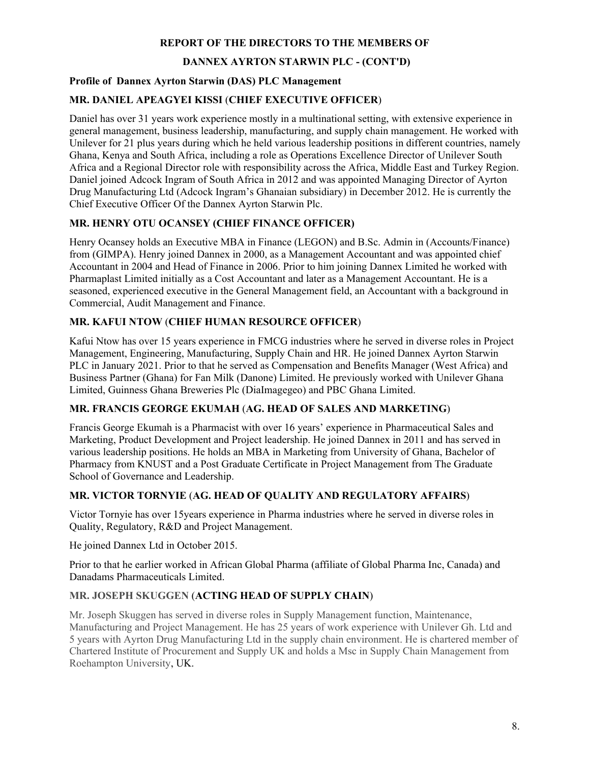**REPORT OF THE DIRECTORS TO THE MEMBERS OF**

**DANNEX AYRTON STARWIN PLC - (CONT'D)**

**Profile of Dannex Ayrton Starwin (DAS) PLC Management**

**MR. DANIEL APEAGYEI KISSI (CHIEF EXECUTIVE OFFICER)**

Daniel has over 31 years work experience mostly in a multinational setting, with extensive experience in general management, business leadership, manufacturing, and supply chain management. He worked with Unilever for 21 plus years during which he held various leadership positions in different countries, namely Ghana, Kenya and South Africa, including a role as Operations Excellence Director of Unilever South Africa and a Regional Director role with responsibility across the Africa, Middle East and Turkey Region. Daniel joined Adcock Ingram of South Africa in 2012 and was appointed Managing Director of Ayrton Drug Manufacturing Ltd (Adcock Ingram's Ghanaian subsidiary) in December 2012. He is currently the Chief Executive Officer Of the Dannex Ayrton Starwin Plc.

**MR. HENRY OTU OCANSEY (CHIEF FINANCE OFFICER)**

Henry Ocansey holds an Executive MBA in Finance (LEGON) and B.Sc. Admin in (Accounts/Finance) from (GIMPA). Henry joined Dannex in 2000, as a Management Accountant and was appointed chief Accountant in 2004 and Head of Finance in 2006. Prior to him joining Dannex Limited he worked with Pharmaplast Limited initially as a Cost Accountant and later as a Management Accountant. He is a seasoned, experienced executive in the General Management field, an Accountant with a background in Commercial, Audit Management and Finance.

**MR. KAFUI NTOW (CHIEF HUMAN RESOURCE OFFICER)**

Kafui Ntow has over 15 years experience in FMCG industries where he served in diverse roles in Project Management, Engineering, Manufacturing, Supply Chain and HR. He joined Dannex Ayrton Starwin PLC in January 2021. Prior to that he served as Compensation and Benefits Manager (West Africa) and Business Partner (Ghana) for Fan Milk (Danone) Limited. He previously worked with Unilever Ghana Limited, Guinness Ghana Breweries Plc (DiaImagegeo) and PBC Ghana Limited.

**MR. FRANCIS GEORGE EKUMAH (AG. HEAD OF SALES AND MARKETING)**

Francis George Ekumah is a Pharmacist with over 16 years' experience in Pharmaceutical Sales and Marketing, Product Development and Project leadership. He joined Dannex in 2011 and has served in various leadership positions. He holds an MBA in Marketing from University of Ghana, Bachelor of Pharmacy from KNUST and a Post Graduate Certificate in Project Management from The Graduate School of Governance and Leadership.

**MR. VICTOR TORNYIE (AG. HEAD OF QUALITY AND REGULATORY AFFAIRS)**

Victor Tornyie has over 15years experience in Pharma industries where he served in diverse roles in Quality, Regulatory, R&D and Project Management.

He joined Dannex Ltd in October 2015.

Prior to that he earlier worked in African Global Pharma (affiliate of Global Pharma Inc, Canada) and Danadams Pharmaceuticals Limited.

**MR. JOSEPH SKUGGEN (ACTING HEAD OF SUPPLY CHAIN)**

Mr. Joseph Skuggen has served in diverse roles in Supply Management function, Maintenance, Manufacturing and Project Management. He has 25 years of work experience with Unilever Gh. Ltd and 5 years with Ayrton Drug Manufacturing Ltd in the supply chain environment. He is chartered member of Chartered Institute of Procurement and Supply UK and holds a Msc in Supply Chain Management from Roehampton University, UK.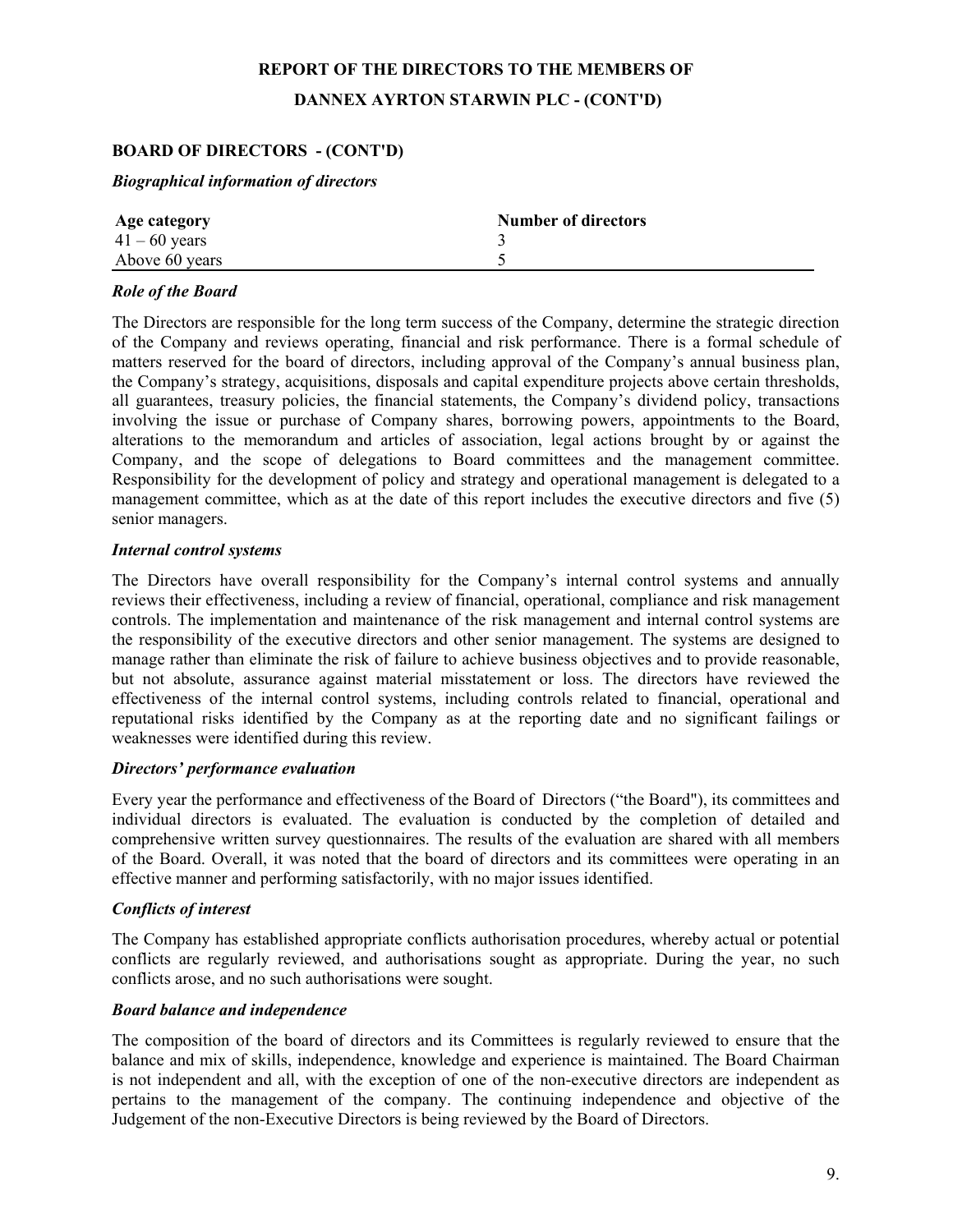**REPORT OF THE DIRECTORS TO THE MEMBERS OF**

**DANNEX AYRTON STARWIN PLC - (CONT'D)**

## BOARD OF DIRECTORS - (CONT'D)

***Biographical information of directors***

| Age category | Number of directors |
| --- | --- |
| 41 – 60 years | 3 |
| Above 60 years | 5 |

***Role of the Board***

The Directors are responsible for the long term success of the Company, determine the strategic direction of the Company and reviews operating, financial and risk performance. There is a formal schedule of matters reserved for the board of directors, including approval of the Company's annual business plan, the Company's strategy, acquisitions, disposals and capital expenditure projects above certain thresholds, all guarantees, treasury policies, the financial statements, the Company's dividend policy, transactions involving the issue or purchase of Company shares, borrowing powers, appointments to the Board, alterations to the memorandum and articles of association, legal actions brought by or against the Company, and the scope of delegations to Board committees and the management committee. Responsibility for the development of policy and strategy and operational management is delegated to a management committee, which as at the date of this report includes the executive directors and five (5) senior managers.

***Internal control systems***

The Directors have overall responsibility for the Company's internal control systems and annually reviews their effectiveness, including a review of financial, operational, compliance and risk management controls. The implementation and maintenance of the risk management and internal control systems are the responsibility of the executive directors and other senior management. The systems are designed to manage rather than eliminate the risk of failure to achieve business objectives and to provide reasonable, but not absolute, assurance against material misstatement or loss. The directors have reviewed the effectiveness of the internal control systems, including controls related to financial, operational and reputational risks identified by the Company as at the reporting date and no significant failings or weaknesses were identified during this review.

***Directors' performance evaluation***

Every year the performance and effectiveness of the Board of Directors ("the Board"), its committees and individual directors is evaluated. The evaluation is conducted by the completion of detailed and comprehensive written survey questionnaires. The results of the evaluation are shared with all members of the Board. Overall, it was noted that the board of directors and its committees were operating in an effective manner and performing satisfactorily, with no major issues identified.

***Conflicts of interest***

The Company has established appropriate conflicts authorisation procedures, whereby actual or potential conflicts are regularly reviewed, and authorisations sought as appropriate. During the year, no such conflicts arose, and no such authorisations were sought.

***Board balance and independence***

The composition of the board of directors and its Committees is regularly reviewed to ensure that the balance and mix of skills, independence, knowledge and experience is maintained. The Board Chairman is not independent and all, with the exception of one of the non-executive directors are independent as pertains to the management of the company. The continuing independence and objective of the Judgement of the non-Executive Directors is being reviewed by the Board of Directors.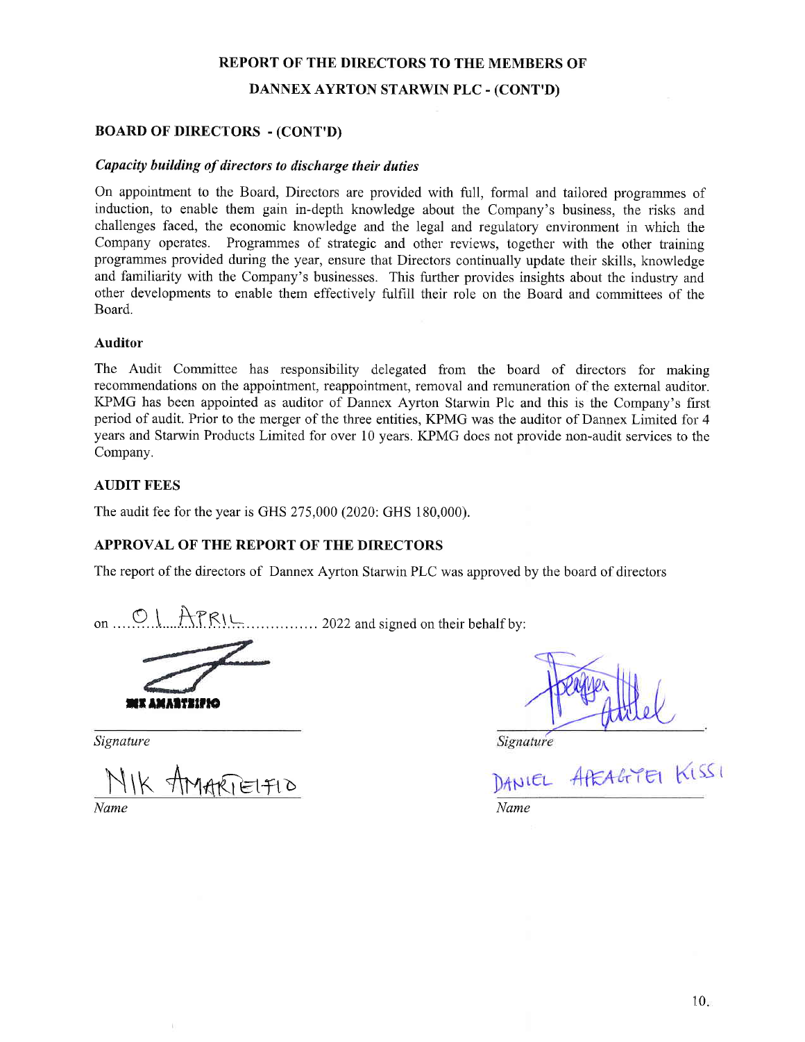# REPORT OF THE DIRECTORS TO THE MEMBERS OF DANNEX AYRTON STARWIN PLC - (CONT'D)

## BOARD OF DIRECTORS - (CONT'D)

### *Capacity building of directors to discharge their duties*

On appointment to the Board, Directors are provided with full, formal and tailored programmes of induction, to enable them gain in-depth knowledge about the Company's business, the risks and challenges faced, the economic knowledge and the legal and regulatory environment in which the Company operates. Programmes of strategic and other reviews, together with the other training programmes provided during the year, ensure that Directors continually update their skills, knowledge and familiarity with the Company's businesses. This further provides insights about the industry and other developments to enable them effectively fulfill their role on the Board and committees of the Board.

### Auditor

The Audit Committee has responsibility delegated from the board of directors for making recommendations on the appointment, reappointment, removal and remuneration of the external auditor. KPMG has been appointed as auditor of Dannex Ayrton Starwin Plc and this is the Company's first period of audit. Prior to the merger of the three entities, KPMG was the auditor of Dannex Limited for 4 years and Starwin Products Limited for over 10 years. KPMG does not provide non-audit services to the Company.

## AUDIT FEES

The audit fee for the year is GHS 275,000 (2020: GHS 180,000).

## APPROVAL OF THE REPORT OF THE DIRECTORS

The report of the directors of Dannex Ayrton Starwin PLC was approved by the board of directors

on 01 APRIL 2022 and signed on their behalf by:

| | |
|---|---|
| NIK AMARTEIFIO | |
| *Signature* | *Signature* |
| NIK AMARTEIFIO | DANIEL APEAGYEI KISSI |
| *Name* | *Name* |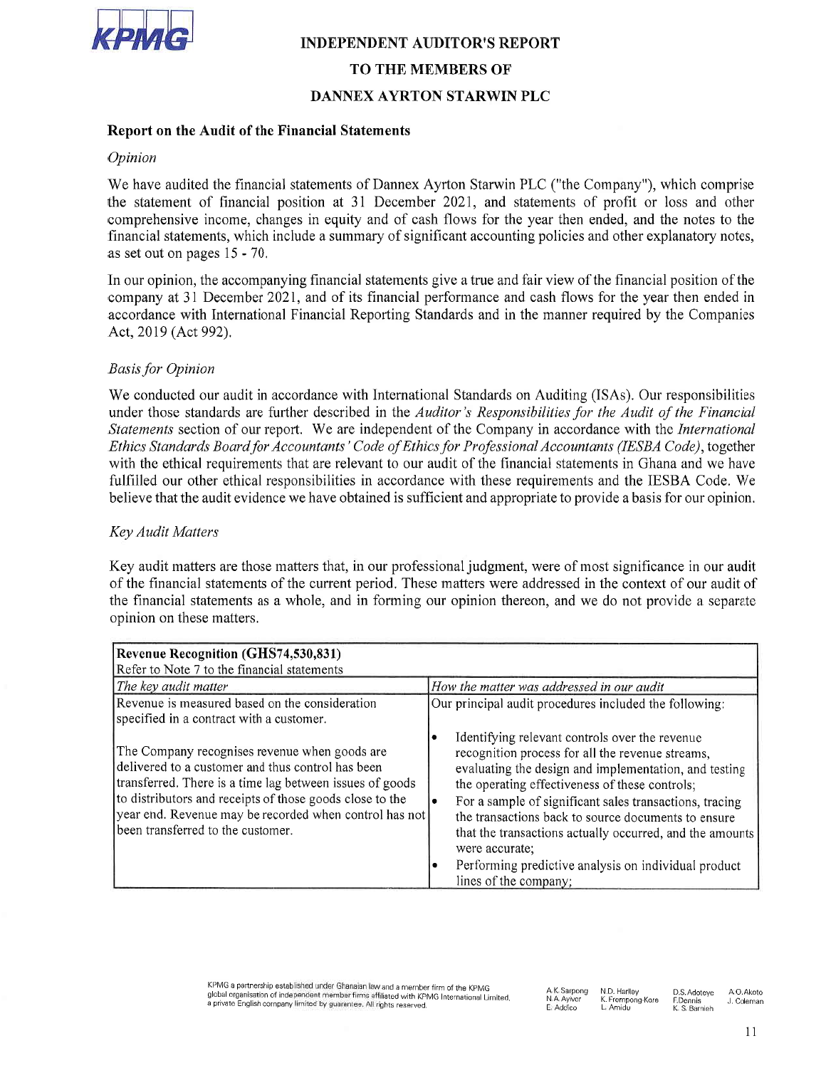# INDEPENDENT AUDITOR'S REPORT

## TO THE MEMBERS OF

## DANNEX AYRTON STARWIN PLC

### Report on the Audit of the Financial Statements

*Opinion*

We have audited the financial statements of Dannex Ayrton Starwin PLC ("the Company"), which comprise the statement of financial position at 31 December 2021, and statements of profit or loss and other comprehensive income, changes in equity and of cash flows for the year then ended, and the notes to the financial statements, which include a summary of significant accounting policies and other explanatory notes, as set out on pages 15 - 70.

In our opinion, the accompanying financial statements give a true and fair view of the financial position of the company at 31 December 2021, and of its financial performance and cash flows for the year then ended in accordance with International Financial Reporting Standards and in the manner required by the Companies Act, 2019 (Act 992).

*Basis for Opinion*

We conducted our audit in accordance with International Standards on Auditing (ISAs). Our responsibilities under those standards are further described in the *Auditor's Responsibilities for the Audit of the Financial Statements* section of our report. We are independent of the Company in accordance with the *International Ethics Standards Board for Accountants' Code of Ethics for Professional Accountants (IESBA Code)*, together with the ethical requirements that are relevant to our audit of the financial statements in Ghana and we have fulfilled our other ethical responsibilities in accordance with these requirements and the IESBA Code. We believe that the audit evidence we have obtained is sufficient and appropriate to provide a basis for our opinion.

*Key Audit Matters*

Key audit matters are those matters that, in our professional judgment, were of most significance in our audit of the financial statements of the current period. These matters were addressed in the context of our audit of the financial statements as a whole, and in forming our opinion thereon, and we do not provide a separate opinion on these matters.

| **Revenue Recognition (GHS74,530,831)**<br>Refer to Note 7 to the financial statements | |
|---|---|
| *The key audit matter* | *How the matter was addressed in our audit* |
| Revenue is measured based on the consideration specified in a contract with a customer.<br><br>The Company recognises revenue when goods are delivered to a customer and thus control has been transferred. There is a time lag between issues of goods to distributors and receipts of those goods close to the year end. Revenue may be recorded when control has not been transferred to the customer. | Our principal audit procedures included the following:<br><br>• Identifying relevant controls over the revenue recognition process for all the revenue streams, evaluating the design and implementation, and testing the operating effectiveness of these controls;<br>• For a sample of significant sales transactions, tracing the transactions back to source documents to ensure that the transactions actually occurred, and the amounts were accurate;<br>• Performing predictive analysis on individual product lines of the company; |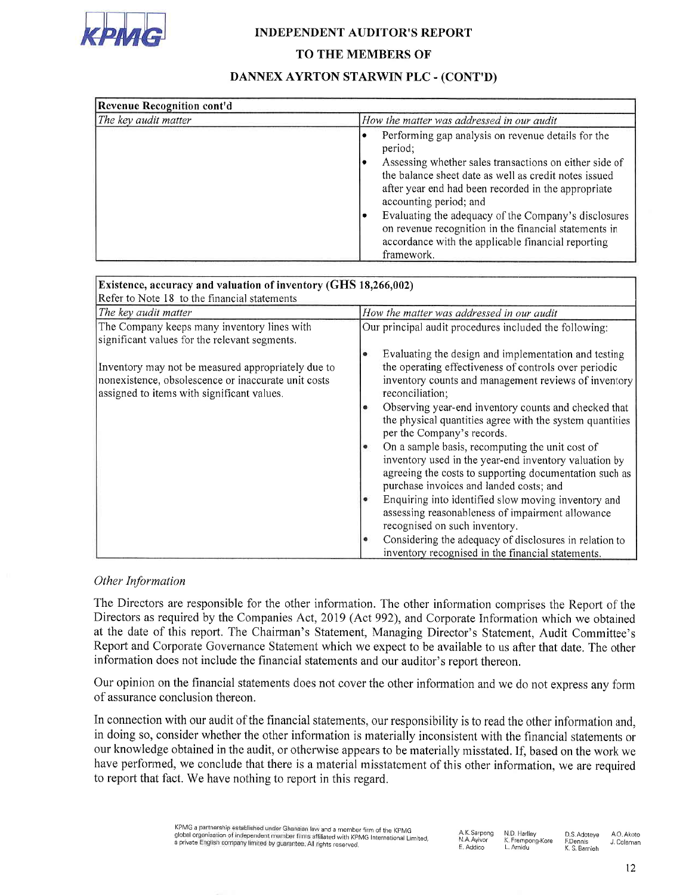# INDEPENDENT AUDITOR'S REPORT

## TO THE MEMBERS OF

## DANNEX AYRTON STARWIN PLC - (CONT'D)

| **Revenue Recognition cont'd** | |
|---|---|
| *The key audit matter* | *How the matter was addressed in our audit* |
| | • Performing gap analysis on revenue details for the period;<br>• Assessing whether sales transactions on either side of the balance sheet date as well as credit notes issued after year end had been recorded in the appropriate accounting period; and<br>• Evaluating the adequacy of the Company's disclosures on revenue recognition in the financial statements in accordance with the applicable financial reporting framework. |

| **Existence, accuracy and valuation of inventory (GHS 18,266,002)**<br>Refer to Note 18 to the financial statements | |
|---|---|
| *The key audit matter* | *How the matter was addressed in our audit* |
| The Company keeps many inventory lines with significant values for the relevant segments.<br><br>Inventory may not be measured appropriately due to nonexistence, obsolescence or inaccurate unit costs assigned to items with significant values. | Our principal audit procedures included the following:<br><br>• Evaluating the design and implementation and testing the operating effectiveness of controls over periodic inventory counts and management reviews of inventory reconciliation;<br>• Observing year-end inventory counts and checked that the physical quantities agree with the system quantities per the Company's records.<br>• On a sample basis, recomputing the unit cost of inventory used in the year-end inventory valuation by agreeing the costs to supporting documentation such as purchase invoices and landed costs; and<br>• Enquiring into identified slow moving inventory and assessing reasonableness of impairment allowance recognised on such inventory.<br>• Considering the adequacy of disclosures in relation to inventory recognised in the financial statements. |

*Other Information*

The Directors are responsible for the other information. The other information comprises the Report of the Directors as required by the Companies Act, 2019 (Act 992), and Corporate Information which we obtained at the date of this report. The Chairman's Statement, Managing Director's Statement, Audit Committee's Report and Corporate Governance Statement which we expect to be available to us after that date. The other information does not include the financial statements and our auditor's report thereon.

Our opinion on the financial statements does not cover the other information and we do not express any form of assurance conclusion thereon.

In connection with our audit of the financial statements, our responsibility is to read the other information and, in doing so, consider whether the other information is materially inconsistent with the financial statements or our knowledge obtained in the audit, or otherwise appears to be materially misstated. If, based on the work we have performed, we conclude that there is a material misstatement of this other information, we are required to report that fact. We have nothing to report in this regard.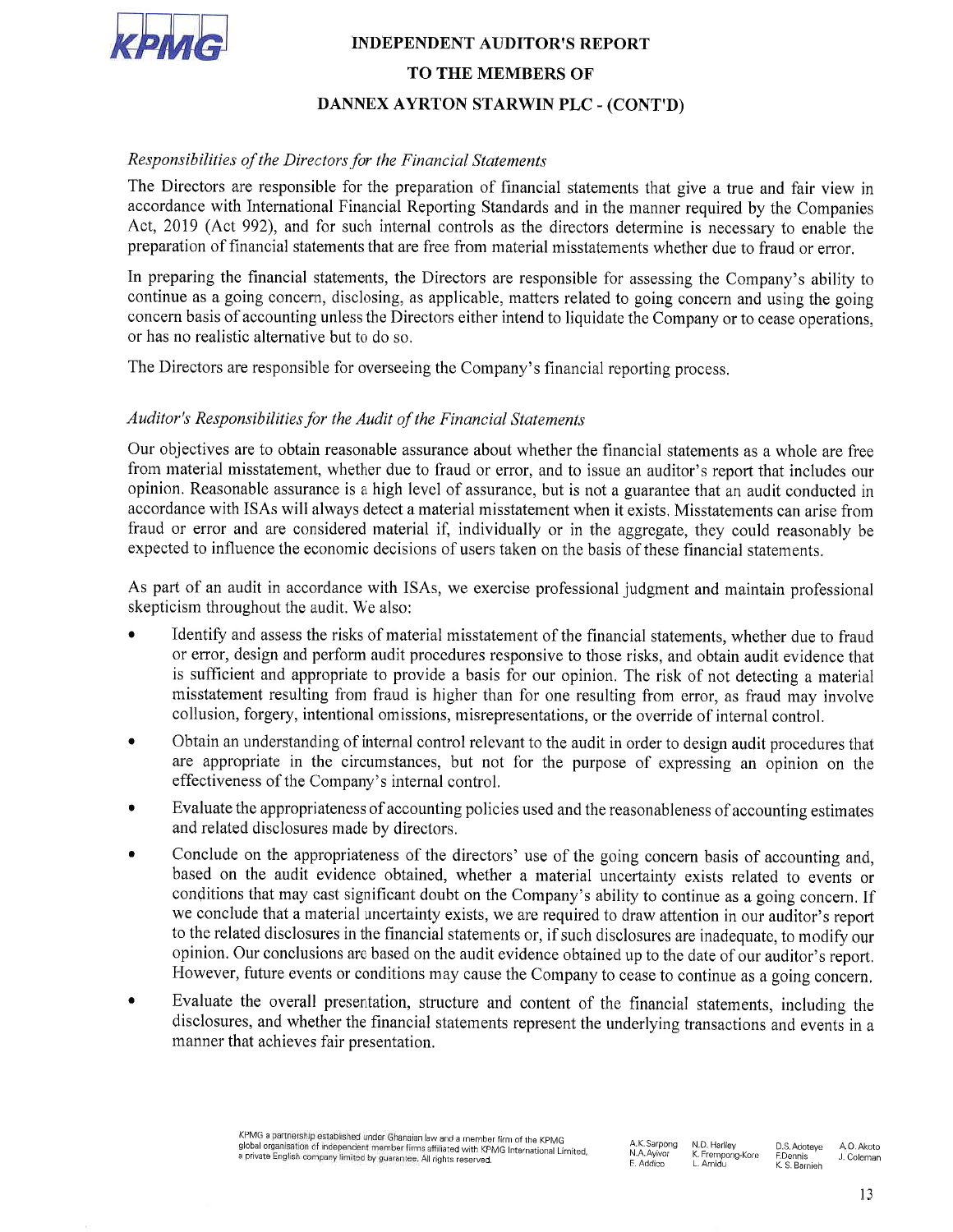# INDEPENDENT AUDITOR'S REPORT

# TO THE MEMBERS OF

# DANNEX AYRTON STARWIN PLC - (CONT'D)

*Responsibilities of the Directors for the Financial Statements*

The Directors are responsible for the preparation of financial statements that give a true and fair view in accordance with International Financial Reporting Standards and in the manner required by the Companies Act, 2019 (Act 992), and for such internal controls as the directors determine is necessary to enable the preparation of financial statements that are free from material misstatements whether due to fraud or error.

In preparing the financial statements, the Directors are responsible for assessing the Company's ability to continue as a going concern, disclosing, as applicable, matters related to going concern and using the going concern basis of accounting unless the Directors either intend to liquidate the Company or to cease operations, or has no realistic alternative but to do so.

The Directors are responsible for overseeing the Company's financial reporting process.

*Auditor's Responsibilities for the Audit of the Financial Statements*

Our objectives are to obtain reasonable assurance about whether the financial statements as a whole are free from material misstatement, whether due to fraud or error, and to issue an auditor's report that includes our opinion. Reasonable assurance is a high level of assurance, but is not a guarantee that an audit conducted in accordance with ISAs will always detect a material misstatement when it exists. Misstatements can arise from fraud or error and are considered material if, individually or in the aggregate, they could reasonably be expected to influence the economic decisions of users taken on the basis of these financial statements.

As part of an audit in accordance with ISAs, we exercise professional judgment and maintain professional skepticism throughout the audit. We also:

- Identify and assess the risks of material misstatement of the financial statements, whether due to fraud or error, design and perform audit procedures responsive to those risks, and obtain audit evidence that is sufficient and appropriate to provide a basis for our opinion. The risk of not detecting a material misstatement resulting from fraud is higher than for one resulting from error, as fraud may involve collusion, forgery, intentional omissions, misrepresentations, or the override of internal control.
- Obtain an understanding of internal control relevant to the audit in order to design audit procedures that are appropriate in the circumstances, but not for the purpose of expressing an opinion on the effectiveness of the Company's internal control.
- Evaluate the appropriateness of accounting policies used and the reasonableness of accounting estimates and related disclosures made by directors.
- Conclude on the appropriateness of the directors' use of the going concern basis of accounting and, based on the audit evidence obtained, whether a material uncertainty exists related to events or conditions that may cast significant doubt on the Company's ability to continue as a going concern. If we conclude that a material uncertainty exists, we are required to draw attention in our auditor's report to the related disclosures in the financial statements or, if such disclosures are inadequate, to modify our opinion. Our conclusions are based on the audit evidence obtained up to the date of our auditor's report. However, future events or conditions may cause the Company to cease to continue as a going concern.
- Evaluate the overall presentation, structure and content of the financial statements, including the disclosures, and whether the financial statements represent the underlying transactions and events in a manner that achieves fair presentation.

KPMG a partnership established under Ghanaian law and a member firm of the KPMG global organisation of independent member firms affiliated with KPMG International Limited, a private English company limited by guarantee. All rights reserved.

A.K. Sarpong, N.A. Ayivor, E. Addico, N.D. Harley, K. Frempong-Kore, L. Amidu, D.S. Adoteye, F. Dennis, K. S. Barnieh, A.O. Akoto, J. Coleman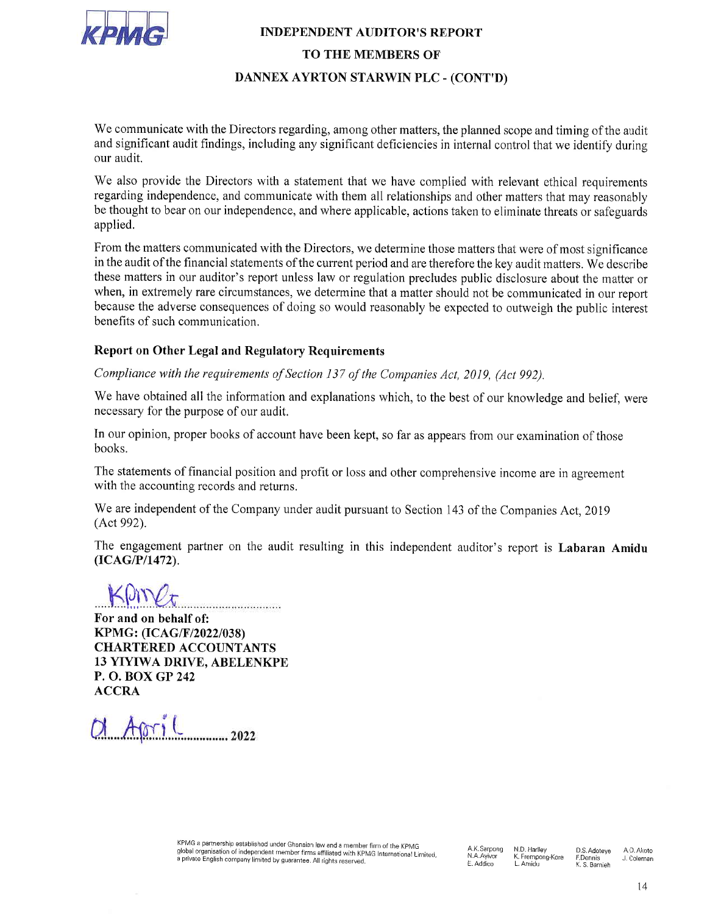# INDEPENDENT AUDITOR'S REPORT

# TO THE MEMBERS OF

# DANNEX AYRTON STARWIN PLC - (CONT'D)

We communicate with the Directors regarding, among other matters, the planned scope and timing of the audit and significant audit findings, including any significant deficiencies in internal control that we identify during our audit.

We also provide the Directors with a statement that we have complied with relevant ethical requirements regarding independence, and communicate with them all relationships and other matters that may reasonably be thought to bear on our independence, and where applicable, actions taken to eliminate threats or safeguards applied.

From the matters communicated with the Directors, we determine those matters that were of most significance in the audit of the financial statements of the current period and are therefore the key audit matters. We describe these matters in our auditor's report unless law or regulation precludes public disclosure about the matter or when, in extremely rare circumstances, we determine that a matter should not be communicated in our report because the adverse consequences of doing so would reasonably be expected to outweigh the public interest benefits of such communication.

## Report on Other Legal and Regulatory Requirements

*Compliance with the requirements of Section 137 of the Companies Act, 2019, (Act 992).*

We have obtained all the information and explanations which, to the best of our knowledge and belief, were necessary for the purpose of our audit.

In our opinion, proper books of account have been kept, so far as appears from our examination of those books.

The statements of financial position and profit or loss and other comprehensive income are in agreement with the accounting records and returns.

We are independent of the Company under audit pursuant to Section 143 of the Companies Act, 2019 (Act 992).

The engagement partner on the audit resulting in this independent auditor's report is **Labaran Amidu (ICAG/P/1472)**.

KPMG

**For and on behalf of:**
**KPMG: (ICAG/F/2022/038)**
**CHARTERED ACCOUNTANTS**
**13 YIYIWA DRIVE, ABELENKPE**
**P. O. BOX GP 242**
**ACCRA**

01 April 2022

KPMG a partnership established under Ghanaian law and a member firm of the KPMG global organisation of independent member firms affiliated with KPMG International Limited, a private English company limited by guarantee. All rights reserved.

A.K.Sarpong, N.A.Ayivor, E. Addico, N.D. Harlley, K. Frempong-Kore, L. Amidu, D.S.Adoteye, F.Dennis, K. S. Barnieh, A.O. Akoto, J. Coleman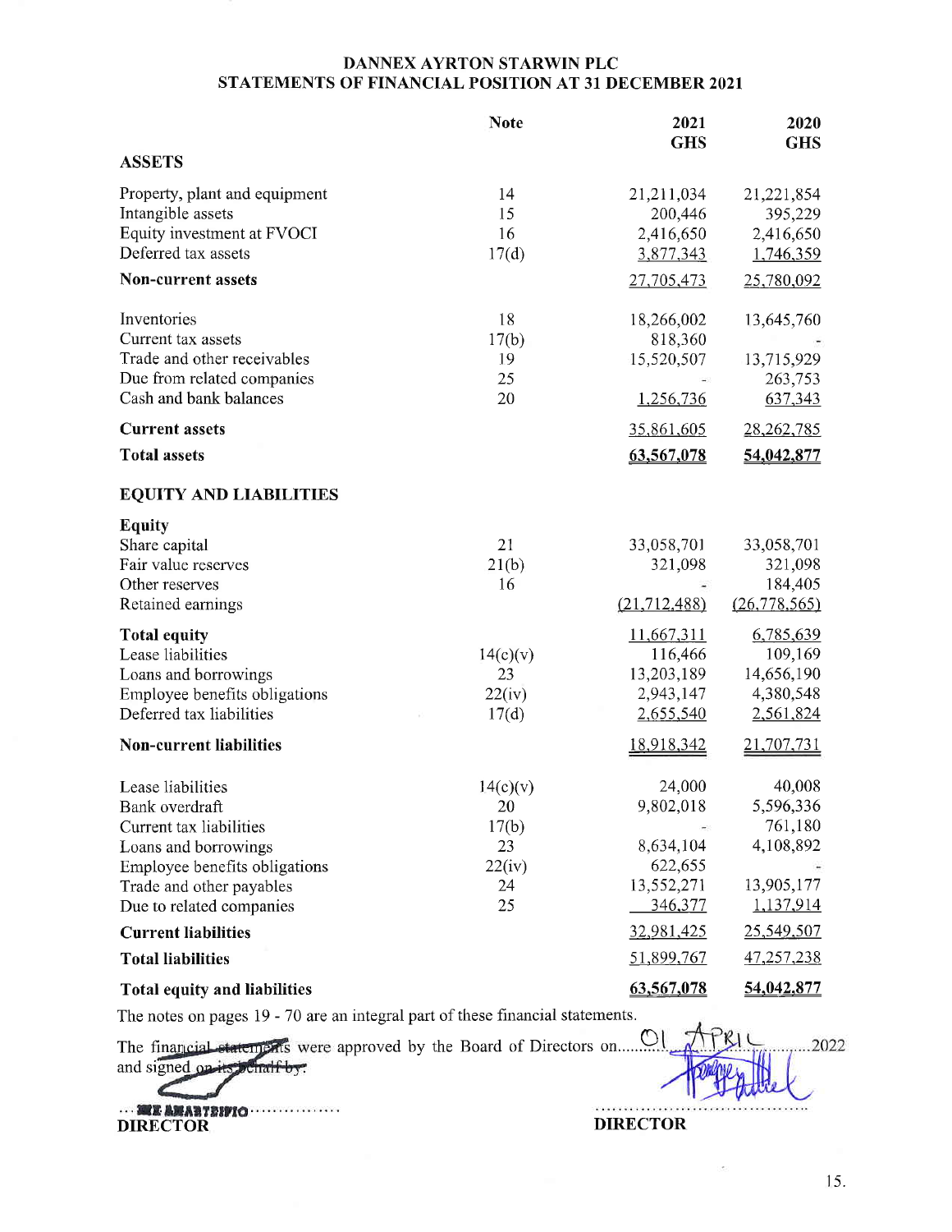# DANNEX AYRTON STARWIN PLC
## STATEMENTS OF FINANCIAL POSITION AT 31 DECEMBER 2021

| | Note | 2021 GHS | 2020 GHS |
|---|---|---|---|
| **ASSETS** | | | |
| Property, plant and equipment | 14 | 21,211,034 | 21,221,854 |
| Intangible assets | 15 | 200,446 | 395,229 |
| Equity investment at FVOCI | 16 | 2,416,650 | 2,416,650 |
| Deferred tax assets | 17(d) | 3,877,343 | 1,746,359 |
| **Non-current assets** | | 27,705,473 | 25,780,092 |
| Inventories | 18 | 18,266,002 | 13,645,760 |
| Current tax assets | 17(b) | 818,360 | - |
| Trade and other receivables | 19 | 15,520,507 | 13,715,929 |
| Due from related companies | 25 | - | 263,753 |
| Cash and bank balances | 20 | 1,256,736 | 637,343 |
| **Current assets** | | 35,861,605 | 28,262,785 |
| **Total assets** | | **63,567,078** | **54,042,877** |
| **EQUITY AND LIABILITIES** | | | |
| **Equity** | | | |
| Share capital | 21 | 33,058,701 | 33,058,701 |
| Fair value reserves | 21(b) | 321,098 | 321,098 |
| Other reserves | 16 | - | 184,405 |
| Retained earnings | | (21,712,488) | (26,778,565) |
| **Total equity** | | 11,667,311 | 6,785,639 |
| Lease liabilities | 14(c)(v) | 116,466 | 109,169 |
| Loans and borrowings | 23 | 13,203,189 | 14,656,190 |
| Employee benefits obligations | 22(iv) | 2,943,147 | 4,380,548 |
| Deferred tax liabilities | 17(d) | 2,655,540 | 2,561,824 |
| **Non-current liabilities** | | 18,918,342 | 21,707,731 |
| Lease liabilities | 14(c)(v) | 24,000 | 40,008 |
| Bank overdraft | 20 | 9,802,018 | 5,596,336 |
| Current tax liabilities | 17(b) | - | 761,180 |
| Loans and borrowings | 23 | 8,634,104 | 4,108,892 |
| Employee benefits obligations | 22(iv) | 622,655 | - |
| Trade and other payables | 24 | 13,552,271 | 13,905,177 |
| Due to related companies | 25 | 346,377 | 1,137,914 |
| **Current liabilities** | | 32,981,425 | 25,549,507 |
| **Total liabilities** | | 51,899,767 | 47,257,238 |
| **Total equity and liabilities** | | **63,567,078** | **54,042,877** |

The notes on pages 19 - 70 are an integral part of these financial statements.

The financial statements were approved by the Board of Directors on 01 APRIL 2022 and signed on its behalf by:

**DIRECTOR** &nbsp;&nbsp;&nbsp;&nbsp;&nbsp;&nbsp;&nbsp;&nbsp;&nbsp;&nbsp;&nbsp;&nbsp;&nbsp;&nbsp;&nbsp;&nbsp;&nbsp;&nbsp;&nbsp;&nbsp; **DIRECTOR**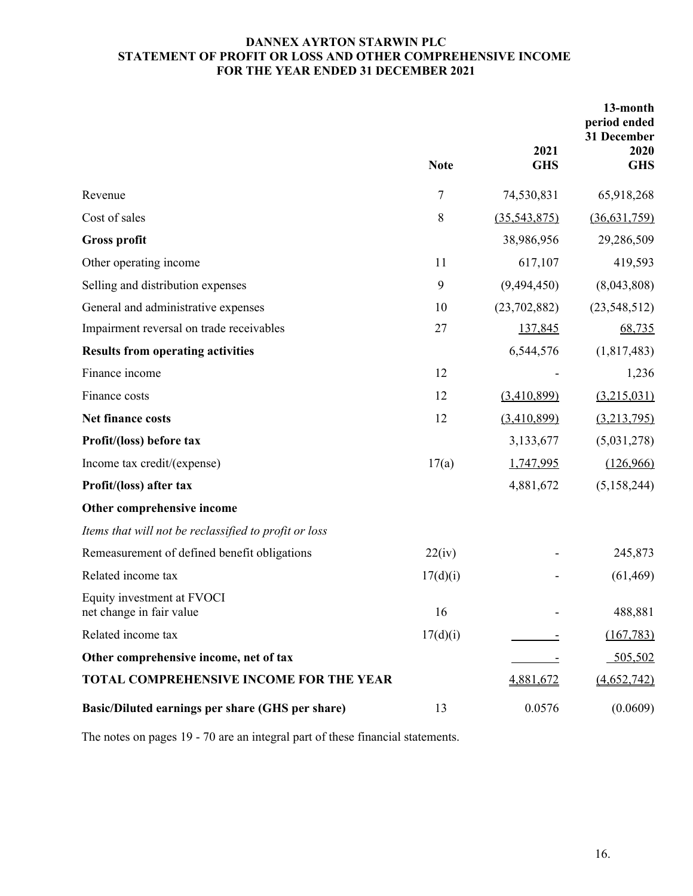# DANNEX AYRTON STARWIN PLC
## STATEMENT OF PROFIT OR LOSS AND OTHER COMPREHENSIVE INCOME
## FOR THE YEAR ENDED 31 DECEMBER 2021

| | Note | 2021 GHS | 13-month period ended 31 December 2020 GHS |
|---|---|---|---|
| Revenue | 7 | 74,530,831 | 65,918,268 |
| Cost of sales | 8 | (35,543,875) | (36,631,759) |
| **Gross profit** | | 38,986,956 | 29,286,509 |
| Other operating income | 11 | 617,107 | 419,593 |
| Selling and distribution expenses | 9 | (9,494,450) | (8,043,808) |
| General and administrative expenses | 10 | (23,702,882) | (23,548,512) |
| Impairment reversal on trade receivables | 27 | 137,845 | 68,735 |
| **Results from operating activities** | | 6,544,576 | (1,817,483) |
| Finance income | 12 | - | 1,236 |
| Finance costs | 12 | (3,410,899) | (3,215,031) |
| **Net finance costs** | 12 | (3,410,899) | (3,213,795) |
| **Profit/(loss) before tax** | | 3,133,677 | (5,031,278) |
| Income tax credit/(expense) | 17(a) | 1,747,995 | (126,966) |
| **Profit/(loss) after tax** | | 4,881,672 | (5,158,244) |
| **Other comprehensive income** | | | |
| *Items that will not be reclassified to profit or loss* | | | |
| Remeasurement of defined benefit obligations | 22(iv) | - | 245,873 |
| Related income tax | 17(d)(i) | - | (61,469) |
| Equity investment at FVOCI net change in fair value | 16 | - | 488,881 |
| Related income tax | 17(d)(i) | - | (167,783) |
| **Other comprehensive income, net of tax** | | - | 505,502 |
| **TOTAL COMPREHENSIVE INCOME FOR THE YEAR** | | 4,881,672 | (4,652,742) |
| **Basic/Diluted earnings per share (GHS per share)** | 13 | 0.0576 | (0.0609) |

The notes on pages 19 - 70 are an integral part of these financial statements.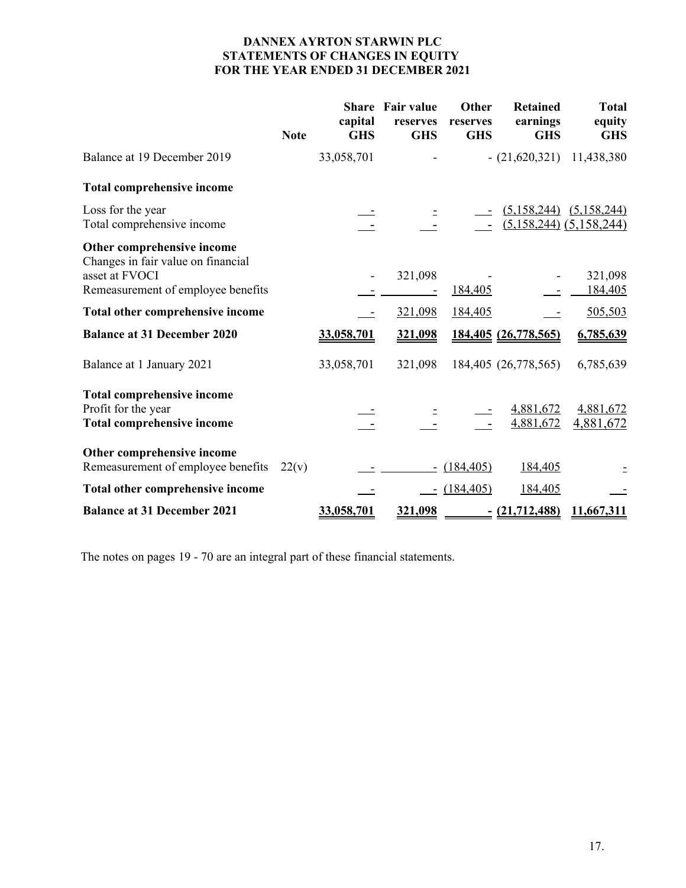**DANNEX AYRTON STARWIN PLC**
**STATEMENTS OF CHANGES IN EQUITY**
**FOR THE YEAR ENDED 31 DECEMBER 2021**

| | Note | Share capital GHS | Fair value reserves GHS | Other reserves GHS | Retained earnings GHS | Total equity GHS |
|---|---|---|---|---|---|---|
| Balance at 19 December 2019 | | 33,058,701 | - | - | (21,620,321) | 11,438,380 |
| **Total comprehensive income** | | | | | | |
| Loss for the year | | - | - | - | (5,158,244) | (5,158,244) |
| Total comprehensive income | | - | - | - | (5,158,244) | (5,158,244) |
| **Other comprehensive income** | | | | | | |
| Changes in fair value on financial asset at FVOCI | | - | 321,098 | - | - | 321,098 |
| Remeasurement of employee benefits | | - | - | 184,405 | - | 184,405 |
| **Total other comprehensive income** | | - | 321,098 | 184,405 | - | 505,503 |
| **Balance at 31 December 2020** | | **33,058,701** | **321,098** | **184,405** | **(26,778,565)** | **6,785,639** |
| Balance at 1 January 2021 | | 33,058,701 | 321,098 | 184,405 | (26,778,565) | 6,785,639 |
| **Total comprehensive income** | | | | | | |
| Profit for the year | | - | - | - | 4,881,672 | 4,881,672 |
| **Total comprehensive income** | | - | - | - | 4,881,672 | 4,881,672 |
| **Other comprehensive income** | | | | | | |
| Remeasurement of employee benefits | 22(v) | - | - | (184,405) | 184,405 | - |
| **Total other comprehensive income** | | - | - | (184,405) | 184,405 | - |
| **Balance at 31 December 2021** | | **33,058,701** | **321,098** | **-** | **(21,712,488)** | **11,667,311** |

The notes on pages 19 - 70 are an integral part of these financial statements.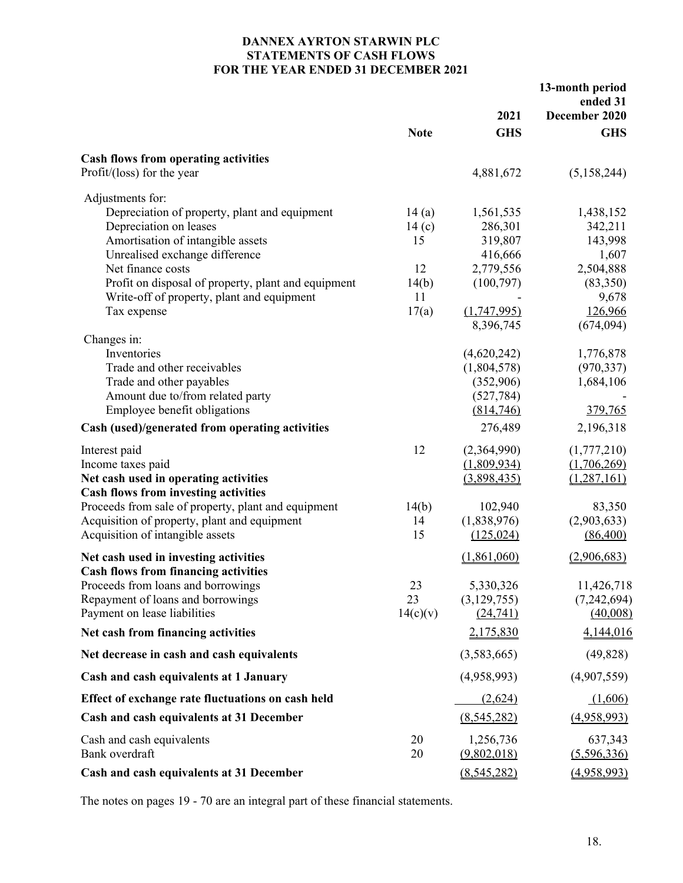# DANNEX AYRTON STARWIN PLC
## STATEMENTS OF CASH FLOWS
## FOR THE YEAR ENDED 31 DECEMBER 2021

| | Note | 2021 GHS | 13-month period ended 31 December 2020 GHS |
|---|---|---|---|
| **Cash flows from operating activities** | | | |
| Profit/(loss) for the year | | 4,881,672 | (5,158,244) |
| Adjustments for: | | | |
| Depreciation of property, plant and equipment | 14 (a) | 1,561,535 | 1,438,152 |
| Depreciation on leases | 14 (c) | 286,301 | 342,211 |
| Amortisation of intangible assets | 15 | 319,807 | 143,998 |
| Unrealised exchange difference | | 416,666 | 1,607 |
| Net finance costs | 12 | 2,779,556 | 2,504,888 |
| Profit on disposal of property, plant and equipment | 14(b) | (100,797) | (83,350) |
| Write-off of property, plant and equipment | 11 | - | 9,678 |
| Tax expense | 17(a) | (1,747,995) | 126,966 |
| | | 8,396,745 | (674,094) |
| Changes in: | | | |
| Inventories | | (4,620,242) | 1,776,878 |
| Trade and other receivables | | (1,804,578) | (970,337) |
| Trade and other payables | | (352,906) | 1,684,106 |
| Amount due to/from related party | | (527,784) | - |
| Employee benefit obligations | | (814,746) | 379,765 |
| **Cash (used)/generated from operating activities** | | 276,489 | 2,196,318 |
| Interest paid | 12 | (2,364,990) | (1,777,210) |
| Income taxes paid | | (1,809,934) | (1,706,269) |
| **Net cash used in operating activities** | | (3,898,435) | (1,287,161) |
| **Cash flows from investing activities** | | | |
| Proceeds from sale of property, plant and equipment | 14(b) | 102,940 | 83,350 |
| Acquisition of property, plant and equipment | 14 | (1,838,976) | (2,903,633) |
| Acquisition of intangible assets | 15 | (125,024) | (86,400) |
| **Net cash used in investing activities** | | (1,861,060) | (2,906,683) |
| **Cash flows from financing activities** | | | |
| Proceeds from loans and borrowings | 23 | 5,330,326 | 11,426,718 |
| Repayment of loans and borrowings | 23 | (3,129,755) | (7,242,694) |
| Payment on lease liabilities | 14(c)(v) | (24,741) | (40,008) |
| **Net cash from financing activities** | | 2,175,830 | 4,144,016 |
| **Net decrease in cash and cash equivalents** | | (3,583,665) | (49,828) |
| **Cash and cash equivalents at 1 January** | | (4,958,993) | (4,907,559) |
| **Effect of exchange rate fluctuations on cash held** | | (2,624) | (1,606) |
| **Cash and cash equivalents at 31 December** | | (8,545,282) | (4,958,993) |
| Cash and cash equivalents | 20 | 1,256,736 | 637,343 |
| Bank overdraft | 20 | (9,802,018) | (5,596,336) |
| **Cash and cash equivalents at 31 December** | | (8,545,282) | (4,958,993) |

The notes on pages 19 - 70 are an integral part of these financial statements.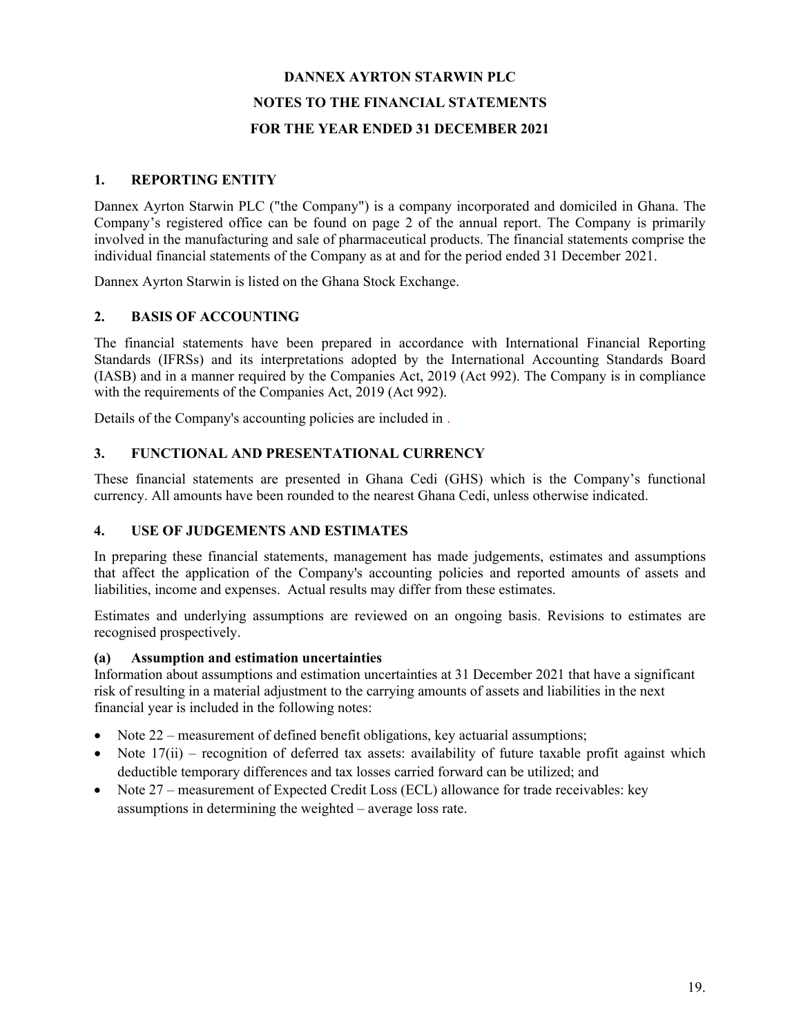# DANNEX AYRTON STARWIN PLC

## NOTES TO THE FINANCIAL STATEMENTS

## FOR THE YEAR ENDED 31 DECEMBER 2021

### 1. REPORTING ENTITY

Dannex Ayrton Starwin PLC ("the Company") is a company incorporated and domiciled in Ghana. The Company's registered office can be found on page 2 of the annual report. The Company is primarily involved in the manufacturing and sale of pharmaceutical products. The financial statements comprise the individual financial statements of the Company as at and for the period ended 31 December 2021.

Dannex Ayrton Starwin is listed on the Ghana Stock Exchange.

### 2. BASIS OF ACCOUNTING

The financial statements have been prepared in accordance with International Financial Reporting Standards (IFRSs) and its interpretations adopted by the International Accounting Standards Board (IASB) and in a manner required by the Companies Act, 2019 (Act 992). The Company is in compliance with the requirements of the Companies Act, 2019 (Act 992).

Details of the Company's accounting policies are included in .

### 3. FUNCTIONAL AND PRESENTATIONAL CURRENCY

These financial statements are presented in Ghana Cedi (GHS) which is the Company's functional currency. All amounts have been rounded to the nearest Ghana Cedi, unless otherwise indicated.

### 4. USE OF JUDGEMENTS AND ESTIMATES

In preparing these financial statements, management has made judgements, estimates and assumptions that affect the application of the Company's accounting policies and reported amounts of assets and liabilities, income and expenses. Actual results may differ from these estimates.

Estimates and underlying assumptions are reviewed on an ongoing basis. Revisions to estimates are recognised prospectively.

**(a) Assumption and estimation uncertainties**

Information about assumptions and estimation uncertainties at 31 December 2021 that have a significant risk of resulting in a material adjustment to the carrying amounts of assets and liabilities in the next financial year is included in the following notes:

- Note 22 – measurement of defined benefit obligations, key actuarial assumptions;
- Note 17(ii) – recognition of deferred tax assets: availability of future taxable profit against which deductible temporary differences and tax losses carried forward can be utilized; and
- Note 27 – measurement of Expected Credit Loss (ECL) allowance for trade receivables: key assumptions in determining the weighted – average loss rate.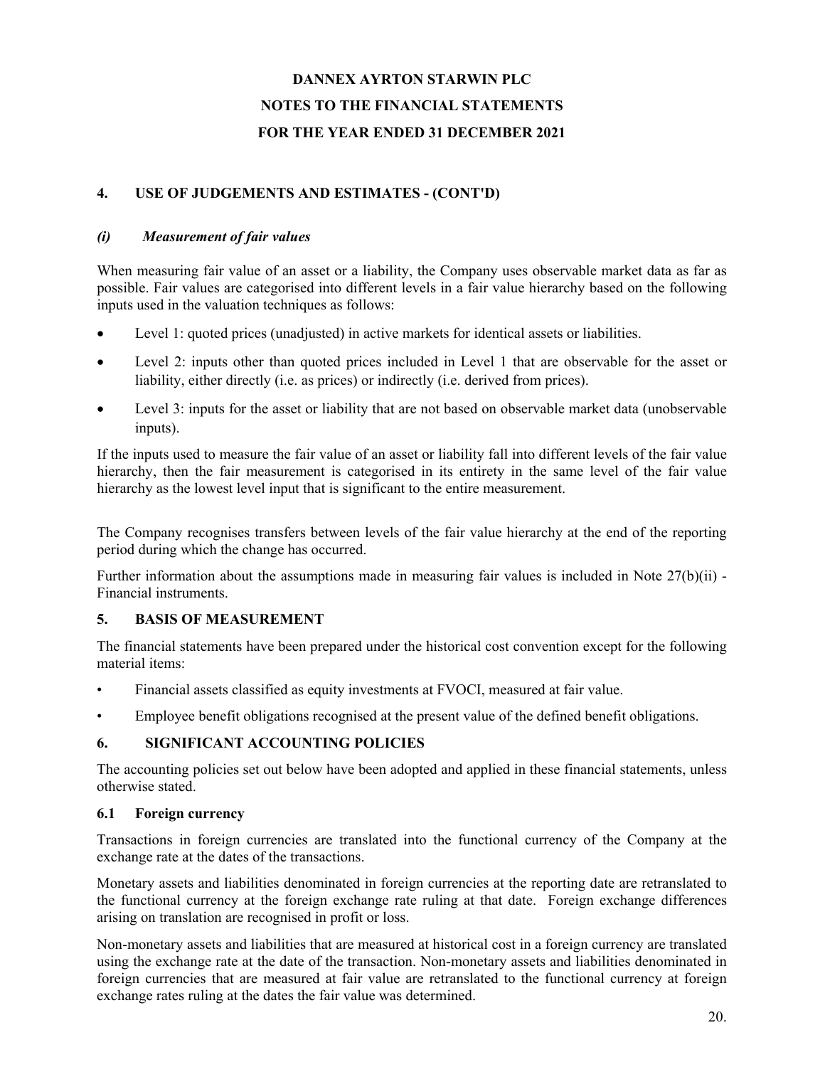# DANNEX AYRTON STARWIN PLC

# NOTES TO THE FINANCIAL STATEMENTS

# FOR THE YEAR ENDED 31 DECEMBER 2021

## 4. USE OF JUDGEMENTS AND ESTIMATES - (CONT'D)

### *(i) Measurement of fair values*

When measuring fair value of an asset or a liability, the Company uses observable market data as far as possible. Fair values are categorised into different levels in a fair value hierarchy based on the following inputs used in the valuation techniques as follows:

- Level 1: quoted prices (unadjusted) in active markets for identical assets or liabilities.
- Level 2: inputs other than quoted prices included in Level 1 that are observable for the asset or liability, either directly (i.e. as prices) or indirectly (i.e. derived from prices).
- Level 3: inputs for the asset or liability that are not based on observable market data (unobservable inputs).

If the inputs used to measure the fair value of an asset or liability fall into different levels of the fair value hierarchy, then the fair measurement is categorised in its entirety in the same level of the fair value hierarchy as the lowest level input that is significant to the entire measurement.

The Company recognises transfers between levels of the fair value hierarchy at the end of the reporting period during which the change has occurred.

Further information about the assumptions made in measuring fair values is included in Note 27(b)(ii) - Financial instruments.

## 5. BASIS OF MEASUREMENT

The financial statements have been prepared under the historical cost convention except for the following material items:

- Financial assets classified as equity investments at FVOCI, measured at fair value.
- Employee benefit obligations recognised at the present value of the defined benefit obligations.

## 6. SIGNIFICANT ACCOUNTING POLICIES

The accounting policies set out below have been adopted and applied in these financial statements, unless otherwise stated.

### 6.1 Foreign currency

Transactions in foreign currencies are translated into the functional currency of the Company at the exchange rate at the dates of the transactions.

Monetary assets and liabilities denominated in foreign currencies at the reporting date are retranslated to the functional currency at the foreign exchange rate ruling at that date. Foreign exchange differences arising on translation are recognised in profit or loss.

Non-monetary assets and liabilities that are measured at historical cost in a foreign currency are translated using the exchange rate at the date of the transaction. Non-monetary assets and liabilities denominated in foreign currencies that are measured at fair value are retranslated to the functional currency at foreign exchange rates ruling at the dates the fair value was determined.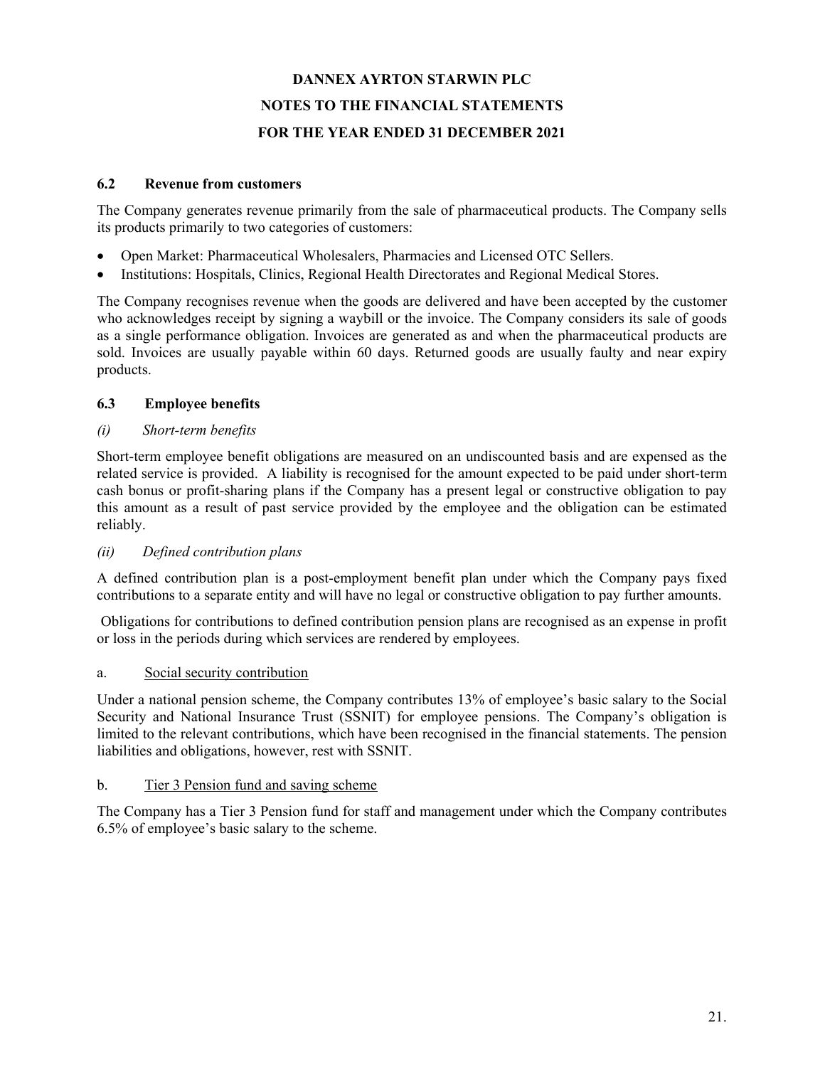**DANNEX AYRTON STARWIN PLC**

**NOTES TO THE FINANCIAL STATEMENTS**

**FOR THE YEAR ENDED 31 DECEMBER 2021**

### 6.2 Revenue from customers

The Company generates revenue primarily from the sale of pharmaceutical products. The Company sells its products primarily to two categories of customers:

- Open Market: Pharmaceutical Wholesalers, Pharmacies and Licensed OTC Sellers.
- Institutions: Hospitals, Clinics, Regional Health Directorates and Regional Medical Stores.

The Company recognises revenue when the goods are delivered and have been accepted by the customer who acknowledges receipt by signing a waybill or the invoice. The Company considers its sale of goods as a single performance obligation. Invoices are generated as and when the pharmaceutical products are sold. Invoices are usually payable within 60 days. Returned goods are usually faulty and near expiry products.

### 6.3 Employee benefits

*(i) Short-term benefits*

Short-term employee benefit obligations are measured on an undiscounted basis and are expensed as the related service is provided. A liability is recognised for the amount expected to be paid under short-term cash bonus or profit-sharing plans if the Company has a present legal or constructive obligation to pay this amount as a result of past service provided by the employee and the obligation can be estimated reliably.

*(ii) Defined contribution plans*

A defined contribution plan is a post-employment benefit plan under which the Company pays fixed contributions to a separate entity and will have no legal or constructive obligation to pay further amounts.

Obligations for contributions to defined contribution pension plans are recognised as an expense in profit or loss in the periods during which services are rendered by employees.

a. <u>Social security contribution</u>

Under a national pension scheme, the Company contributes 13% of employee's basic salary to the Social Security and National Insurance Trust (SSNIT) for employee pensions. The Company's obligation is limited to the relevant contributions, which have been recognised in the financial statements. The pension liabilities and obligations, however, rest with SSNIT.

b. <u>Tier 3 Pension fund and saving scheme</u>

The Company has a Tier 3 Pension fund for staff and management under which the Company contributes 6.5% of employee's basic salary to the scheme.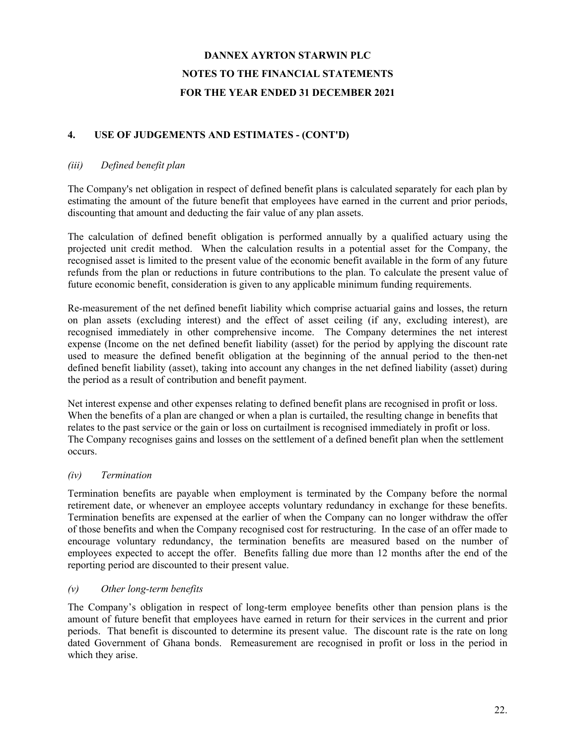# DANNEX AYRTON STARWIN PLC

# NOTES TO THE FINANCIAL STATEMENTS

# FOR THE YEAR ENDED 31 DECEMBER 2021

## 4. USE OF JUDGEMENTS AND ESTIMATES - (CONT'D)

### *(iii) Defined benefit plan*

The Company's net obligation in respect of defined benefit plans is calculated separately for each plan by estimating the amount of the future benefit that employees have earned in the current and prior periods, discounting that amount and deducting the fair value of any plan assets.

The calculation of defined benefit obligation is performed annually by a qualified actuary using the projected unit credit method. When the calculation results in a potential asset for the Company, the recognised asset is limited to the present value of the economic benefit available in the form of any future refunds from the plan or reductions in future contributions to the plan. To calculate the present value of future economic benefit, consideration is given to any applicable minimum funding requirements.

Re-measurement of the net defined benefit liability which comprise actuarial gains and losses, the return on plan assets (excluding interest) and the effect of asset ceiling (if any, excluding interest), are recognised immediately in other comprehensive income. The Company determines the net interest expense (Income on the net defined benefit liability (asset) for the period by applying the discount rate used to measure the defined benefit obligation at the beginning of the annual period to the then-net defined benefit liability (asset), taking into account any changes in the net defined liability (asset) during the period as a result of contribution and benefit payment.

Net interest expense and other expenses relating to defined benefit plans are recognised in profit or loss. When the benefits of a plan are changed or when a plan is curtailed, the resulting change in benefits that relates to the past service or the gain or loss on curtailment is recognised immediately in profit or loss. The Company recognises gains and losses on the settlement of a defined benefit plan when the settlement occurs.

### *(iv) Termination*

Termination benefits are payable when employment is terminated by the Company before the normal retirement date, or whenever an employee accepts voluntary redundancy in exchange for these benefits. Termination benefits are expensed at the earlier of when the Company can no longer withdraw the offer of those benefits and when the Company recognised cost for restructuring. In the case of an offer made to encourage voluntary redundancy, the termination benefits are measured based on the number of employees expected to accept the offer. Benefits falling due more than 12 months after the end of the reporting period are discounted to their present value.

### *(v) Other long-term benefits*

The Company's obligation in respect of long-term employee benefits other than pension plans is the amount of future benefit that employees have earned in return for their services in the current and prior periods. That benefit is discounted to determine its present value. The discount rate is the rate on long dated Government of Ghana bonds. Remeasurement are recognised in profit or loss in the period in which they arise.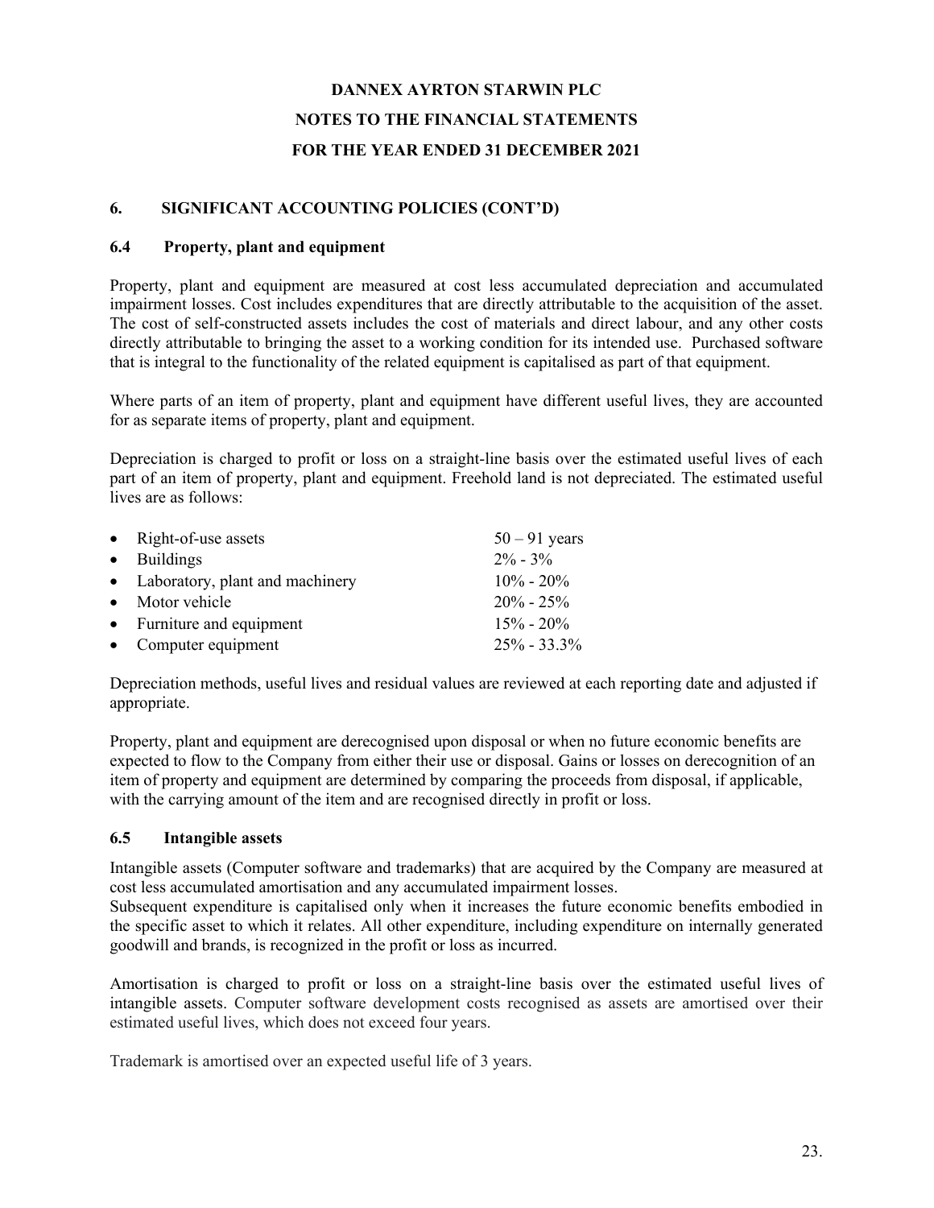# DANNEX AYRTON STARWIN PLC

## NOTES TO THE FINANCIAL STATEMENTS

## FOR THE YEAR ENDED 31 DECEMBER 2021

### 6. SIGNIFICANT ACCOUNTING POLICIES (CONT'D)

### 6.4 Property, plant and equipment

Property, plant and equipment are measured at cost less accumulated depreciation and accumulated impairment losses. Cost includes expenditures that are directly attributable to the acquisition of the asset. The cost of self-constructed assets includes the cost of materials and direct labour, and any other costs directly attributable to bringing the asset to a working condition for its intended use. Purchased software that is integral to the functionality of the related equipment is capitalised as part of that equipment.

Where parts of an item of property, plant and equipment have different useful lives, they are accounted for as separate items of property, plant and equipment.

Depreciation is charged to profit or loss on a straight-line basis over the estimated useful lives of each part of an item of property, plant and equipment. Freehold land is not depreciated. The estimated useful lives are as follows:

| | |
|---|---|
| • Right-of-use assets | 50 – 91 years |
| • Buildings | 2% - 3% |
| • Laboratory, plant and machinery | 10% - 20% |
| • Motor vehicle | 20% - 25% |
| • Furniture and equipment | 15% - 20% |
| • Computer equipment | 25% - 33.3% |

Depreciation methods, useful lives and residual values are reviewed at each reporting date and adjusted if appropriate.

Property, plant and equipment are derecognised upon disposal or when no future economic benefits are expected to flow to the Company from either their use or disposal. Gains or losses on derecognition of an item of property and equipment are determined by comparing the proceeds from disposal, if applicable, with the carrying amount of the item and are recognised directly in profit or loss.

### 6.5 Intangible assets

Intangible assets (Computer software and trademarks) that are acquired by the Company are measured at cost less accumulated amortisation and any accumulated impairment losses.
Subsequent expenditure is capitalised only when it increases the future economic benefits embodied in the specific asset to which it relates. All other expenditure, including expenditure on internally generated goodwill and brands, is recognized in the profit or loss as incurred.

Amortisation is charged to profit or loss on a straight-line basis over the estimated useful lives of intangible assets. Computer software development costs recognised as assets are amortised over their estimated useful lives, which does not exceed four years.

Trademark is amortised over an expected useful life of 3 years.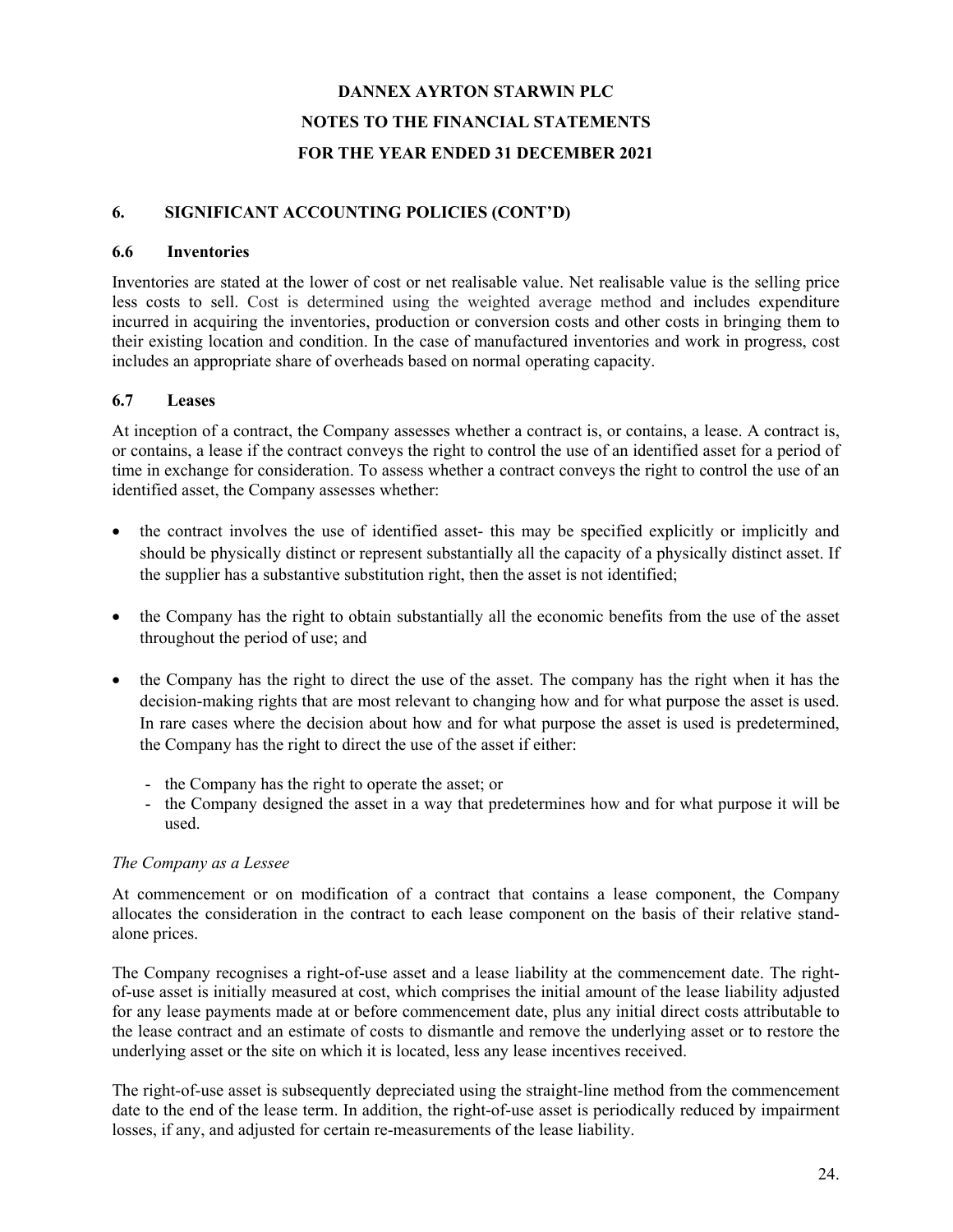**DANNEX AYRTON STARWIN PLC**

**NOTES TO THE FINANCIAL STATEMENTS**

**FOR THE YEAR ENDED 31 DECEMBER 2021**

## 6. SIGNIFICANT ACCOUNTING POLICIES (CONT'D)

### 6.6 Inventories

Inventories are stated at the lower of cost or net realisable value. Net realisable value is the selling price less costs to sell. Cost is determined using the weighted average method and includes expenditure incurred in acquiring the inventories, production or conversion costs and other costs in bringing them to their existing location and condition. In the case of manufactured inventories and work in progress, cost includes an appropriate share of overheads based on normal operating capacity.

### 6.7 Leases

At inception of a contract, the Company assesses whether a contract is, or contains, a lease. A contract is, or contains, a lease if the contract conveys the right to control the use of an identified asset for a period of time in exchange for consideration. To assess whether a contract conveys the right to control the use of an identified asset, the Company assesses whether:

- the contract involves the use of identified asset- this may be specified explicitly or implicitly and should be physically distinct or represent substantially all the capacity of a physically distinct asset. If the supplier has a substantive substitution right, then the asset is not identified;
- the Company has the right to obtain substantially all the economic benefits from the use of the asset throughout the period of use; and
- the Company has the right to direct the use of the asset. The company has the right when it has the decision-making rights that are most relevant to changing how and for what purpose the asset is used. In rare cases where the decision about how and for what purpose the asset is used is predetermined, the Company has the right to direct the use of the asset if either:
    - the Company has the right to operate the asset; or
    - the Company designed the asset in a way that predetermines how and for what purpose it will be used.

*The Company as a Lessee*

At commencement or on modification of a contract that contains a lease component, the Company allocates the consideration in the contract to each lease component on the basis of their relative stand-alone prices.

The Company recognises a right-of-use asset and a lease liability at the commencement date. The right-of-use asset is initially measured at cost, which comprises the initial amount of the lease liability adjusted for any lease payments made at or before commencement date, plus any initial direct costs attributable to the lease contract and an estimate of costs to dismantle and remove the underlying asset or to restore the underlying asset or the site on which it is located, less any lease incentives received.

The right-of-use asset is subsequently depreciated using the straight-line method from the commencement date to the end of the lease term. In addition, the right-of-use asset is periodically reduced by impairment losses, if any, and adjusted for certain re-measurements of the lease liability.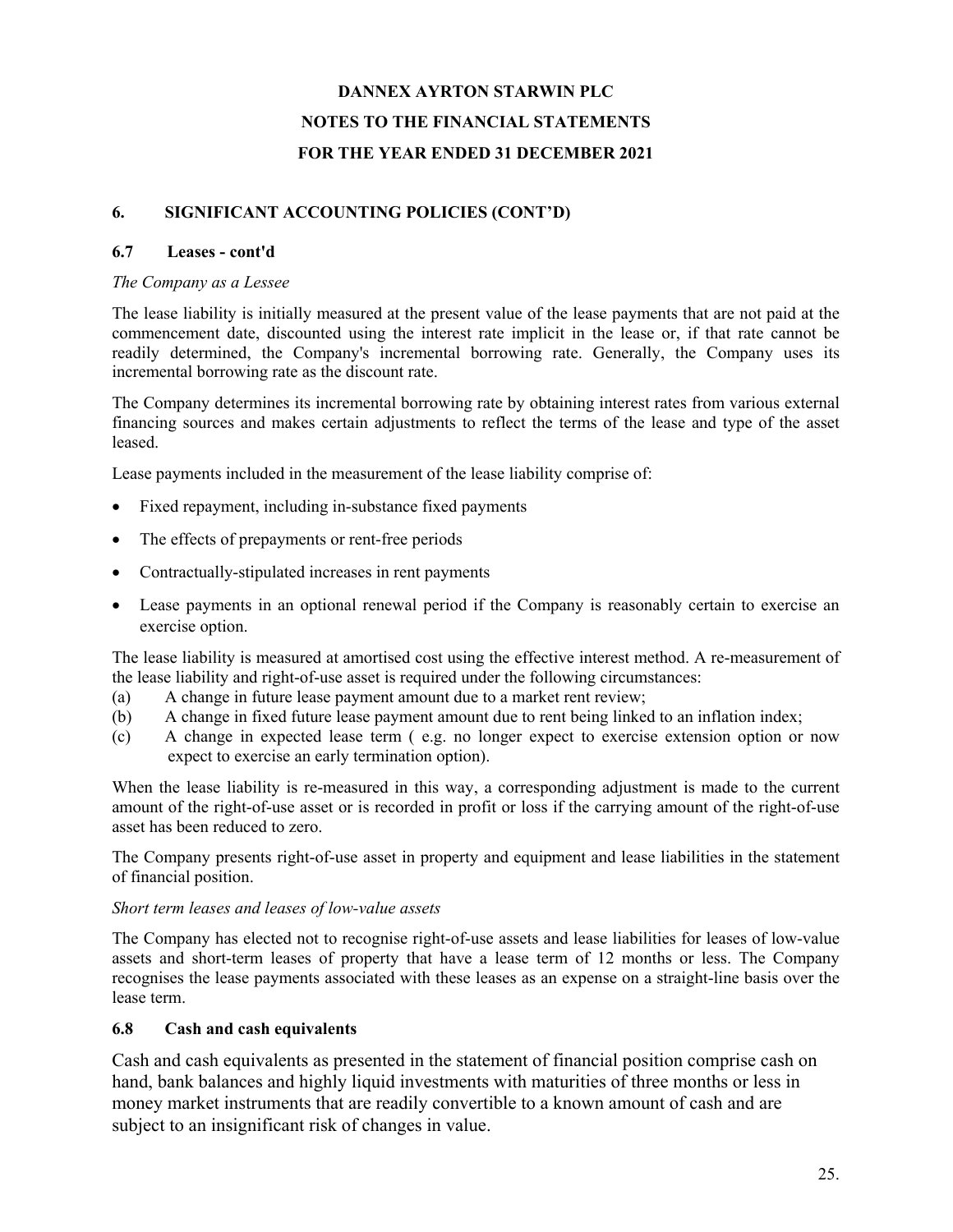# DANNEX AYRTON STARWIN PLC

## NOTES TO THE FINANCIAL STATEMENTS

## FOR THE YEAR ENDED 31 DECEMBER 2021

### 6. SIGNIFICANT ACCOUNTING POLICIES (CONT'D)

#### 6.7 Leases - cont'd

*The Company as a Lessee*

The lease liability is initially measured at the present value of the lease payments that are not paid at the commencement date, discounted using the interest rate implicit in the lease or, if that rate cannot be readily determined, the Company's incremental borrowing rate. Generally, the Company uses its incremental borrowing rate as the discount rate.

The Company determines its incremental borrowing rate by obtaining interest rates from various external financing sources and makes certain adjustments to reflect the terms of the lease and type of the asset leased.

Lease payments included in the measurement of the lease liability comprise of:

- Fixed repayment, including in-substance fixed payments
- The effects of prepayments or rent-free periods
- Contractually-stipulated increases in rent payments
- Lease payments in an optional renewal period if the Company is reasonably certain to exercise an exercise option.

The lease liability is measured at amortised cost using the effective interest method. A re-measurement of the lease liability and right-of-use asset is required under the following circumstances:

(a) A change in future lease payment amount due to a market rent review;

(b) A change in fixed future lease payment amount due to rent being linked to an inflation index;

(c) A change in expected lease term ( e.g. no longer expect to exercise extension option or now expect to exercise an early termination option).

When the lease liability is re-measured in this way, a corresponding adjustment is made to the current amount of the right-of-use asset or is recorded in profit or loss if the carrying amount of the right-of-use asset has been reduced to zero.

The Company presents right-of-use asset in property and equipment and lease liabilities in the statement of financial position.

*Short term leases and leases of low-value assets*

The Company has elected not to recognise right-of-use assets and lease liabilities for leases of low-value assets and short-term leases of property that have a lease term of 12 months or less. The Company recognises the lease payments associated with these leases as an expense on a straight-line basis over the lease term.

#### 6.8 Cash and cash equivalents

Cash and cash equivalents as presented in the statement of financial position comprise cash on hand, bank balances and highly liquid investments with maturities of three months or less in money market instruments that are readily convertible to a known amount of cash and are subject to an insignificant risk of changes in value.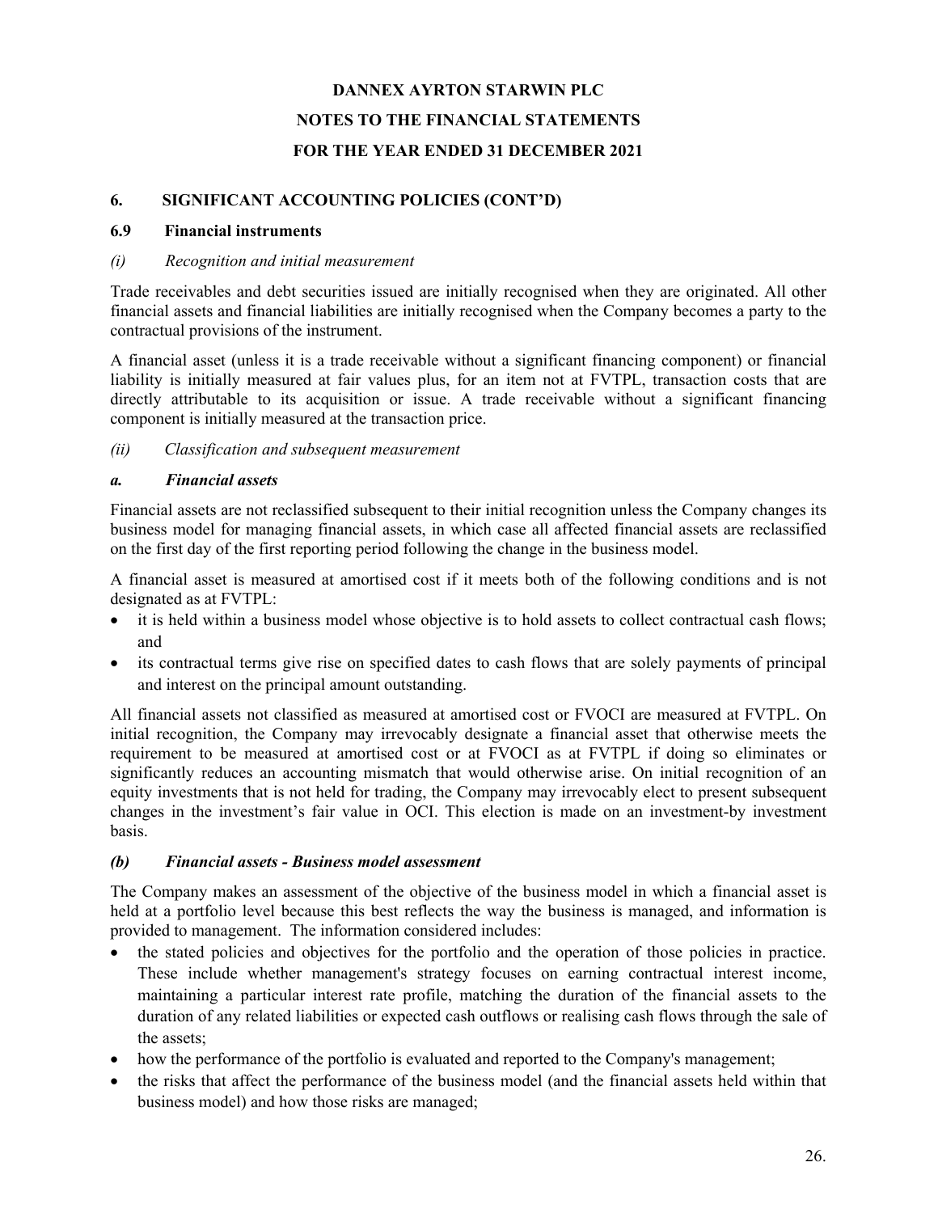# DANNEX AYRTON STARWIN PLC

# NOTES TO THE FINANCIAL STATEMENTS

# FOR THE YEAR ENDED 31 DECEMBER 2021

## 6. SIGNIFICANT ACCOUNTING POLICIES (CONT'D)

### 6.9 Financial instruments

*(i) Recognition and initial measurement*

Trade receivables and debt securities issued are initially recognised when they are originated. All other financial assets and financial liabilities are initially recognised when the Company becomes a party to the contractual provisions of the instrument.

A financial asset (unless it is a trade receivable without a significant financing component) or financial liability is initially measured at fair values plus, for an item not at FVTPL, transaction costs that are directly attributable to its acquisition or issue. A trade receivable without a significant financing component is initially measured at the transaction price.

*(ii) Classification and subsequent measurement*

***a. Financial assets***

Financial assets are not reclassified subsequent to their initial recognition unless the Company changes its business model for managing financial assets, in which case all affected financial assets are reclassified on the first day of the first reporting period following the change in the business model.

A financial asset is measured at amortised cost if it meets both of the following conditions and is not designated as at FVTPL:

- it is held within a business model whose objective is to hold assets to collect contractual cash flows; and
- its contractual terms give rise on specified dates to cash flows that are solely payments of principal and interest on the principal amount outstanding.

All financial assets not classified as measured at amortised cost or FVOCI are measured at FVTPL. On initial recognition, the Company may irrevocably designate a financial asset that otherwise meets the requirement to be measured at amortised cost or at FVOCI as at FVTPL if doing so eliminates or significantly reduces an accounting mismatch that would otherwise arise. On initial recognition of an equity investments that is not held for trading, the Company may irrevocably elect to present subsequent changes in the investment's fair value in OCI. This election is made on an investment-by investment basis.

***(b) Financial assets - Business model assessment***

The Company makes an assessment of the objective of the business model in which a financial asset is held at a portfolio level because this best reflects the way the business is managed, and information is provided to management. The information considered includes:

- the stated policies and objectives for the portfolio and the operation of those policies in practice. These include whether management's strategy focuses on earning contractual interest income, maintaining a particular interest rate profile, matching the duration of the financial assets to the duration of any related liabilities or expected cash outflows or realising cash flows through the sale of the assets;
- how the performance of the portfolio is evaluated and reported to the Company's management;
- the risks that affect the performance of the business model (and the financial assets held within that business model) and how those risks are managed;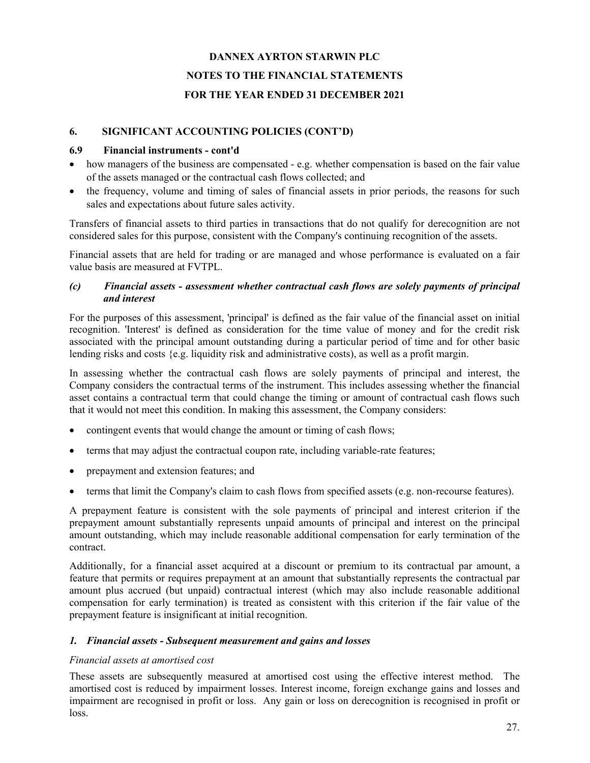**DANNEX AYRTON STARWIN PLC**

**NOTES TO THE FINANCIAL STATEMENTS**

**FOR THE YEAR ENDED 31 DECEMBER 2021**

## 6. SIGNIFICANT ACCOUNTING POLICIES (CONT'D)

### 6.9 Financial instruments - cont'd

- how managers of the business are compensated - e.g. whether compensation is based on the fair value of the assets managed or the contractual cash flows collected; and
- the frequency, volume and timing of sales of financial assets in prior periods, the reasons for such sales and expectations about future sales activity.

Transfers of financial assets to third parties in transactions that do not qualify for derecognition are not considered sales for this purpose, consistent with the Company's continuing recognition of the assets.

Financial assets that are held for trading or are managed and whose performance is evaluated on a fair value basis are measured at FVTPL.

***(c) Financial assets - assessment whether contractual cash flows are solely payments of principal and interest***

For the purposes of this assessment, 'principal' is defined as the fair value of the financial asset on initial recognition. 'Interest' is defined as consideration for the time value of money and for the credit risk associated with the principal amount outstanding during a particular period of time and for other basic lending risks and costs {e.g. liquidity risk and administrative costs), as well as a profit margin.

In assessing whether the contractual cash flows are solely payments of principal and interest, the Company considers the contractual terms of the instrument. This includes assessing whether the financial asset contains a contractual term that could change the timing or amount of contractual cash flows such that it would not meet this condition. In making this assessment, the Company considers:

- contingent events that would change the amount or timing of cash flows;
- terms that may adjust the contractual coupon rate, including variable-rate features;
- prepayment and extension features; and
- terms that limit the Company's claim to cash flows from specified assets (e.g. non-recourse features).

A prepayment feature is consistent with the sole payments of principal and interest criterion if the prepayment amount substantially represents unpaid amounts of principal and interest on the principal amount outstanding, which may include reasonable additional compensation for early termination of the contract.

Additionally, for a financial asset acquired at a discount or premium to its contractual par amount, a feature that permits or requires prepayment at an amount that substantially represents the contractual par amount plus accrued (but unpaid) contractual interest (which may also include reasonable additional compensation for early termination) is treated as consistent with this criterion if the fair value of the prepayment feature is insignificant at initial recognition.

***1. Financial assets - Subsequent measurement and gains and losses***

*Financial assets at amortised cost*

These assets are subsequently measured at amortised cost using the effective interest method. The amortised cost is reduced by impairment losses. Interest income, foreign exchange gains and losses and impairment are recognised in profit or loss. Any gain or loss on derecognition is recognised in profit or loss.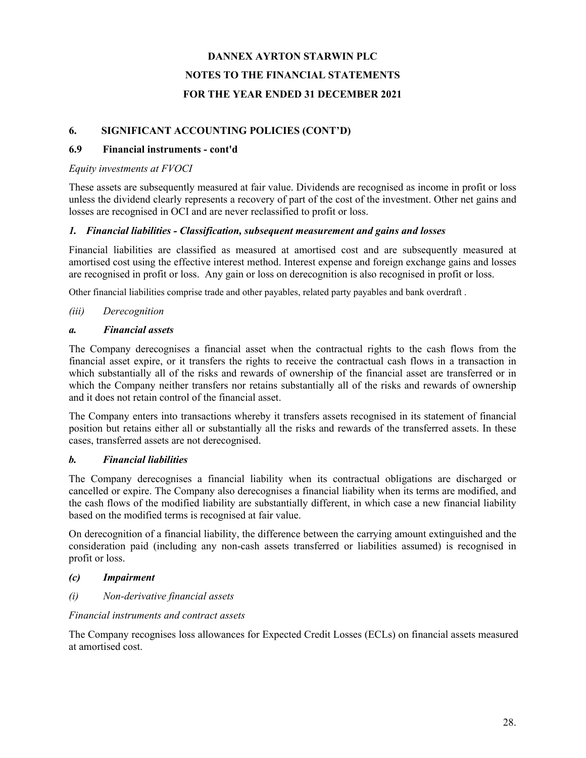# DANNEX AYRTON STARWIN PLC

## NOTES TO THE FINANCIAL STATEMENTS

## FOR THE YEAR ENDED 31 DECEMBER 2021

### 6. SIGNIFICANT ACCOUNTING POLICIES (CONT'D)

### 6.9 Financial instruments - cont'd

*Equity investments at FVOCI*

These assets are subsequently measured at fair value. Dividends are recognised as income in profit or loss unless the dividend clearly represents a recovery of part of the cost of the investment. Other net gains and losses are recognised in OCI and are never reclassified to profit or loss.

***1. Financial liabilities - Classification, subsequent measurement and gains and losses***

Financial liabilities are classified as measured at amortised cost and are subsequently measured at amortised cost using the effective interest method. Interest expense and foreign exchange gains and losses are recognised in profit or loss. Any gain or loss on derecognition is also recognised in profit or loss.

Other financial liabilities comprise trade and other payables, related party payables and bank overdraft .

*(iii) Derecognition*

***a. Financial assets***

The Company derecognises a financial asset when the contractual rights to the cash flows from the financial asset expire, or it transfers the rights to receive the contractual cash flows in a transaction in which substantially all of the risks and rewards of ownership of the financial asset are transferred or in which the Company neither transfers nor retains substantially all of the risks and rewards of ownership and it does not retain control of the financial asset.

The Company enters into transactions whereby it transfers assets recognised in its statement of financial position but retains either all or substantially all the risks and rewards of the transferred assets. In these cases, transferred assets are not derecognised.

***b. Financial liabilities***

The Company derecognises a financial liability when its contractual obligations are discharged or cancelled or expire. The Company also derecognises a financial liability when its terms are modified, and the cash flows of the modified liability are substantially different, in which case a new financial liability based on the modified terms is recognised at fair value.

On derecognition of a financial liability, the difference between the carrying amount extinguished and the consideration paid (including any non-cash assets transferred or liabilities assumed) is recognised in profit or loss.

***(c) Impairment***

*(i) Non-derivative financial assets*

*Financial instruments and contract assets*

The Company recognises loss allowances for Expected Credit Losses (ECLs) on financial assets measured at amortised cost.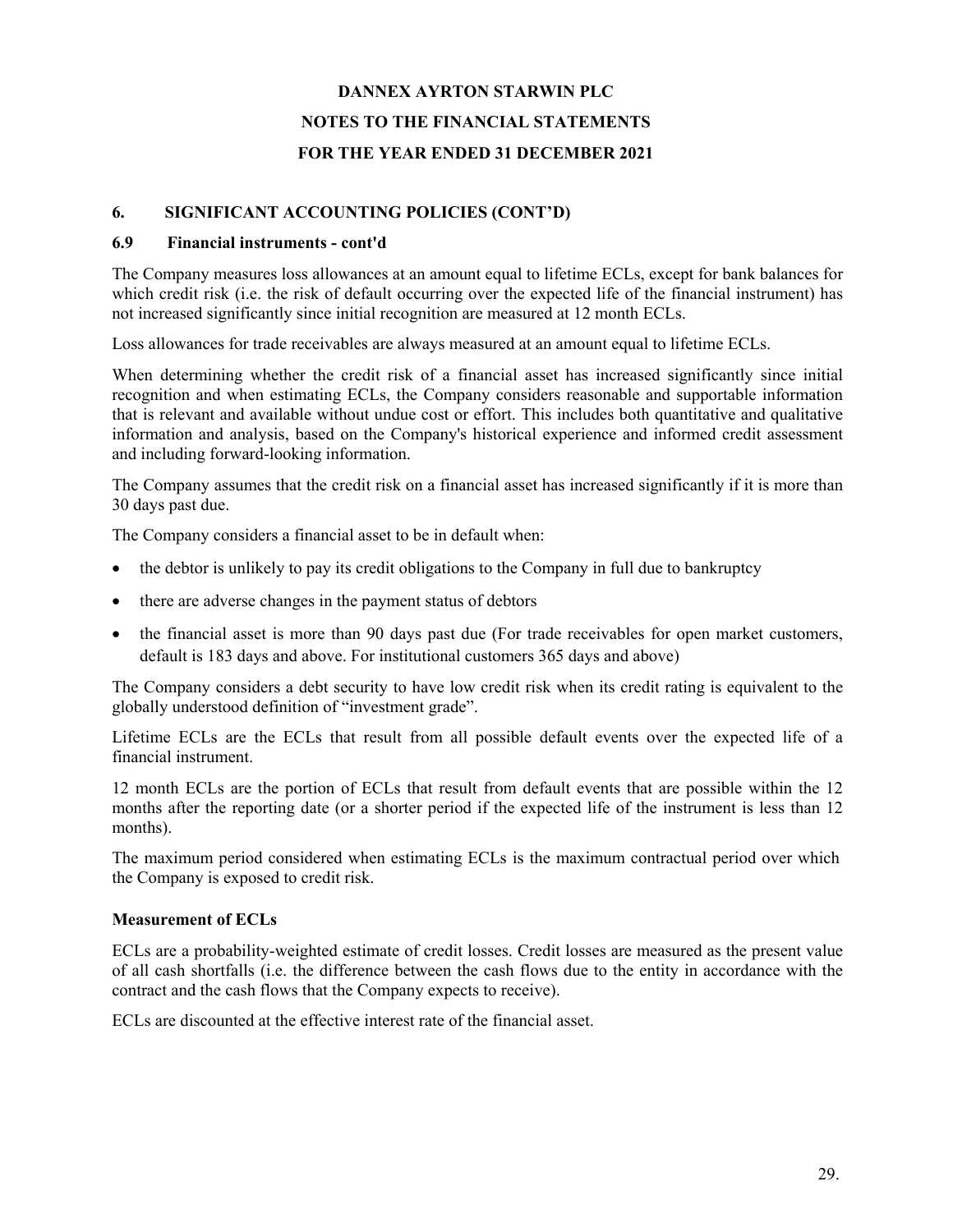# DANNEX AYRTON STARWIN PLC

# NOTES TO THE FINANCIAL STATEMENTS

# FOR THE YEAR ENDED 31 DECEMBER 2021

## 6. SIGNIFICANT ACCOUNTING POLICIES (CONT'D)

### 6.9 Financial instruments - cont'd

The Company measures loss allowances at an amount equal to lifetime ECLs, except for bank balances for which credit risk (i.e. the risk of default occurring over the expected life of the financial instrument) has not increased significantly since initial recognition are measured at 12 month ECLs.

Loss allowances for trade receivables are always measured at an amount equal to lifetime ECLs.

When determining whether the credit risk of a financial asset has increased significantly since initial recognition and when estimating ECLs, the Company considers reasonable and supportable information that is relevant and available without undue cost or effort. This includes both quantitative and qualitative information and analysis, based on the Company's historical experience and informed credit assessment and including forward-looking information.

The Company assumes that the credit risk on a financial asset has increased significantly if it is more than 30 days past due.

The Company considers a financial asset to be in default when:

- the debtor is unlikely to pay its credit obligations to the Company in full due to bankruptcy
- there are adverse changes in the payment status of debtors
- the financial asset is more than 90 days past due (For trade receivables for open market customers, default is 183 days and above. For institutional customers 365 days and above)

The Company considers a debt security to have low credit risk when its credit rating is equivalent to the globally understood definition of "investment grade".

Lifetime ECLs are the ECLs that result from all possible default events over the expected life of a financial instrument.

12 month ECLs are the portion of ECLs that result from default events that are possible within the 12 months after the reporting date (or a shorter period if the expected life of the instrument is less than 12 months).

The maximum period considered when estimating ECLs is the maximum contractual period over which the Company is exposed to credit risk.

**Measurement of ECLs**

ECLs are a probability-weighted estimate of credit losses. Credit losses are measured as the present value of all cash shortfalls (i.e. the difference between the cash flows due to the entity in accordance with the contract and the cash flows that the Company expects to receive).

ECLs are discounted at the effective interest rate of the financial asset.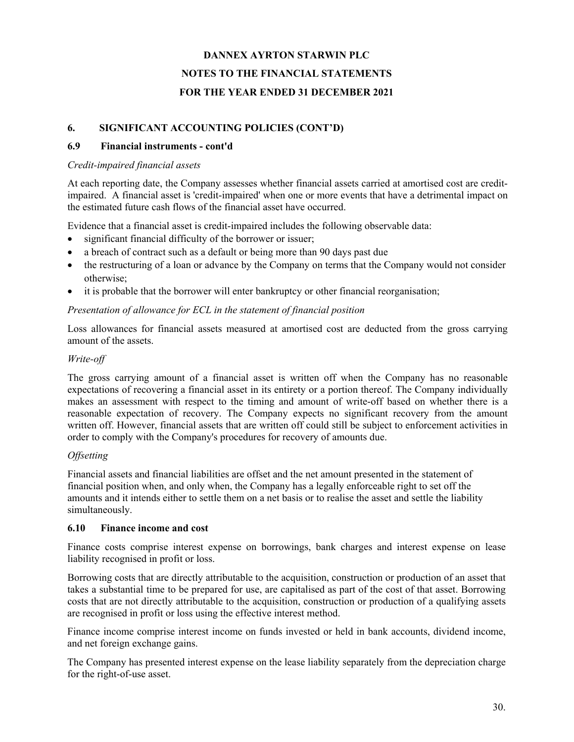# DANNEX AYRTON STARWIN PLC

# NOTES TO THE FINANCIAL STATEMENTS

# FOR THE YEAR ENDED 31 DECEMBER 2021

## 6. SIGNIFICANT ACCOUNTING POLICIES (CONT'D)

### 6.9 Financial instruments - cont'd

*Credit-impaired financial assets*

At each reporting date, the Company assesses whether financial assets carried at amortised cost are credit-impaired. A financial asset is 'credit-impaired' when one or more events that have a detrimental impact on the estimated future cash flows of the financial asset have occurred.

Evidence that a financial asset is credit-impaired includes the following observable data:

- significant financial difficulty of the borrower or issuer;
- a breach of contract such as a default or being more than 90 days past due
- the restructuring of a loan or advance by the Company on terms that the Company would not consider otherwise;
- it is probable that the borrower will enter bankruptcy or other financial reorganisation;

*Presentation of allowance for ECL in the statement of financial position*

Loss allowances for financial assets measured at amortised cost are deducted from the gross carrying amount of the assets.

*Write-off*

The gross carrying amount of a financial asset is written off when the Company has no reasonable expectations of recovering a financial asset in its entirety or a portion thereof. The Company individually makes an assessment with respect to the timing and amount of write-off based on whether there is a reasonable expectation of recovery. The Company expects no significant recovery from the amount written off. However, financial assets that are written off could still be subject to enforcement activities in order to comply with the Company's procedures for recovery of amounts due.

*Offsetting*

Financial assets and financial liabilities are offset and the net amount presented in the statement of financial position when, and only when, the Company has a legally enforceable right to set off the amounts and it intends either to settle them on a net basis or to realise the asset and settle the liability simultaneously.

### 6.10 Finance income and cost

Finance costs comprise interest expense on borrowings, bank charges and interest expense on lease liability recognised in profit or loss.

Borrowing costs that are directly attributable to the acquisition, construction or production of an asset that takes a substantial time to be prepared for use, are capitalised as part of the cost of that asset. Borrowing costs that are not directly attributable to the acquisition, construction or production of a qualifying assets are recognised in profit or loss using the effective interest method.

Finance income comprise interest income on funds invested or held in bank accounts, dividend income, and net foreign exchange gains.

The Company has presented interest expense on the lease liability separately from the depreciation charge for the right-of-use asset.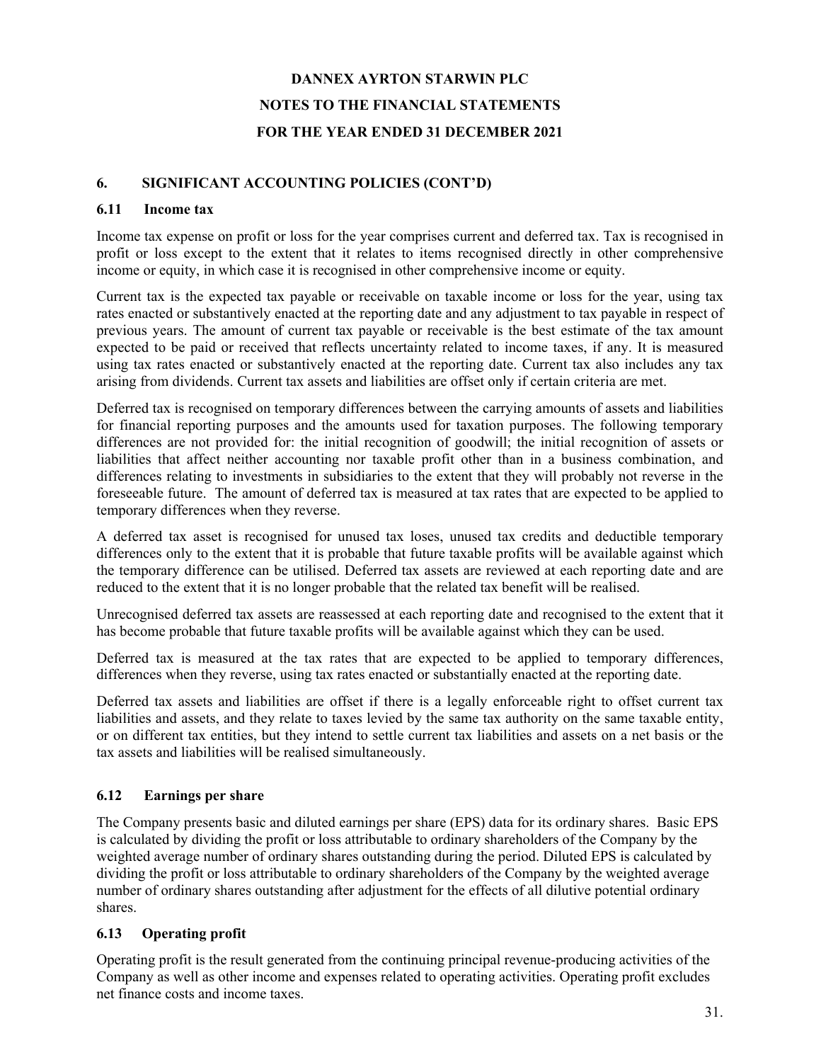**DANNEX AYRTON STARWIN PLC**

**NOTES TO THE FINANCIAL STATEMENTS**

**FOR THE YEAR ENDED 31 DECEMBER 2021**

## 6. SIGNIFICANT ACCOUNTING POLICIES (CONT'D)

### 6.11 Income tax

Income tax expense on profit or loss for the year comprises current and deferred tax. Tax is recognised in profit or loss except to the extent that it relates to items recognised directly in other comprehensive income or equity, in which case it is recognised in other comprehensive income or equity.

Current tax is the expected tax payable or receivable on taxable income or loss for the year, using tax rates enacted or substantively enacted at the reporting date and any adjustment to tax payable in respect of previous years. The amount of current tax payable or receivable is the best estimate of the tax amount expected to be paid or received that reflects uncertainty related to income taxes, if any. It is measured using tax rates enacted or substantively enacted at the reporting date. Current tax also includes any tax arising from dividends. Current tax assets and liabilities are offset only if certain criteria are met.

Deferred tax is recognised on temporary differences between the carrying amounts of assets and liabilities for financial reporting purposes and the amounts used for taxation purposes. The following temporary differences are not provided for: the initial recognition of goodwill; the initial recognition of assets or liabilities that affect neither accounting nor taxable profit other than in a business combination, and differences relating to investments in subsidiaries to the extent that they will probably not reverse in the foreseeable future. The amount of deferred tax is measured at tax rates that are expected to be applied to temporary differences when they reverse.

A deferred tax asset is recognised for unused tax loses, unused tax credits and deductible temporary differences only to the extent that it is probable that future taxable profits will be available against which the temporary difference can be utilised. Deferred tax assets are reviewed at each reporting date and are reduced to the extent that it is no longer probable that the related tax benefit will be realised.

Unrecognised deferred tax assets are reassessed at each reporting date and recognised to the extent that it has become probable that future taxable profits will be available against which they can be used.

Deferred tax is measured at the tax rates that are expected to be applied to temporary differences, differences when they reverse, using tax rates enacted or substantially enacted at the reporting date.

Deferred tax assets and liabilities are offset if there is a legally enforceable right to offset current tax liabilities and assets, and they relate to taxes levied by the same tax authority on the same taxable entity, or on different tax entities, but they intend to settle current tax liabilities and assets on a net basis or the tax assets and liabilities will be realised simultaneously.

### 6.12 Earnings per share

The Company presents basic and diluted earnings per share (EPS) data for its ordinary shares. Basic EPS is calculated by dividing the profit or loss attributable to ordinary shareholders of the Company by the weighted average number of ordinary shares outstanding during the period. Diluted EPS is calculated by dividing the profit or loss attributable to ordinary shareholders of the Company by the weighted average number of ordinary shares outstanding after adjustment for the effects of all dilutive potential ordinary shares.

### 6.13 Operating profit

Operating profit is the result generated from the continuing principal revenue-producing activities of the Company as well as other income and expenses related to operating activities. Operating profit excludes net finance costs and income taxes.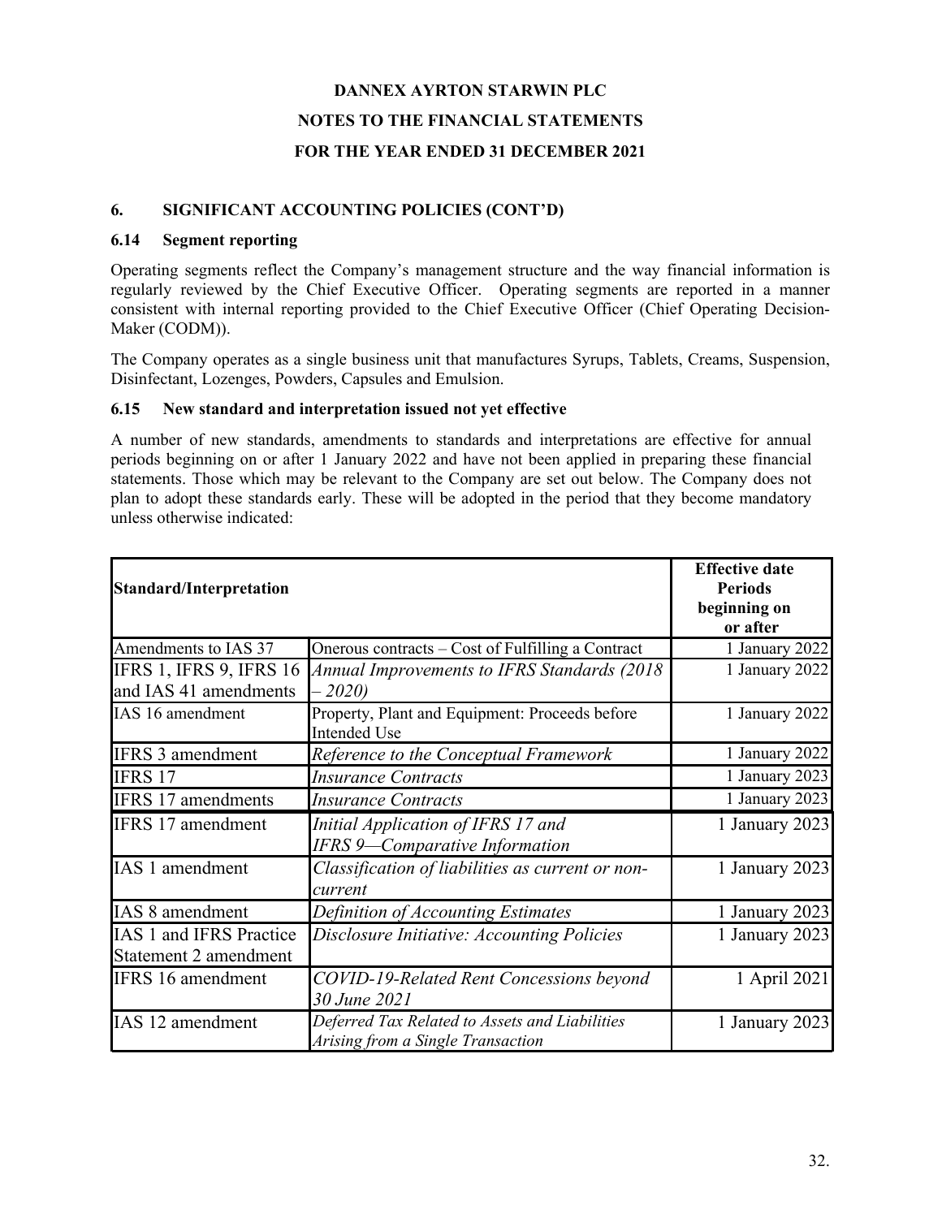**DANNEX AYRTON STARWIN PLC**

**NOTES TO THE FINANCIAL STATEMENTS**

**FOR THE YEAR ENDED 31 DECEMBER 2021**

## 6. SIGNIFICANT ACCOUNTING POLICIES (CONT'D)

### 6.14 Segment reporting

Operating segments reflect the Company's management structure and the way financial information is regularly reviewed by the Chief Executive Officer. Operating segments are reported in a manner consistent with internal reporting provided to the Chief Executive Officer (Chief Operating Decision-Maker (CODM)).

The Company operates as a single business unit that manufactures Syrups, Tablets, Creams, Suspension, Disinfectant, Lozenges, Powders, Capsules and Emulsion.

### 6.15 New standard and interpretation issued not yet effective

A number of new standards, amendments to standards and interpretations are effective for annual periods beginning on or after 1 January 2022 and have not been applied in preparing these financial statements. Those which may be relevant to the Company are set out below. The Company does not plan to adopt these standards early. These will be adopted in the period that they become mandatory unless otherwise indicated:

| Standard/Interpretation | | Effective date Periods beginning on or after |
|---|---|---|
| Amendments to IAS 37 | Onerous contracts – Cost of Fulfilling a Contract | 1 January 2022 |
| IFRS 1, IFRS 9, IFRS 16 and IAS 41 amendments | *Annual Improvements to IFRS Standards (2018 – 2020)* | 1 January 2022 |
| IAS 16 amendment | Property, Plant and Equipment: Proceeds before Intended Use | 1 January 2022 |
| IFRS 3 amendment | *Reference to the Conceptual Framework* | 1 January 2022 |
| IFRS 17 | *Insurance Contracts* | 1 January 2023 |
| IFRS 17 amendments | *Insurance Contracts* | 1 January 2023 |
| IFRS 17 amendment | *Initial Application of IFRS 17 and IFRS 9—Comparative Information* | 1 January 2023 |
| IAS 1 amendment | *Classification of liabilities as current or non-current* | 1 January 2023 |
| IAS 8 amendment | *Definition of Accounting Estimates* | 1 January 2023 |
| IAS 1 and IFRS Practice Statement 2 amendment | *Disclosure Initiative: Accounting Policies* | 1 January 2023 |
| IFRS 16 amendment | *COVID-19-Related Rent Concessions beyond 30 June 2021* | 1 April 2021 |
| IAS 12 amendment | *Deferred Tax Related to Assets and Liabilities Arising from a Single Transaction* | 1 January 2023 |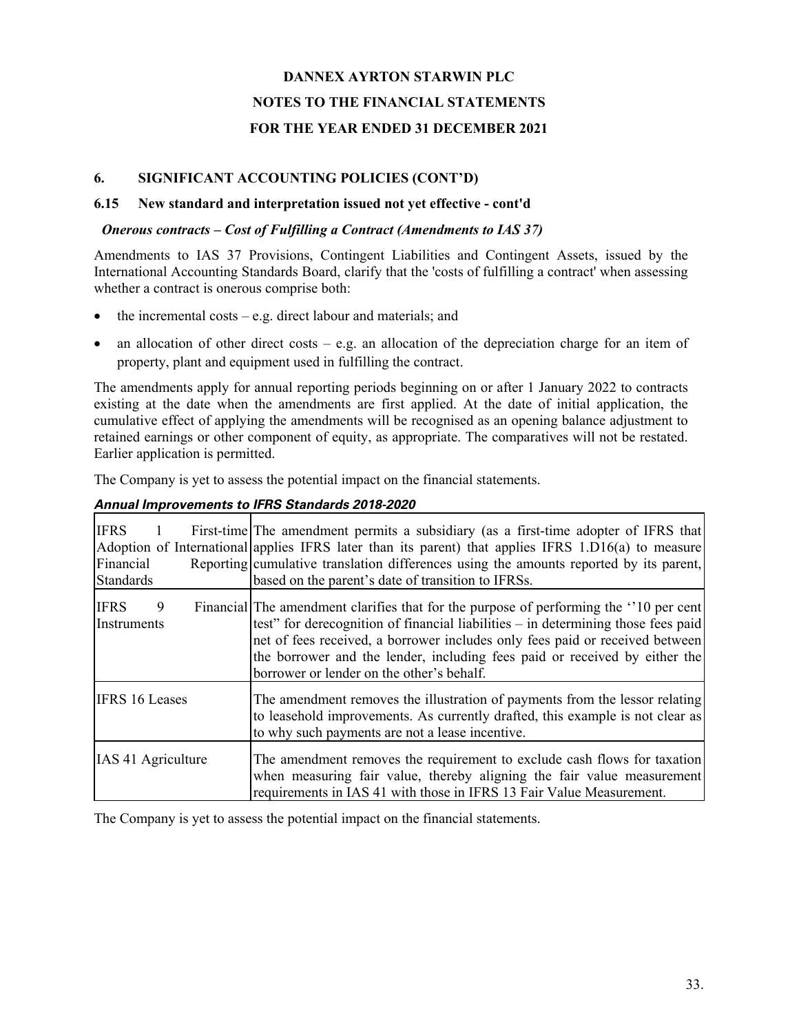# DANNEX AYRTON STARWIN PLC

## NOTES TO THE FINANCIAL STATEMENTS

## FOR THE YEAR ENDED 31 DECEMBER 2021

### 6. SIGNIFICANT ACCOUNTING POLICIES (CONT'D)

### 6.15 New standard and interpretation issued not yet effective - cont'd

***Onerous contracts – Cost of Fulfilling a Contract (Amendments to IAS 37)***

Amendments to IAS 37 Provisions, Contingent Liabilities and Contingent Assets, issued by the International Accounting Standards Board, clarify that the 'costs of fulfilling a contract' when assessing whether a contract is onerous comprise both:

- the incremental costs – e.g. direct labour and materials; and
- an allocation of other direct costs – e.g. an allocation of the depreciation charge for an item of property, plant and equipment used in fulfilling the contract.

The amendments apply for annual reporting periods beginning on or after 1 January 2022 to contracts existing at the date when the amendments are first applied. At the date of initial application, the cumulative effect of applying the amendments will be recognised as an opening balance adjustment to retained earnings or other component of equity, as appropriate. The comparatives will not be restated. Earlier application is permitted.

The Company is yet to assess the potential impact on the financial statements.

***Annual Improvements to IFRS Standards 2018-2020***

| Standard | Amendment |
|---|---|
| IFRS 1 First-time Adoption of International Financial Reporting Standards | The amendment permits a subsidiary (as a first-time adopter of IFRS that applies IFRS later than its parent) that applies IFRS 1.D16(a) to measure cumulative translation differences using the amounts reported by its parent, based on the parent's date of transition to IFRSs. |
| IFRS 9 Financial Instruments | The amendment clarifies that for the purpose of performing the ''10 per cent test" for derecognition of financial liabilities – in determining those fees paid net of fees received, a borrower includes only fees paid or received between the borrower and the lender, including fees paid or received by either the borrower or lender on the other's behalf. |
| IFRS 16 Leases | The amendment removes the illustration of payments from the lessor relating to leasehold improvements. As currently drafted, this example is not clear as to why such payments are not a lease incentive. |
| IAS 41 Agriculture | The amendment removes the requirement to exclude cash flows for taxation when measuring fair value, thereby aligning the fair value measurement requirements in IAS 41 with those in IFRS 13 Fair Value Measurement. |

The Company is yet to assess the potential impact on the financial statements.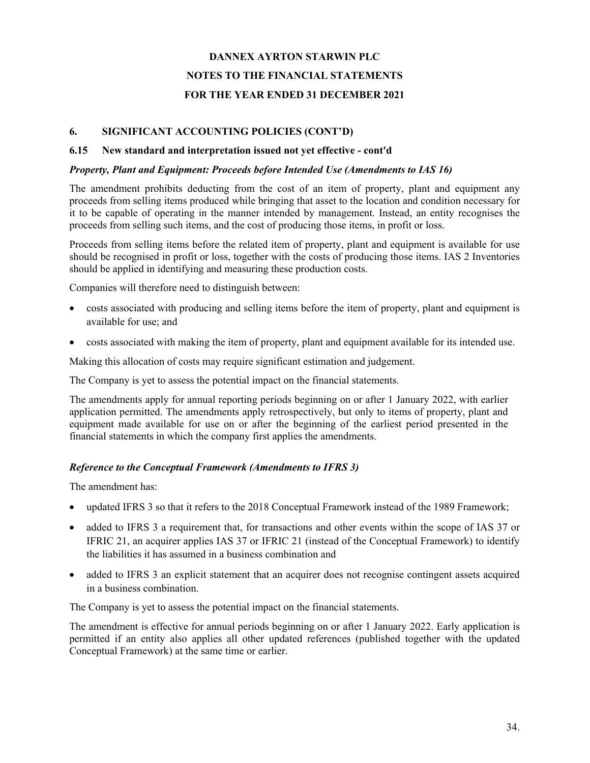# DANNEX AYRTON STARWIN PLC

# NOTES TO THE FINANCIAL STATEMENTS

# FOR THE YEAR ENDED 31 DECEMBER 2021

## 6. SIGNIFICANT ACCOUNTING POLICIES (CONT'D)

### 6.15 New standard and interpretation issued not yet effective - cont'd

***Property, Plant and Equipment: Proceeds before Intended Use (Amendments to IAS 16)***

The amendment prohibits deducting from the cost of an item of property, plant and equipment any proceeds from selling items produced while bringing that asset to the location and condition necessary for it to be capable of operating in the manner intended by management. Instead, an entity recognises the proceeds from selling such items, and the cost of producing those items, in profit or loss.

Proceeds from selling items before the related item of property, plant and equipment is available for use should be recognised in profit or loss, together with the costs of producing those items. IAS 2 Inventories should be applied in identifying and measuring these production costs.

Companies will therefore need to distinguish between:

- costs associated with producing and selling items before the item of property, plant and equipment is available for use; and
- costs associated with making the item of property, plant and equipment available for its intended use.

Making this allocation of costs may require significant estimation and judgement.

The Company is yet to assess the potential impact on the financial statements.

The amendments apply for annual reporting periods beginning on or after 1 January 2022, with earlier application permitted. The amendments apply retrospectively, but only to items of property, plant and equipment made available for use on or after the beginning of the earliest period presented in the financial statements in which the company first applies the amendments.

***Reference to the Conceptual Framework (Amendments to IFRS 3)***

The amendment has:

- updated IFRS 3 so that it refers to the 2018 Conceptual Framework instead of the 1989 Framework;
- added to IFRS 3 a requirement that, for transactions and other events within the scope of IAS 37 or IFRIC 21, an acquirer applies IAS 37 or IFRIC 21 (instead of the Conceptual Framework) to identify the liabilities it has assumed in a business combination and
- added to IFRS 3 an explicit statement that an acquirer does not recognise contingent assets acquired in a business combination.

The Company is yet to assess the potential impact on the financial statements.

The amendment is effective for annual periods beginning on or after 1 January 2022. Early application is permitted if an entity also applies all other updated references (published together with the updated Conceptual Framework) at the same time or earlier.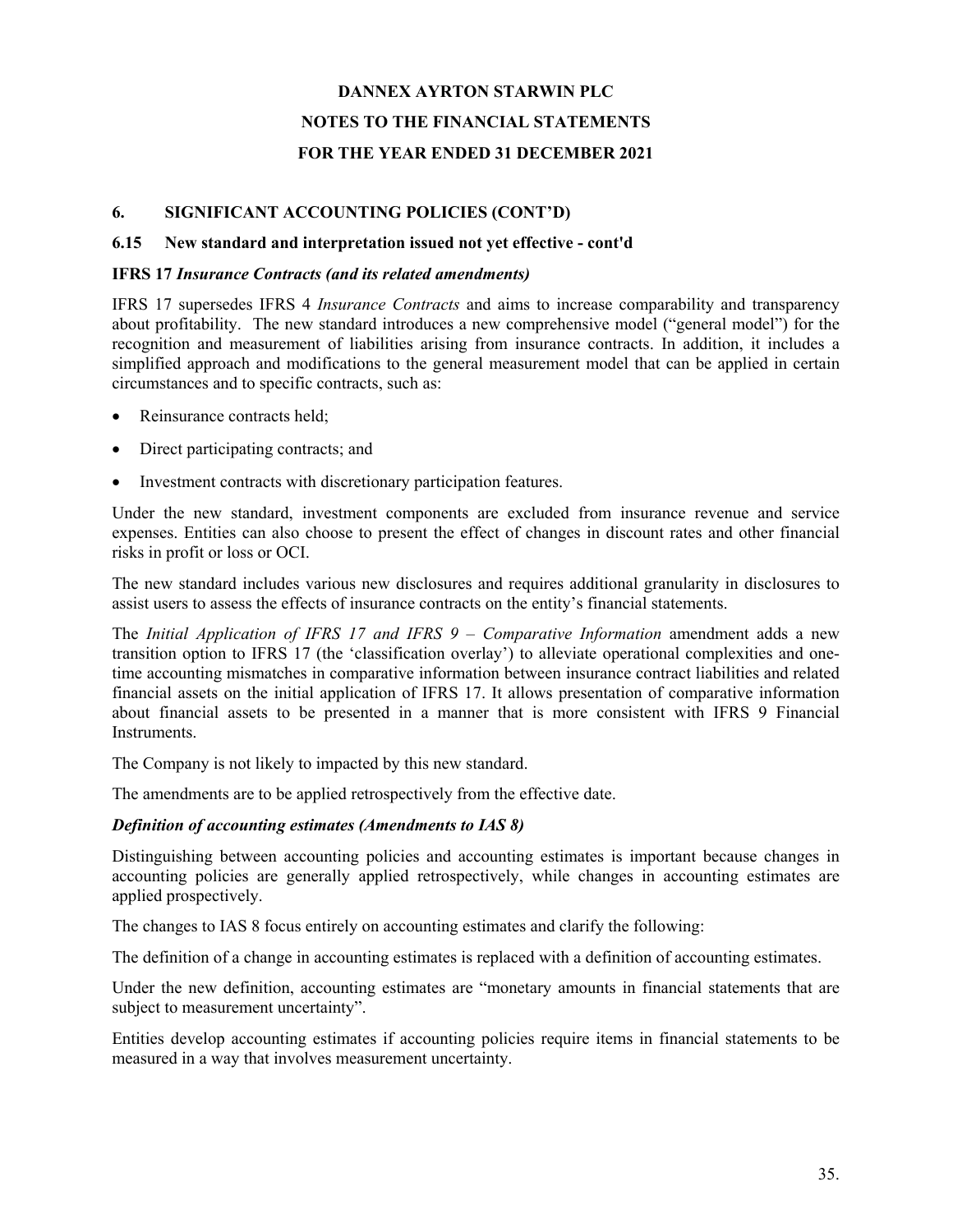**DANNEX AYRTON STARWIN PLC**

**NOTES TO THE FINANCIAL STATEMENTS**

**FOR THE YEAR ENDED 31 DECEMBER 2021**

## 6. SIGNIFICANT ACCOUNTING POLICIES (CONT'D)

### 6.15 New standard and interpretation issued not yet effective - cont'd

**IFRS 17 *Insurance Contracts (and its related amendments)***

IFRS 17 supersedes IFRS 4 *Insurance Contracts* and aims to increase comparability and transparency about profitability. The new standard introduces a new comprehensive model ("general model") for the recognition and measurement of liabilities arising from insurance contracts. In addition, it includes a simplified approach and modifications to the general measurement model that can be applied in certain circumstances and to specific contracts, such as:

- Reinsurance contracts held;
- Direct participating contracts; and
- Investment contracts with discretionary participation features.

Under the new standard, investment components are excluded from insurance revenue and service expenses. Entities can also choose to present the effect of changes in discount rates and other financial risks in profit or loss or OCI.

The new standard includes various new disclosures and requires additional granularity in disclosures to assist users to assess the effects of insurance contracts on the entity's financial statements.

The *Initial Application of IFRS 17 and IFRS 9 – Comparative Information* amendment adds a new transition option to IFRS 17 (the 'classification overlay') to alleviate operational complexities and one-time accounting mismatches in comparative information between insurance contract liabilities and related financial assets on the initial application of IFRS 17. It allows presentation of comparative information about financial assets to be presented in a manner that is more consistent with IFRS 9 Financial Instruments.

The Company is not likely to impacted by this new standard.

The amendments are to be applied retrospectively from the effective date.

***Definition of accounting estimates (Amendments to IAS 8)***

Distinguishing between accounting policies and accounting estimates is important because changes in accounting policies are generally applied retrospectively, while changes in accounting estimates are applied prospectively.

The changes to IAS 8 focus entirely on accounting estimates and clarify the following:

The definition of a change in accounting estimates is replaced with a definition of accounting estimates.

Under the new definition, accounting estimates are "monetary amounts in financial statements that are subject to measurement uncertainty".

Entities develop accounting estimates if accounting policies require items in financial statements to be measured in a way that involves measurement uncertainty.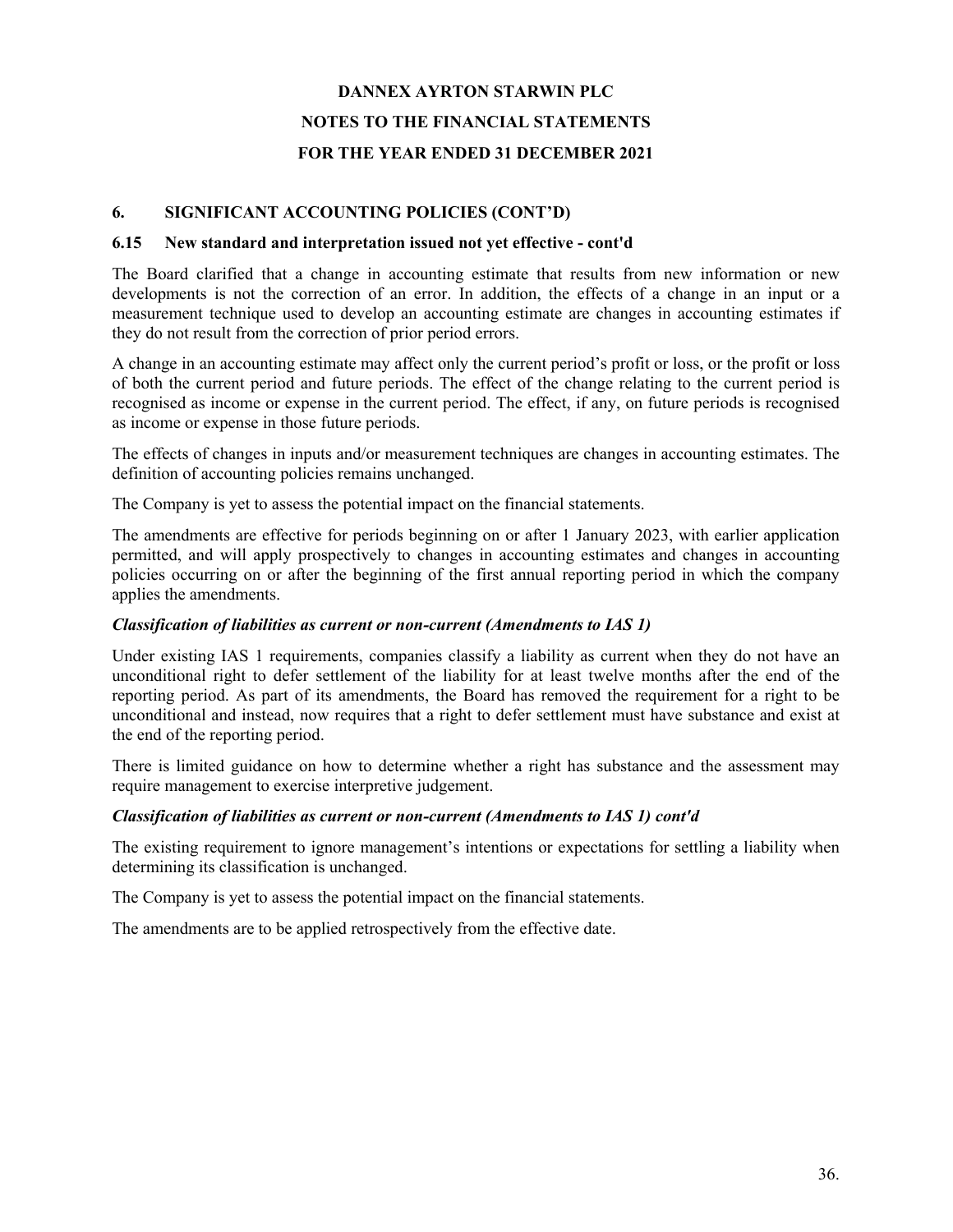# DANNEX AYRTON STARWIN PLC

## NOTES TO THE FINANCIAL STATEMENTS

## FOR THE YEAR ENDED 31 DECEMBER 2021

### 6. SIGNIFICANT ACCOUNTING POLICIES (CONT'D)

#### 6.15 New standard and interpretation issued not yet effective - cont'd

The Board clarified that a change in accounting estimate that results from new information or new developments is not the correction of an error. In addition, the effects of a change in an input or a measurement technique used to develop an accounting estimate are changes in accounting estimates if they do not result from the correction of prior period errors.

A change in an accounting estimate may affect only the current period's profit or loss, or the profit or loss of both the current period and future periods. The effect of the change relating to the current period is recognised as income or expense in the current period. The effect, if any, on future periods is recognised as income or expense in those future periods.

The effects of changes in inputs and/or measurement techniques are changes in accounting estimates. The definition of accounting policies remains unchanged.

The Company is yet to assess the potential impact on the financial statements.

The amendments are effective for periods beginning on or after 1 January 2023, with earlier application permitted, and will apply prospectively to changes in accounting estimates and changes in accounting policies occurring on or after the beginning of the first annual reporting period in which the company applies the amendments.

***Classification of liabilities as current or non-current (Amendments to IAS 1)***

Under existing IAS 1 requirements, companies classify a liability as current when they do not have an unconditional right to defer settlement of the liability for at least twelve months after the end of the reporting period. As part of its amendments, the Board has removed the requirement for a right to be unconditional and instead, now requires that a right to defer settlement must have substance and exist at the end of the reporting period.

There is limited guidance on how to determine whether a right has substance and the assessment may require management to exercise interpretive judgement.

***Classification of liabilities as current or non-current (Amendments to IAS 1) cont'd***

The existing requirement to ignore management's intentions or expectations for settling a liability when determining its classification is unchanged.

The Company is yet to assess the potential impact on the financial statements.

The amendments are to be applied retrospectively from the effective date.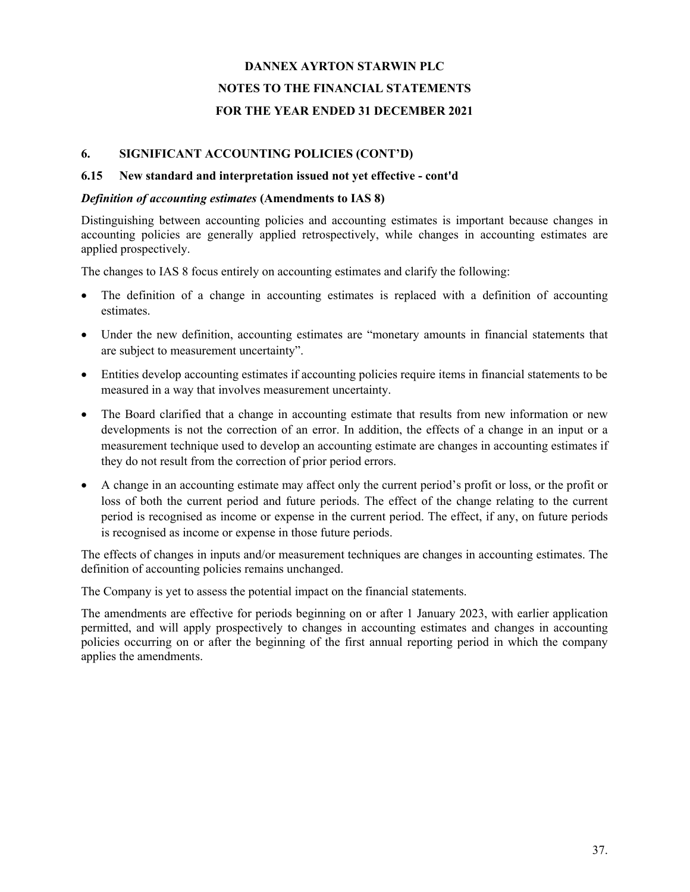# DANNEX AYRTON STARWIN PLC

# NOTES TO THE FINANCIAL STATEMENTS

# FOR THE YEAR ENDED 31 DECEMBER 2021

## 6. SIGNIFICANT ACCOUNTING POLICIES (CONT'D)

### 6.15 New standard and interpretation issued not yet effective - cont'd

***Definition of accounting estimates*** **(Amendments to IAS 8)**

Distinguishing between accounting policies and accounting estimates is important because changes in accounting policies are generally applied retrospectively, while changes in accounting estimates are applied prospectively.

The changes to IAS 8 focus entirely on accounting estimates and clarify the following:

- The definition of a change in accounting estimates is replaced with a definition of accounting estimates.
- Under the new definition, accounting estimates are "monetary amounts in financial statements that are subject to measurement uncertainty".
- Entities develop accounting estimates if accounting policies require items in financial statements to be measured in a way that involves measurement uncertainty.
- The Board clarified that a change in accounting estimate that results from new information or new developments is not the correction of an error. In addition, the effects of a change in an input or a measurement technique used to develop an accounting estimate are changes in accounting estimates if they do not result from the correction of prior period errors.
- A change in an accounting estimate may affect only the current period's profit or loss, or the profit or loss of both the current period and future periods. The effect of the change relating to the current period is recognised as income or expense in the current period. The effect, if any, on future periods is recognised as income or expense in those future periods.

The effects of changes in inputs and/or measurement techniques are changes in accounting estimates. The definition of accounting policies remains unchanged.

The Company is yet to assess the potential impact on the financial statements.

The amendments are effective for periods beginning on or after 1 January 2023, with earlier application permitted, and will apply prospectively to changes in accounting estimates and changes in accounting policies occurring on or after the beginning of the first annual reporting period in which the company applies the amendments.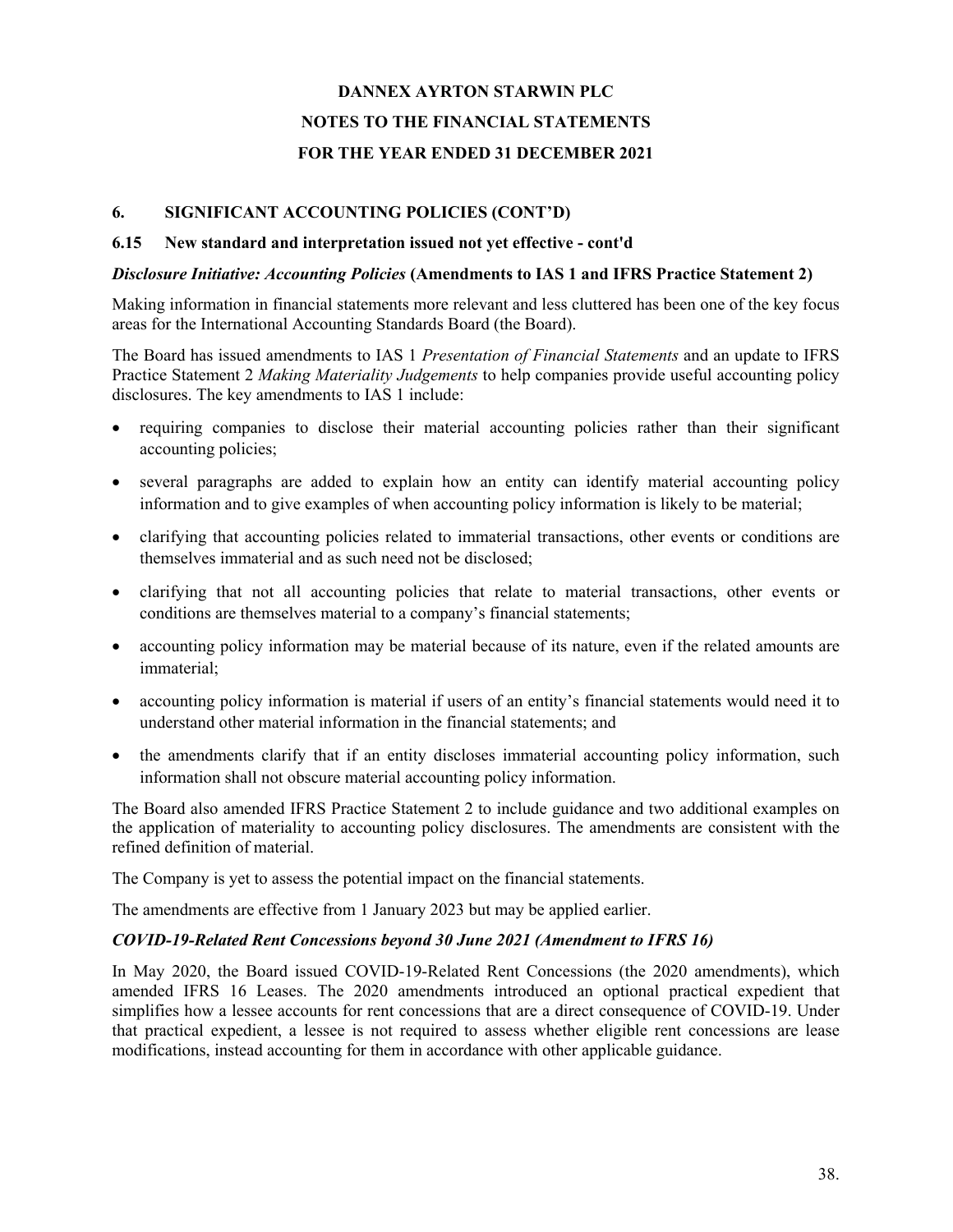# DANNEX AYRTON STARWIN PLC

# NOTES TO THE FINANCIAL STATEMENTS

# FOR THE YEAR ENDED 31 DECEMBER 2021

## 6. SIGNIFICANT ACCOUNTING POLICIES (CONT'D)

### 6.15 New standard and interpretation issued not yet effective - cont'd

***Disclosure Initiative: Accounting Policies*** **(Amendments to IAS 1 and IFRS Practice Statement 2)**

Making information in financial statements more relevant and less cluttered has been one of the key focus areas for the International Accounting Standards Board (the Board).

The Board has issued amendments to IAS 1 *Presentation of Financial Statements* and an update to IFRS Practice Statement 2 *Making Materiality Judgements* to help companies provide useful accounting policy disclosures. The key amendments to IAS 1 include:

- requiring companies to disclose their material accounting policies rather than their significant accounting policies;
- several paragraphs are added to explain how an entity can identify material accounting policy information and to give examples of when accounting policy information is likely to be material;
- clarifying that accounting policies related to immaterial transactions, other events or conditions are themselves immaterial and as such need not be disclosed;
- clarifying that not all accounting policies that relate to material transactions, other events or conditions are themselves material to a company's financial statements;
- accounting policy information may be material because of its nature, even if the related amounts are immaterial;
- accounting policy information is material if users of an entity's financial statements would need it to understand other material information in the financial statements; and
- the amendments clarify that if an entity discloses immaterial accounting policy information, such information shall not obscure material accounting policy information.

The Board also amended IFRS Practice Statement 2 to include guidance and two additional examples on the application of materiality to accounting policy disclosures. The amendments are consistent with the refined definition of material.

The Company is yet to assess the potential impact on the financial statements.

The amendments are effective from 1 January 2023 but may be applied earlier.

***COVID-19-Related Rent Concessions beyond 30 June 2021 (Amendment to IFRS 16)***

In May 2020, the Board issued COVID-19-Related Rent Concessions (the 2020 amendments), which amended IFRS 16 Leases. The 2020 amendments introduced an optional practical expedient that simplifies how a lessee accounts for rent concessions that are a direct consequence of COVID-19. Under that practical expedient, a lessee is not required to assess whether eligible rent concessions are lease modifications, instead accounting for them in accordance with other applicable guidance.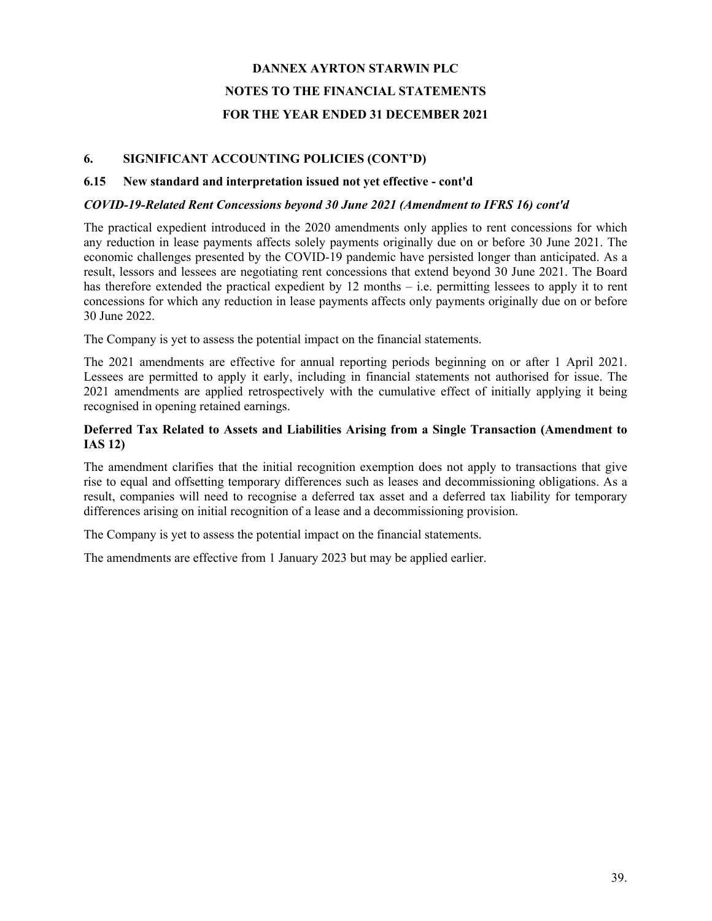# DANNEX AYRTON STARWIN PLC

# NOTES TO THE FINANCIAL STATEMENTS

# FOR THE YEAR ENDED 31 DECEMBER 2021

## 6. SIGNIFICANT ACCOUNTING POLICIES (CONT'D)

### 6.15 New standard and interpretation issued not yet effective - cont'd

***COVID-19-Related Rent Concessions beyond 30 June 2021 (Amendment to IFRS 16) cont'd***

The practical expedient introduced in the 2020 amendments only applies to rent concessions for which any reduction in lease payments affects solely payments originally due on or before 30 June 2021. The economic challenges presented by the COVID-19 pandemic have persisted longer than anticipated. As a result, lessors and lessees are negotiating rent concessions that extend beyond 30 June 2021. The Board has therefore extended the practical expedient by 12 months – i.e. permitting lessees to apply it to rent concessions for which any reduction in lease payments affects only payments originally due on or before 30 June 2022.

The Company is yet to assess the potential impact on the financial statements.

The 2021 amendments are effective for annual reporting periods beginning on or after 1 April 2021. Lessees are permitted to apply it early, including in financial statements not authorised for issue. The 2021 amendments are applied retrospectively with the cumulative effect of initially applying it being recognised in opening retained earnings.

**Deferred Tax Related to Assets and Liabilities Arising from a Single Transaction (Amendment to IAS 12)**

The amendment clarifies that the initial recognition exemption does not apply to transactions that give rise to equal and offsetting temporary differences such as leases and decommissioning obligations. As a result, companies will need to recognise a deferred tax asset and a deferred tax liability for temporary differences arising on initial recognition of a lease and a decommissioning provision.

The Company is yet to assess the potential impact on the financial statements.

The amendments are effective from 1 January 2023 but may be applied earlier.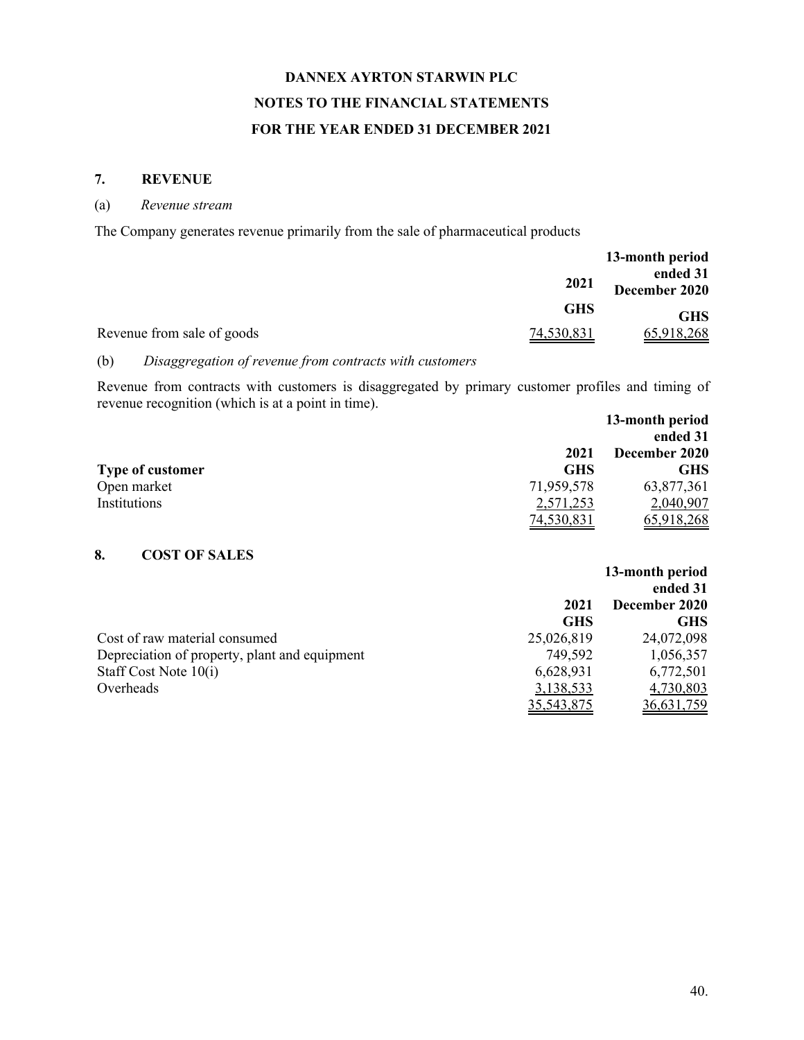# DANNEX AYRTON STARWIN PLC

## NOTES TO THE FINANCIAL STATEMENTS

## FOR THE YEAR ENDED 31 DECEMBER 2021

### 7. REVENUE

(a) *Revenue stream*

The Company generates revenue primarily from the sale of pharmaceutical products

| | 2021 | 13-month period ended 31 December 2020 |
|---|---|---|
| | GHS | GHS |
| Revenue from sale of goods | 74,530,831 | 65,918,268 |

(b) *Disaggregation of revenue from contracts with customers*

Revenue from contracts with customers is disaggregated by primary customer profiles and timing of revenue recognition (which is at a point in time).

| **Type of customer** | 2021 GHS | 13-month period ended 31 December 2020 GHS |
|---|---|---|
| Open market | 71,959,578 | 63,877,361 |
| Institutions | 2,571,253 | 2,040,907 |
| | 74,530,831 | 65,918,268 |

### 8. COST OF SALES

| | 2021 GHS | 13-month period ended 31 December 2020 GHS |
|---|---|---|
| Cost of raw material consumed | 25,026,819 | 24,072,098 |
| Depreciation of property, plant and equipment | 749,592 | 1,056,357 |
| Staff Cost Note 10(i) | 6,628,931 | 6,772,501 |
| Overheads | 3,138,533 | 4,730,803 |
| | 35,543,875 | 36,631,759 |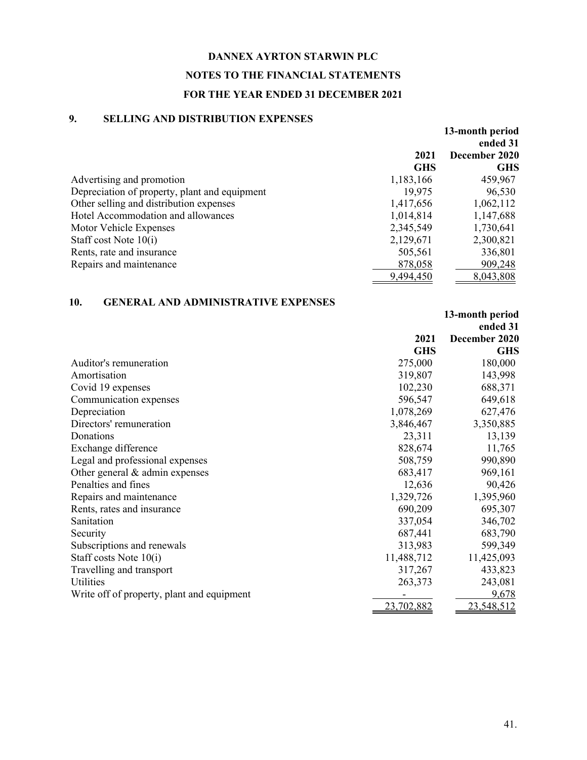**DANNEX AYRTON STARWIN PLC**

**NOTES TO THE FINANCIAL STATEMENTS**

**FOR THE YEAR ENDED 31 DECEMBER 2021**

## 9. SELLING AND DISTRIBUTION EXPENSES

| | 2021 GHS | 13-month period ended 31 December 2020 GHS |
|---|---|---|
| Advertising and promotion | 1,183,166 | 459,967 |
| Depreciation of property, plant and equipment | 19,975 | 96,530 |
| Other selling and distribution expenses | 1,417,656 | 1,062,112 |
| Hotel Accommodation and allowances | 1,014,814 | 1,147,688 |
| Motor Vehicle Expenses | 2,345,549 | 1,730,641 |
| Staff cost Note 10(i) | 2,129,671 | 2,300,821 |
| Rents, rate and insurance | 505,561 | 336,801 |
| Repairs and maintenance | 878,058 | 909,248 |
| | 9,494,450 | 8,043,808 |

## 10. GENERAL AND ADMINISTRATIVE EXPENSES

| | 2021 GHS | 13-month period ended 31 December 2020 GHS |
|---|---|---|
| Auditor's remuneration | 275,000 | 180,000 |
| Amortisation | 319,807 | 143,998 |
| Covid 19 expenses | 102,230 | 688,371 |
| Communication expenses | 596,547 | 649,618 |
| Depreciation | 1,078,269 | 627,476 |
| Directors' remuneration | 3,846,467 | 3,350,885 |
| Donations | 23,311 | 13,139 |
| Exchange difference | 828,674 | 11,765 |
| Legal and professional expenses | 508,759 | 990,890 |
| Other general & admin expenses | 683,417 | 969,161 |
| Penalties and fines | 12,636 | 90,426 |
| Repairs and maintenance | 1,329,726 | 1,395,960 |
| Rents, rates and insurance | 690,209 | 695,307 |
| Sanitation | 337,054 | 346,702 |
| Security | 687,441 | 683,790 |
| Subscriptions and renewals | 313,983 | 599,349 |
| Staff costs Note 10(i) | 11,488,712 | 11,425,093 |
| Travelling and transport | 317,267 | 433,823 |
| Utilities | 263,373 | 243,081 |
| Write off of property, plant and equipment | - | 9,678 |
| | 23,702,882 | 23,548,512 |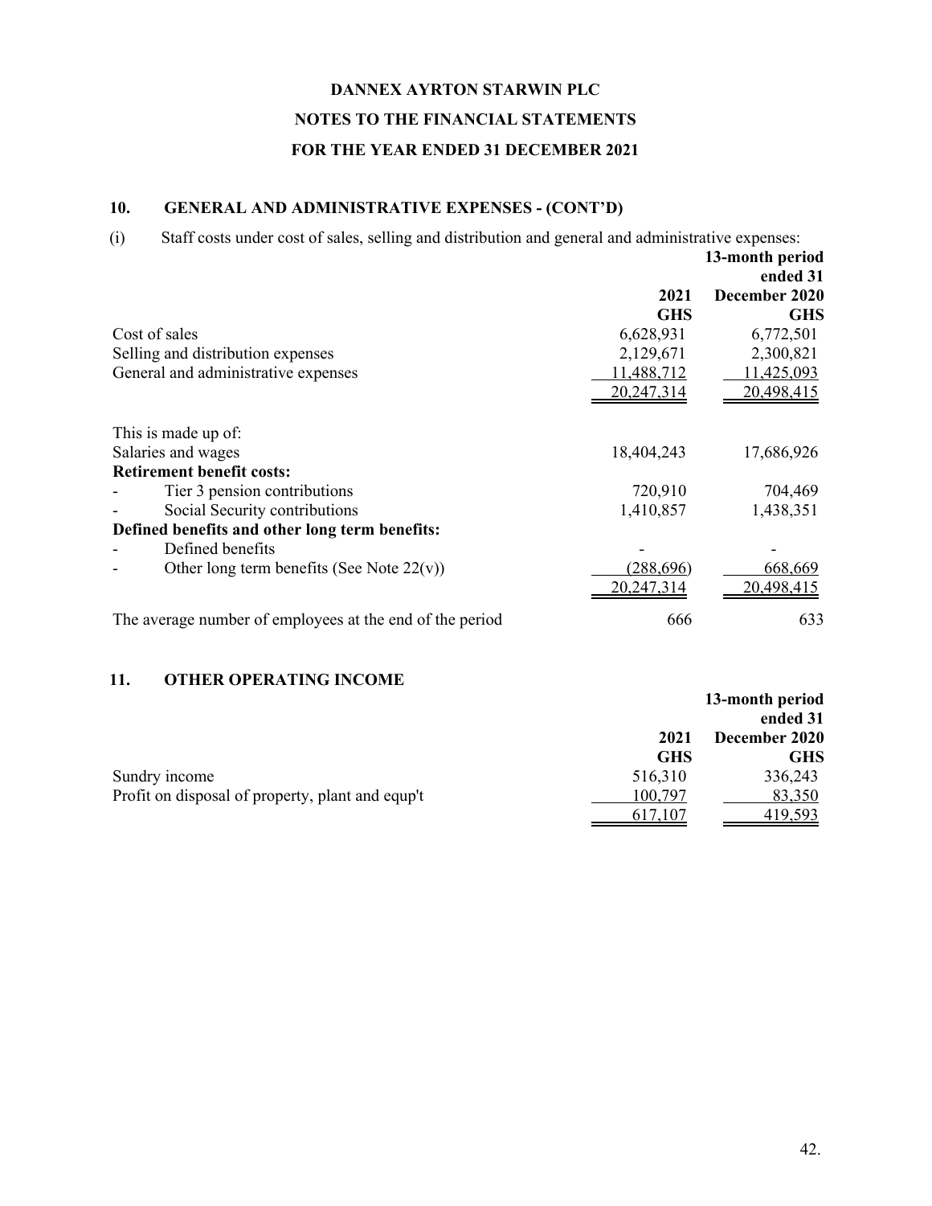**DANNEX AYRTON STARWIN PLC**

**NOTES TO THE FINANCIAL STATEMENTS**

**FOR THE YEAR ENDED 31 DECEMBER 2021**

## 10. GENERAL AND ADMINISTRATIVE EXPENSES - (CONT'D)

(i) Staff costs under cost of sales, selling and distribution and general and administrative expenses:

| | 2021 GHS | 13-month period ended 31 December 2020 GHS |
|---|---|---|
| Cost of sales | 6,628,931 | 6,772,501 |
| Selling and distribution expenses | 2,129,671 | 2,300,821 |
| General and administrative expenses | 11,488,712 | 11,425,093 |
| | 20,247,314 | 20,498,415 |
| This is made up of: | | |
| Salaries and wages | 18,404,243 | 17,686,926 |
| **Retirement benefit costs:** | | |
| - Tier 3 pension contributions | 720,910 | 704,469 |
| - Social Security contributions | 1,410,857 | 1,438,351 |
| **Defined benefits and other long term benefits:** | | |
| - Defined benefits | - | - |
| - Other long term benefits (See Note 22(v)) | (288,696) | 668,669 |
| | 20,247,314 | 20,498,415 |
| The average number of employees at the end of the period | 666 | 633 |

## 11. OTHER OPERATING INCOME

| | 2021 GHS | 13-month period ended 31 December 2020 GHS |
|---|---|---|
| Sundry income | 516,310 | 336,243 |
| Profit on disposal of property, plant and equp't | 100,797 | 83,350 |
| | 617,107 | 419,593 |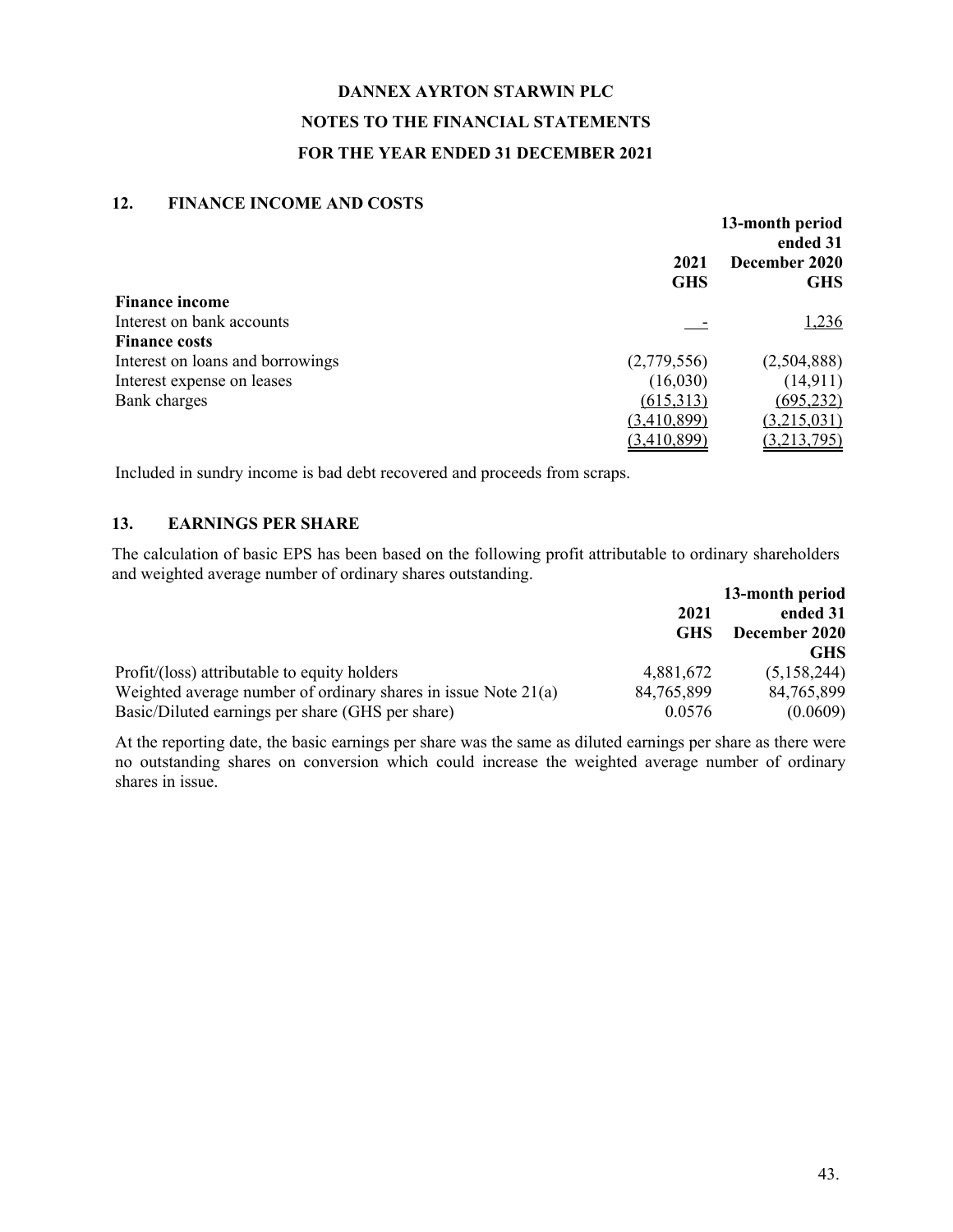# DANNEX AYRTON STARWIN PLC

## NOTES TO THE FINANCIAL STATEMENTS

## FOR THE YEAR ENDED 31 DECEMBER 2021

### 12. FINANCE INCOME AND COSTS

| | 2021 GHS | 13-month period ended 31 December 2020 GHS |
|---|---|---|
| **Finance income** | | |
| Interest on bank accounts | - | 1,236 |
| **Finance costs** | | |
| Interest on loans and borrowings | (2,779,556) | (2,504,888) |
| Interest expense on leases | (16,030) | (14,911) |
| Bank charges | (615,313) | (695,232) |
| | (3,410,899) | (3,215,031) |
| | (3,410,899) | (3,213,795) |

Included in sundry income is bad debt recovered and proceeds from scraps.

### 13. EARNINGS PER SHARE

The calculation of basic EPS has been based on the following profit attributable to ordinary shareholders and weighted average number of ordinary shares outstanding.

| | 2021 GHS | 13-month period ended 31 December 2020 GHS |
|---|---|---|
| Profit/(loss) attributable to equity holders | 4,881,672 | (5,158,244) |
| Weighted average number of ordinary shares in issue Note 21(a) | 84,765,899 | 84,765,899 |
| Basic/Diluted earnings per share (GHS per share) | 0.0576 | (0.0609) |

At the reporting date, the basic earnings per share was the same as diluted earnings per share as there were no outstanding shares on conversion which could increase the weighted average number of ordinary shares in issue.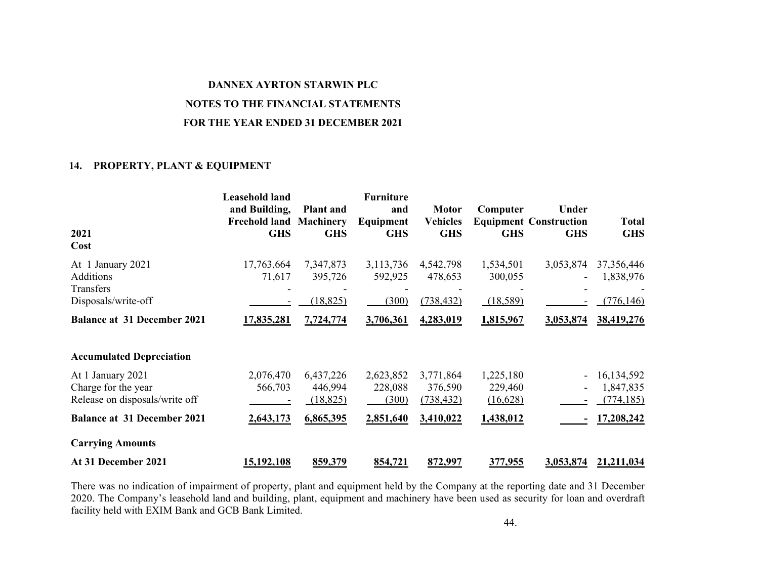**DANNEX AYRTON STARWIN PLC**

**NOTES TO THE FINANCIAL STATEMENTS**

**FOR THE YEAR ENDED 31 DECEMBER 2021**

## 14. PROPERTY, PLANT & EQUIPMENT

| 2021 | Leasehold land and Building, Freehold land GHS | Plant and Machinery GHS | Furniture and Equipment GHS | Motor Vehicles GHS | Computer Equipment GHS | Under Construction GHS | Total GHS |
|---|---|---|---|---|---|---|---|
| **Cost** | | | | | | | |
| At 1 January 2021 | 17,763,664 | 7,347,873 | 3,113,736 | 4,542,798 | 1,534,501 | 3,053,874 | 37,356,446 |
| Additions | 71,617 | 395,726 | 592,925 | 478,653 | 300,055 | - | 1,838,976 |
| Transfers | - | - | - | - | - | - | - |
| Disposals/write-off | - | (18,825) | (300) | (738,432) | (18,589) | - | (776,146) |
| **Balance at 31 December 2021** | **17,835,281** | **7,724,774** | **3,706,361** | **4,283,019** | **1,815,967** | **3,053,874** | **38,419,276** |
| **Accumulated Depreciation** | | | | | | | |
| At 1 January 2021 | 2,076,470 | 6,437,226 | 2,623,852 | 3,771,864 | 1,225,180 | - | 16,134,592 |
| Charge for the year | 566,703 | 446,994 | 228,088 | 376,590 | 229,460 | - | 1,847,835 |
| Release on disposals/write off | - | (18,825) | (300) | (738,432) | (16,628) | - | (774,185) |
| **Balance at 31 December 2021** | **2,643,173** | **6,865,395** | **2,851,640** | **3,410,022** | **1,438,012** | **-** | **17,208,242** |
| **Carrying Amounts** | | | | | | | |
| **At 31 December 2021** | **15,192,108** | **859,379** | **854,721** | **872,997** | **377,955** | **3,053,874** | **21,211,034** |

There was no indication of impairment of property, plant and equipment held by the Company at the reporting date and 31 December 2020. The Company's leasehold land and building, plant, equipment and machinery have been used as security for loan and overdraft facility held with EXIM Bank and GCB Bank Limited.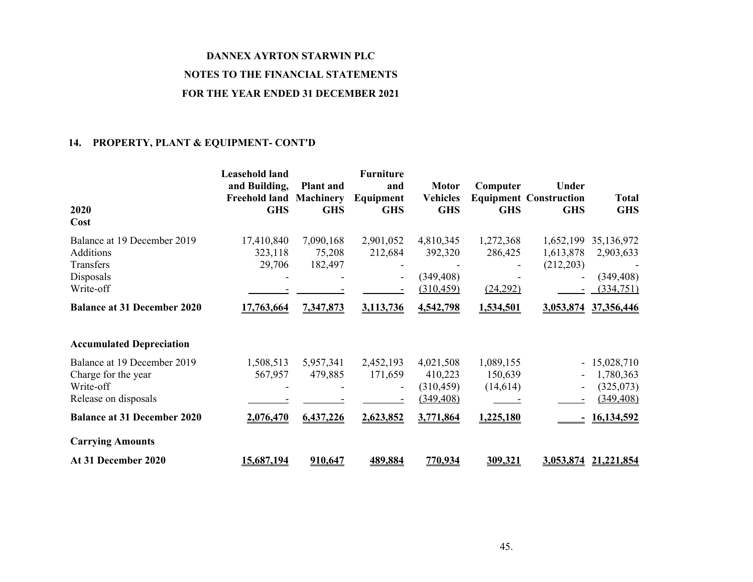**DANNEX AYRTON STARWIN PLC**

**NOTES TO THE FINANCIAL STATEMENTS**

**FOR THE YEAR ENDED 31 DECEMBER 2021**

## 14. PROPERTY, PLANT & EQUIPMENT- CONT'D

| 2020 | Leasehold land and Building, Freehold land GHS | Plant and Machinery GHS | Furniture and Equipment GHS | Motor Vehicles GHS | Computer Equipment GHS | Under Construction GHS | Total GHS |
|---|---|---|---|---|---|---|---|
| **Cost** | | | | | | | |
| Balance at 19 December 2019 | 17,410,840 | 7,090,168 | 2,901,052 | 4,810,345 | 1,272,368 | 1,652,199 | 35,136,972 |
| Additions | 323,118 | 75,208 | 212,684 | 392,320 | 286,425 | 1,613,878 | 2,903,633 |
| Transfers | 29,706 | 182,497 | - | - | - | (212,203) | - |
| Disposals | - | - | - | (349,408) | - | - | (349,408) |
| Write-off | - | - | - | (310,459) | (24,292) | - | (334,751) |
| **Balance at 31 December 2020** | **17,763,664** | **7,347,873** | **3,113,736** | **4,542,798** | **1,534,501** | **3,053,874** | **37,356,446** |
| | | | | | | | |
| **Accumulated Depreciation** | | | | | | | |
| Balance at 19 December 2019 | 1,508,513 | 5,957,341 | 2,452,193 | 4,021,508 | 1,089,155 | - | 15,028,710 |
| Charge for the year | 567,957 | 479,885 | 171,659 | 410,223 | 150,639 | - | 1,780,363 |
| Write-off | - | - | - | (310,459) | (14,614) | - | (325,073) |
| Release on disposals | - | - | - | (349,408) | - | - | (349,408) |
| **Balance at 31 December 2020** | **2,076,470** | **6,437,226** | **2,623,852** | **3,771,864** | **1,225,180** | **-** | **16,134,592** |
| | | | | | | | |
| **Carrying Amounts** | | | | | | | |
| **At 31 December 2020** | **15,687,194** | **910,647** | **489,884** | **770,934** | **309,321** | **3,053,874** | **21,221,854** |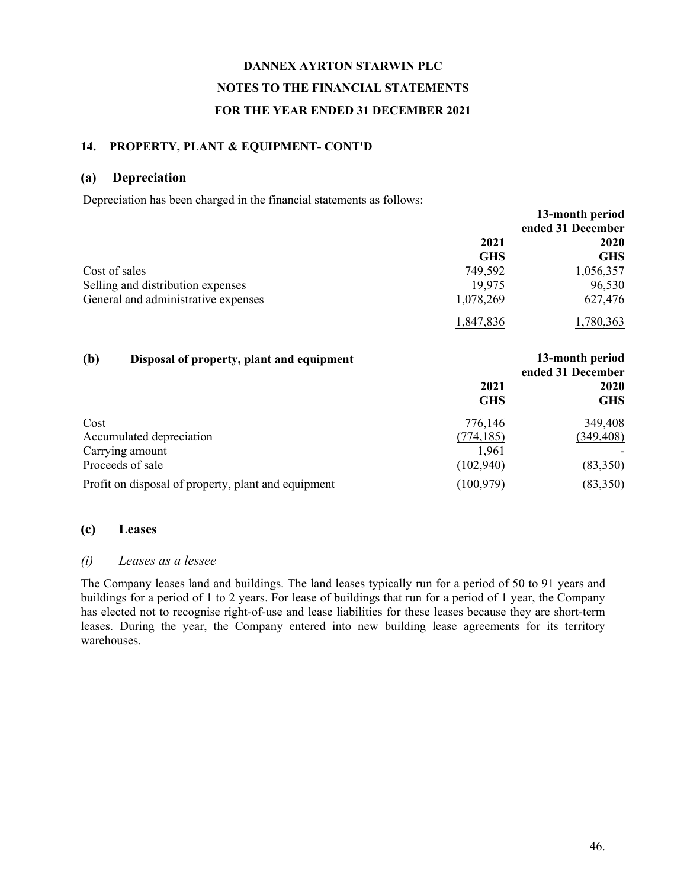**DANNEX AYRTON STARWIN PLC**

**NOTES TO THE FINANCIAL STATEMENTS**

**FOR THE YEAR ENDED 31 DECEMBER 2021**

## 14. PROPERTY, PLANT & EQUIPMENT- CONT'D

### (a) Depreciation

Depreciation has been charged in the financial statements as follows:

| | 2021 | 13-month period ended 31 December 2020 |
|---|---|---|
| | GHS | GHS |
| Cost of sales | 749,592 | 1,056,357 |
| Selling and distribution expenses | 19,975 | 96,530 |
| General and administrative expenses | 1,078,269 | 627,476 |
| | 1,847,836 | 1,780,363 |

### (b) Disposal of property, plant and equipment

| | 2021 | 13-month period ended 31 December 2020 |
|---|---|---|
| | GHS | GHS |
| Cost | 776,146 | 349,408 |
| Accumulated depreciation | (774,185) | (349,408) |
| Carrying amount | 1,961 | - |
| Proceeds of sale | (102,940) | (83,350) |
| Profit on disposal of property, plant and equipment | (100,979) | (83,350) |

### (c) Leases

#### *(i) Leases as a lessee*

The Company leases land and buildings. The land leases typically run for a period of 50 to 91 years and buildings for a period of 1 to 2 years. For lease of buildings that run for a period of 1 year, the Company has elected not to recognise right-of-use and lease liabilities for these leases because they are short-term leases. During the year, the Company entered into new building lease agreements for its territory warehouses.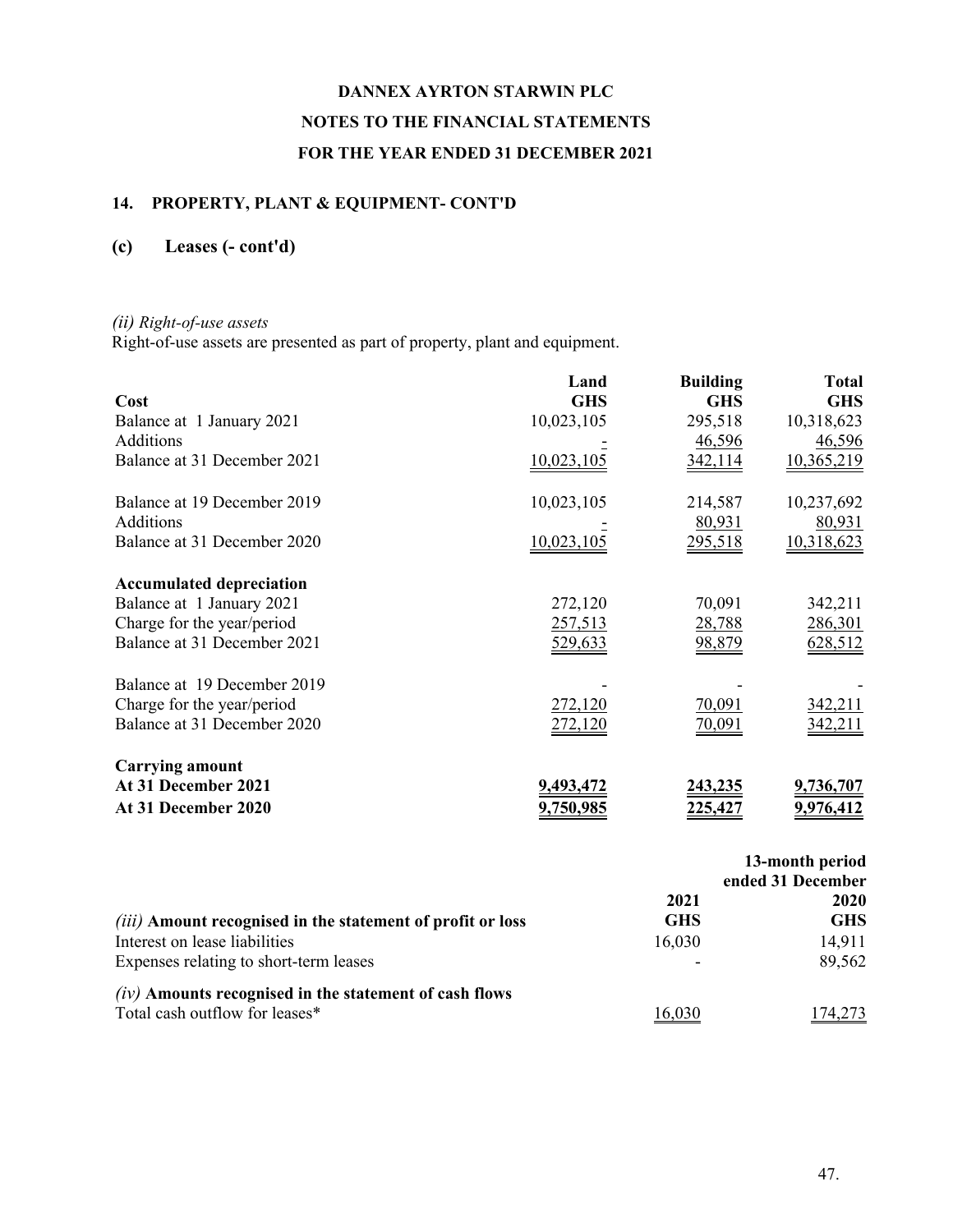**DANNEX AYRTON STARWIN PLC**

**NOTES TO THE FINANCIAL STATEMENTS**

**FOR THE YEAR ENDED 31 DECEMBER 2021**

## 14. PROPERTY, PLANT & EQUIPMENT- CONT'D

### (c) Leases (- cont'd)

*(ii) Right-of-use assets*

Right-of-use assets are presented as part of property, plant and equipment.

| | Land | Building | Total |
|---|---|---|---|
| **Cost** | **GHS** | **GHS** | **GHS** |
| Balance at 1 January 2021 | 10,023,105 | 295,518 | 10,318,623 |
| Additions | - | 46,596 | 46,596 |
| Balance at 31 December 2021 | 10,023,105 | 342,114 | 10,365,219 |
| | | | |
| Balance at 19 December 2019 | 10,023,105 | 214,587 | 10,237,692 |
| Additions | - | 80,931 | 80,931 |
| Balance at 31 December 2020 | 10,023,105 | 295,518 | 10,318,623 |
| | | | |
| **Accumulated depreciation** | | | |
| Balance at 1 January 2021 | 272,120 | 70,091 | 342,211 |
| Charge for the year/period | 257,513 | 28,788 | 286,301 |
| Balance at 31 December 2021 | 529,633 | 98,879 | 628,512 |
| | | | |
| Balance at 19 December 2019 | - | - | - |
| Charge for the year/period | 272,120 | 70,091 | 342,211 |
| Balance at 31 December 2020 | 272,120 | 70,091 | 342,211 |
| | | | |
| **Carrying amount** | | | |
| **At 31 December 2021** | **9,493,472** | **243,235** | **9,736,707** |
| **At 31 December 2020** | **9,750,985** | **225,427** | **9,976,412** |

| | | **13-month period ended 31 December** |
|---|---|---|
| | **2021** | **2020** |
| *(iii)* **Amount recognised in the statement of profit or loss** | **GHS** | **GHS** |
| Interest on lease liabilities | 16,030 | 14,911 |
| Expenses relating to short-term leases | - | 89,562 |
| | | |
| *(iv)* **Amounts recognised in the statement of cash flows** | | |
| Total cash outflow for leases* | 16,030 | 174,273 |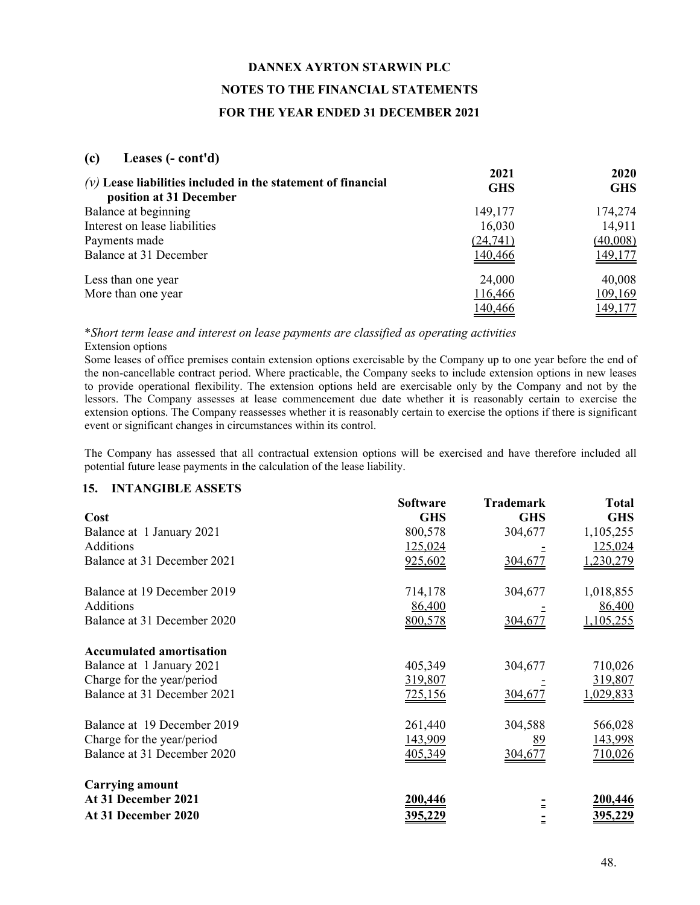# DANNEX AYRTON STARWIN PLC

## NOTES TO THE FINANCIAL STATEMENTS

## FOR THE YEAR ENDED 31 DECEMBER 2021

### (c) Leases (- cont'd)

| *(v)* **Lease liabilities included in the statement of financial position at 31 December** | **2021 GHS** | **2020 GHS** |
|---|---|---|
| Balance at beginning | 149,177 | 174,274 |
| Interest on lease liabilities | 16,030 | 14,911 |
| Payments made | (24,741) | (40,008) |
| Balance at 31 December | 140,466 | 149,177 |
| | | |
| Less than one year | 24,000 | 40,008 |
| More than one year | 116,466 | 109,169 |
| | 140,466 | 149,177 |

**Short term lease and interest on lease payments are classified as operating activities*

Extension options

Some leases of office premises contain extension options exercisable by the Company up to one year before the end of the non-cancellable contract period. Where practicable, the Company seeks to include extension options in new leases to provide operational flexibility. The extension options held are exercisable only by the Company and not by the lessors. The Company assesses at lease commencement due date whether it is reasonably certain to exercise the extension options. The Company reassesses whether it is reasonably certain to exercise the options if there is significant event or significant changes in circumstances within its control.

The Company has assessed that all contractual extension options will be exercised and have therefore included all potential future lease payments in the calculation of the lease liability.

## 15. INTANGIBLE ASSETS

| **Cost** | **Software GHS** | **Trademark GHS** | **Total GHS** |
|---|---|---|---|
| Balance at 1 January 2021 | 800,578 | 304,677 | 1,105,255 |
| Additions | 125,024 | - | 125,024 |
| Balance at 31 December 2021 | 925,602 | 304,677 | 1,230,279 |
| | | | |
| Balance at 19 December 2019 | 714,178 | 304,677 | 1,018,855 |
| Additions | 86,400 | - | 86,400 |
| Balance at 31 December 2020 | 800,578 | 304,677 | 1,105,255 |
| | | | |
| **Accumulated amortisation** | | | |
| Balance at 1 January 2021 | 405,349 | 304,677 | 710,026 |
| Charge for the year/period | 319,807 | - | 319,807 |
| Balance at 31 December 2021 | 725,156 | 304,677 | 1,029,833 |
| | | | |
| Balance at 19 December 2019 | 261,440 | 304,588 | 566,028 |
| Charge for the year/period | 143,909 | 89 | 143,998 |
| Balance at 31 December 2020 | 405,349 | 304,677 | 710,026 |
| | | | |
| **Carrying amount** | | | |
| **At 31 December 2021** | **200,446** | **-** | **200,446** |
| **At 31 December 2020** | **395,229** | **-** | **395,229** |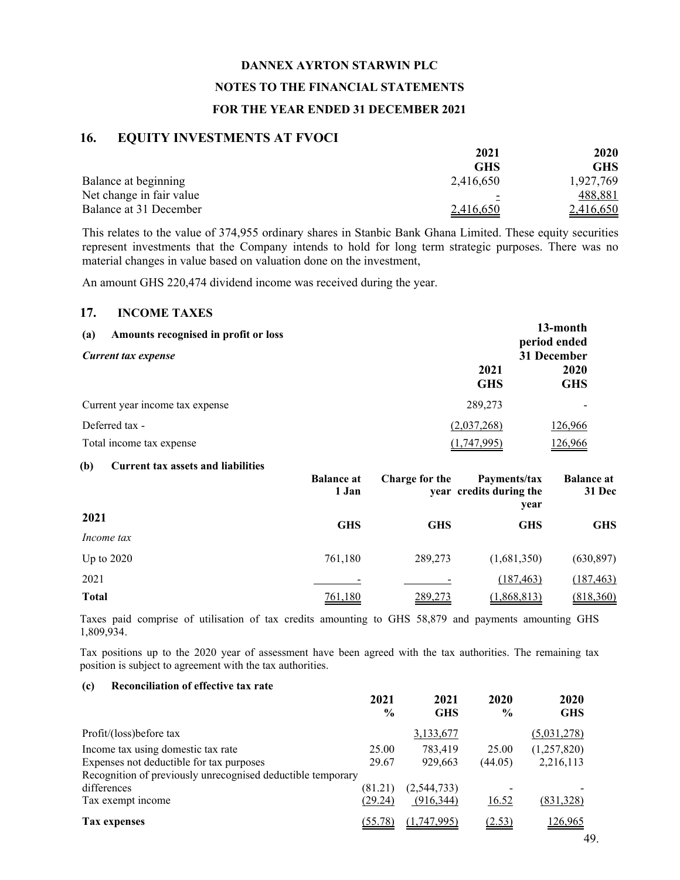DANNEX AYRTON STARWIN PLC

NOTES TO THE FINANCIAL STATEMENTS

FOR THE YEAR ENDED 31 DECEMBER 2021

## 16. EQUITY INVESTMENTS AT FVOCI

| | 2021 GHS | 2020 GHS |
|---|---|---|
| Balance at beginning | 2,416,650 | 1,927,769 |
| Net change in fair value | - | 488,881 |
| Balance at 31 December | 2,416,650 | 2,416,650 |

This relates to the value of 374,955 ordinary shares in Stanbic Bank Ghana Limited. These equity securities represent investments that the Company intends to hold for long term strategic purposes. There was no material changes in value based on valuation done on the investment,

An amount GHS 220,474 dividend income was received during the year.

## 17. INCOME TAXES

### (a) Amounts recognised in profit or loss

*Current tax expense*

| | 2021 GHS | 13-month period ended 31 December 2020 GHS |
|---|---|---|
| Current year income tax expense | 289,273 | - |
| Deferred tax - | (2,037,268) | 126,966 |
| Total income tax expense | (1,747,995) | 126,966 |

### (b) Current tax assets and liabilities

| 2021 | Balance at 1 Jan GHS | Charge for the year GHS | Payments/tax credits during the year GHS | Balance at 31 Dec GHS |
|---|---|---|---|---|
| *Income tax* | | | | |
| Up to 2020 | 761,180 | 289,273 | (1,681,350) | (630,897) |
| 2021 | - | - | (187,463) | (187,463) |
| **Total** | 761,180 | 289,273 | (1,868,813) | (818,360) |

Taxes paid comprise of utilisation of tax credits amounting to GHS 58,879 and payments amounting GHS 1,809,934.

Tax positions up to the 2020 year of assessment have been agreed with the tax authorities. The remaining tax position is subject to agreement with the tax authorities.

### (c) Reconciliation of effective tax rate

| | 2021 % | 2021 GHS | 2020 % | 2020 GHS |
|---|---|---|---|---|
| Profit/(loss)before tax | | 3,133,677 | | (5,031,278) |
| Income tax using domestic tax rate | 25.00 | 783,419 | 25.00 | (1,257,820) |
| Expenses not deductible for tax purposes | 29.67 | 929,663 | (44.05) | 2,216,113 |
| Recognition of previously unrecognised deductible temporary differences | (81.21) | (2,544,733) | - | - |
| Tax exempt income | (29.24) | (916,344) | 16.52 | (831,328) |
| **Tax expenses** | (55.78) | (1,747,995) | (2.53) | 126,965 |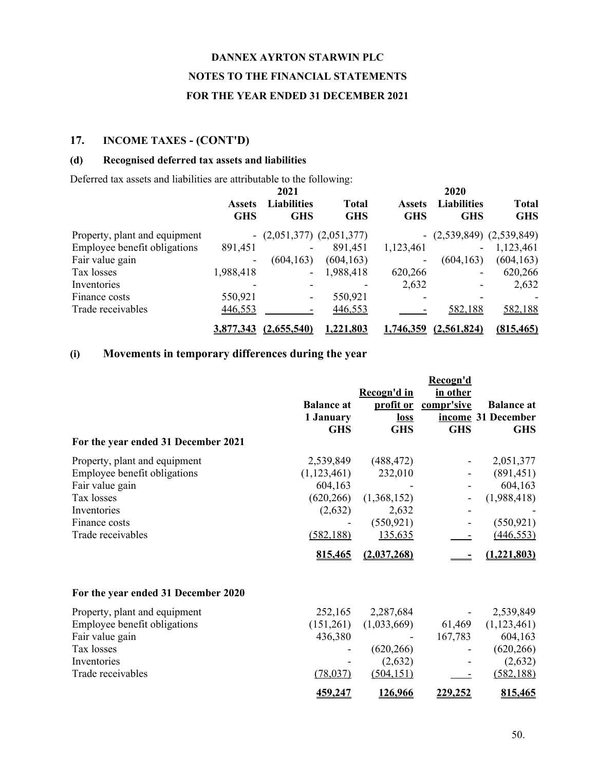# DANNEX AYRTON STARWIN PLC
## NOTES TO THE FINANCIAL STATEMENTS
## FOR THE YEAR ENDED 31 DECEMBER 2021

### 17. INCOME TAXES - (CONT'D)

#### (d) Recognised deferred tax assets and liabilities

Deferred tax assets and liabilities are attributable to the following:

| | 2021 | | | 2020 | | |
|---|---|---|---|---|---|---|
| | Assets GHS | Liabilities GHS | Total GHS | Assets GHS | Liabilities GHS | Total GHS |
| Property, plant and equipment | - | (2,051,377) | (2,051,377) | - | (2,539,849) | (2,539,849) |
| Employee benefit obligations | 891,451 | - | 891,451 | 1,123,461 | - | 1,123,461 |
| Fair value gain | - | (604,163) | (604,163) | - | (604,163) | (604,163) |
| Tax losses | 1,988,418 | - | 1,988,418 | 620,266 | - | 620,266 |
| Inventories | - | - | - | 2,632 | - | 2,632 |
| Finance costs | 550,921 | - | 550,921 | - | - | - |
| Trade receivables | 446,553 | - | 446,553 | - | 582,188 | 582,188 |
| | **3,877,343** | **(2,655,540)** | **1,221,803** | **1,746,359** | **(2,561,824)** | **(815,465)** |

#### (i) Movements in temporary differences during the year

| | Balance at 1 January GHS | Recogn'd in profit or loss GHS | Recogn'd in other compr'sive income GHS | Balance at 31 December GHS |
|---|---|---|---|---|
| **For the year ended 31 December 2021** | | | | |
| Property, plant and equipment | 2,539,849 | (488,472) | - | 2,051,377 |
| Employee benefit obligations | (1,123,461) | 232,010 | - | (891,451) |
| Fair value gain | 604,163 | - | - | 604,163 |
| Tax losses | (620,266) | (1,368,152) | - | (1,988,418) |
| Inventories | (2,632) | 2,632 | - | - |
| Finance costs | - | (550,921) | - | (550,921) |
| Trade receivables | (582,188) | 135,635 | - | (446,553) |
| | **815,465** | **(2,037,268)** | **-** | **(1,221,803)** |
| **For the year ended 31 December 2020** | | | | |
| Property, plant and equipment | 252,165 | 2,287,684 | - | 2,539,849 |
| Employee benefit obligations | (151,261) | (1,033,669) | 61,469 | (1,123,461) |
| Fair value gain | 436,380 | - | 167,783 | 604,163 |
| Tax losses | - | (620,266) | - | (620,266) |
| Inventories | - | (2,632) | - | (2,632) |
| Trade receivables | (78,037) | (504,151) | - | (582,188) |
| | **459,247** | **126,966** | **229,252** | **815,465** |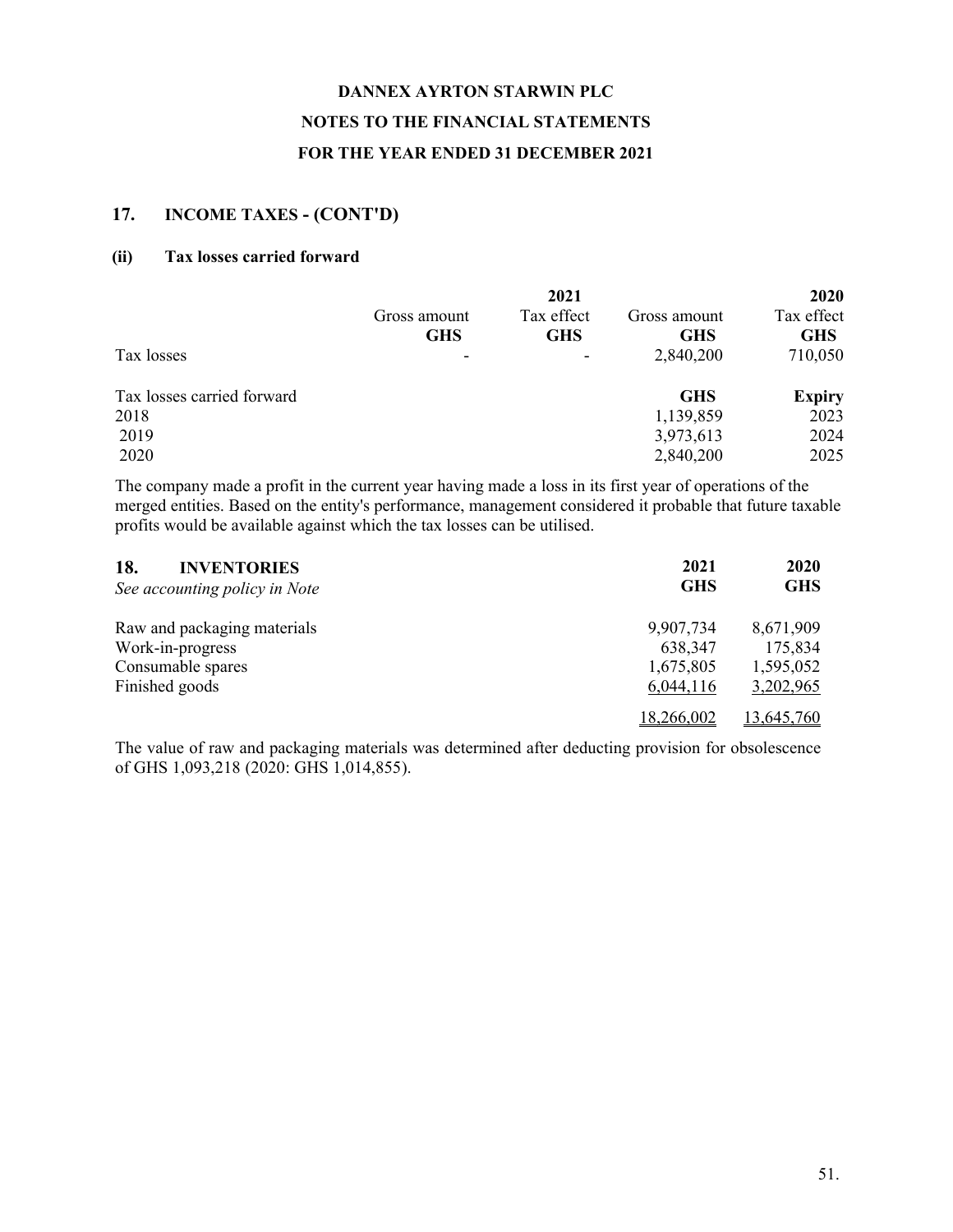# DANNEX AYRTON STARWIN PLC

## NOTES TO THE FINANCIAL STATEMENTS

## FOR THE YEAR ENDED 31 DECEMBER 2021

## 17. INCOME TAXES - (CONT'D)

### (ii) Tax losses carried forward

| | 2021 | | 2020 | |
|---|---|---|---|---|
| | Gross amount | Tax effect | Gross amount | Tax effect |
| | **GHS** | **GHS** | **GHS** | **GHS** |
| Tax losses | - | - | 2,840,200 | 710,050 |

| Tax losses carried forward | GHS | Expiry |
|---|---|---|
| 2018 | 1,139,859 | 2023 |
| 2019 | 3,973,613 | 2024 |
| 2020 | 2,840,200 | 2025 |

The company made a profit in the current year having made a loss in its first year of operations of the merged entities. Based on the entity's performance, management considered it probable that future taxable profits would be available against which the tax losses can be utilised.

## 18. INVENTORIES

*See accounting policy in Note*

| | 2021 | 2020 |
|---|---|---|
| | **GHS** | **GHS** |
| Raw and packaging materials | 9,907,734 | 8,671,909 |
| Work-in-progress | 638,347 | 175,834 |
| Consumable spares | 1,675,805 | 1,595,052 |
| Finished goods | 6,044,116 | 3,202,965 |
| | 18,266,002 | 13,645,760 |

The value of raw and packaging materials was determined after deducting provision for obsolescence of GHS 1,093,218 (2020: GHS 1,014,855).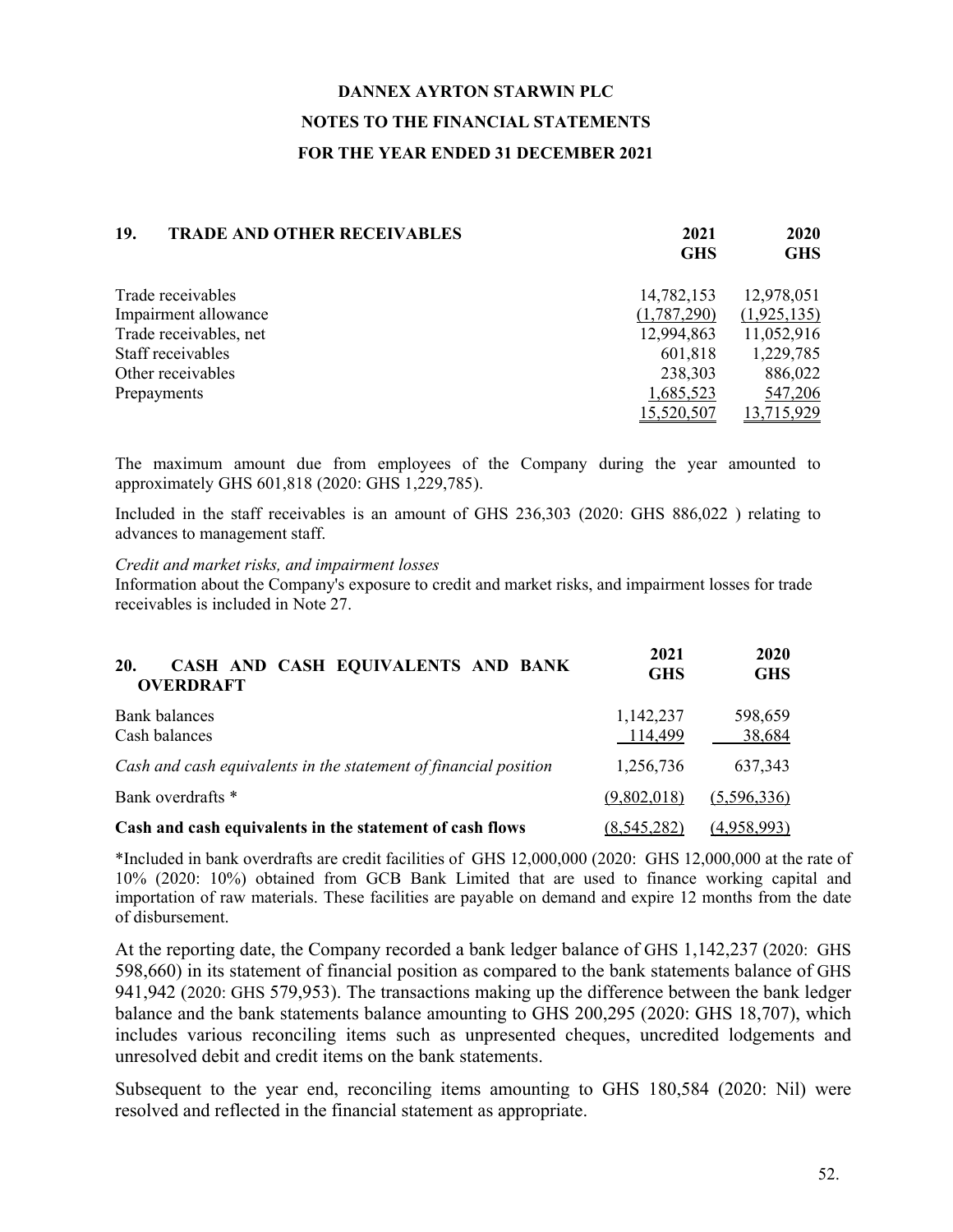# DANNEX AYRTON STARWIN PLC

## NOTES TO THE FINANCIAL STATEMENTS

## FOR THE YEAR ENDED 31 DECEMBER 2021

| **19. TRADE AND OTHER RECEIVABLES** | **2021 GHS** | **2020 GHS** |
|---|---|---|
| Trade receivables | 14,782,153 | 12,978,051 |
| Impairment allowance | (1,787,290) | (1,925,135) |
| Trade receivables, net | 12,994,863 | 11,052,916 |
| Staff receivables | 601,818 | 1,229,785 |
| Other receivables | 238,303 | 886,022 |
| Prepayments | 1,685,523 | 547,206 |
| | 15,520,507 | 13,715,929 |

The maximum amount due from employees of the Company during the year amounted to approximately GHS 601,818 (2020: GHS 1,229,785).

Included in the staff receivables is an amount of GHS 236,303 (2020: GHS 886,022 ) relating to advances to management staff.

*Credit and market risks, and impairment losses*

Information about the Company's exposure to credit and market risks, and impairment losses for trade receivables is included in Note 27.

| **20. CASH AND CASH EQUIVALENTS AND BANK OVERDRAFT** | **2021 GHS** | **2020 GHS** |
|---|---|---|
| Bank balances | 1,142,237 | 598,659 |
| Cash balances | 114,499 | 38,684 |
| *Cash and cash equivalents in the statement of financial position* | 1,256,736 | 637,343 |
| Bank overdrafts * | (9,802,018) | (5,596,336) |
| **Cash and cash equivalents in the statement of cash flows** | (8,545,282) | (4,958,993) |

*Included in bank overdrafts are credit facilities of GHS 12,000,000 (2020: GHS 12,000,000 at the rate of 10% (2020: 10%) obtained from GCB Bank Limited that are used to finance working capital and importation of raw materials. These facilities are payable on demand and expire 12 months from the date of disbursement.

At the reporting date, the Company recorded a bank ledger balance of GHS 1,142,237 (2020: GHS 598,660) in its statement of financial position as compared to the bank statements balance of GHS 941,942 (2020: GHS 579,953). The transactions making up the difference between the bank ledger balance and the bank statements balance amounting to GHS 200,295 (2020: GHS 18,707), which includes various reconciling items such as unpresented cheques, uncredited lodgements and unresolved debit and credit items on the bank statements.

Subsequent to the year end, reconciling items amounting to GHS 180,584 (2020: Nil) were resolved and reflected in the financial statement as appropriate.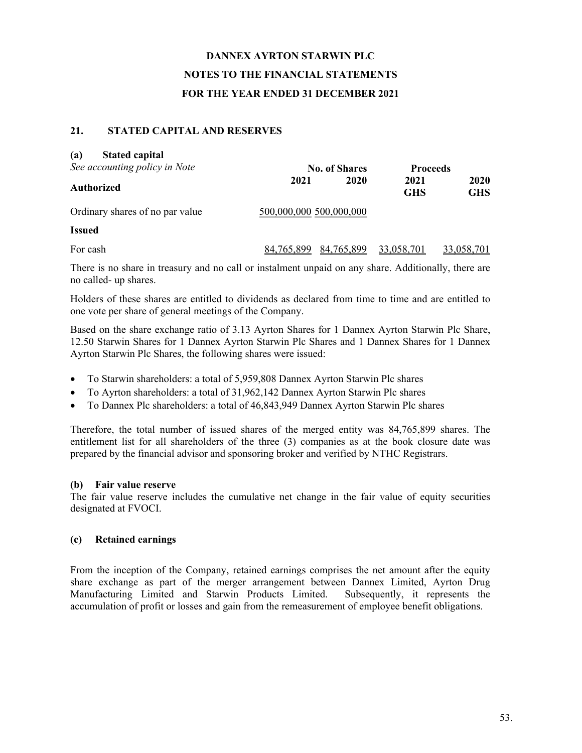## 21. STATED CAPITAL AND RESERVES

### (a) Stated capital

*See accounting policy in Note*

| | No. of Shares | | Proceeds | |
|---|---|---|---|---|
| **Authorized** | **2021** | **2020** | **2021 GHS** | **2020 GHS** |
| Ordinary shares of no par value | 500,000,000 | 500,000,000 | | |
| **Issued** | | | | |
| For cash | 84,765,899 | 84,765,899 | 33,058,701 | 33,058,701 |

There is no share in treasury and no call or instalment unpaid on any share. Additionally, there are no called- up shares.

Holders of these shares are entitled to dividends as declared from time to time and are entitled to one vote per share of general meetings of the Company.

Based on the share exchange ratio of 3.13 Ayrton Shares for 1 Dannex Ayrton Starwin Plc Share, 12.50 Starwin Shares for 1 Dannex Ayrton Starwin Plc Shares and 1 Dannex Shares for 1 Dannex Ayrton Starwin Plc Shares, the following shares were issued:

- To Starwin shareholders: a total of 5,959,808 Dannex Ayrton Starwin Plc shares
- To Ayrton shareholders: a total of 31,962,142 Dannex Ayrton Starwin Plc shares
- To Dannex Plc shareholders: a total of 46,843,949 Dannex Ayrton Starwin Plc shares

Therefore, the total number of issued shares of the merged entity was 84,765,899 shares. The entitlement list for all shareholders of the three (3) companies as at the book closure date was prepared by the financial advisor and sponsoring broker and verified by NTHC Registrars.

### (b) Fair value reserve

The fair value reserve includes the cumulative net change in the fair value of equity securities designated at FVOCI.

### (c) Retained earnings

From the inception of the Company, retained earnings comprises the net amount after the equity share exchange as part of the merger arrangement between Dannex Limited, Ayrton Drug Manufacturing Limited and Starwin Products Limited. Subsequently, it represents the accumulation of profit or losses and gain from the remeasurement of employee benefit obligations.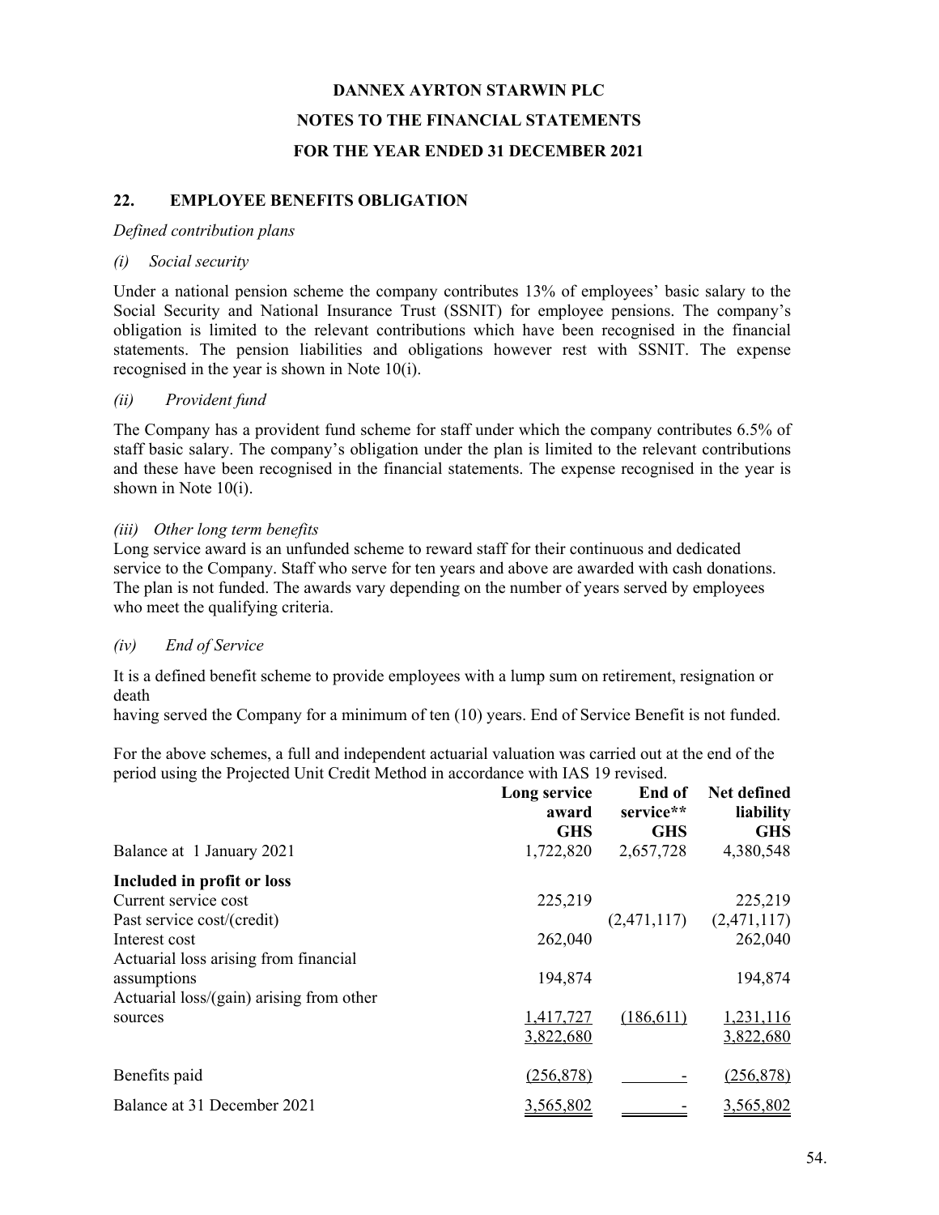**DANNEX AYRTON STARWIN PLC**

**NOTES TO THE FINANCIAL STATEMENTS**

**FOR THE YEAR ENDED 31 DECEMBER 2021**

## 22. EMPLOYEE BENEFITS OBLIGATION

*Defined contribution plans*

*(i) Social security*

Under a national pension scheme the company contributes 13% of employees' basic salary to the Social Security and National Insurance Trust (SSNIT) for employee pensions. The company's obligation is limited to the relevant contributions which have been recognised in the financial statements. The pension liabilities and obligations however rest with SSNIT. The expense recognised in the year is shown in Note 10(i).

*(ii) Provident fund*

The Company has a provident fund scheme for staff under which the company contributes 6.5% of staff basic salary. The company's obligation under the plan is limited to the relevant contributions and these have been recognised in the financial statements. The expense recognised in the year is shown in Note 10(i).

*(iii) Other long term benefits*

Long service award is an unfunded scheme to reward staff for their continuous and dedicated service to the Company. Staff who serve for ten years and above are awarded with cash donations. The plan is not funded. The awards vary depending on the number of years served by employees who meet the qualifying criteria.

*(iv) End of Service*

It is a defined benefit scheme to provide employees with a lump sum on retirement, resignation or death
having served the Company for a minimum of ten (10) years. End of Service Benefit is not funded.

For the above schemes, a full and independent actuarial valuation was carried out at the end of the period using the Projected Unit Credit Method in accordance with IAS 19 revised.

| | Long service award GHS | End of service** GHS | Net defined liability GHS |
|---|---|---|---|
| Balance at 1 January 2021 | 1,722,820 | 2,657,728 | 4,380,548 |
| **Included in profit or loss** | | | |
| Current service cost | 225,219 | | 225,219 |
| Past service cost/(credit) | | (2,471,117) | (2,471,117) |
| Interest cost | 262,040 | | 262,040 |
| Actuarial loss arising from financial assumptions | 194,874 | | 194,874 |
| Actuarial loss/(gain) arising from other sources | 1,417,727 | (186,611) | 1,231,116 |
| | 3,822,680 | | 3,822,680 |
| Benefits paid | (256,878) | - | (256,878) |
| Balance at 31 December 2021 | 3,565,802 | - | 3,565,802 |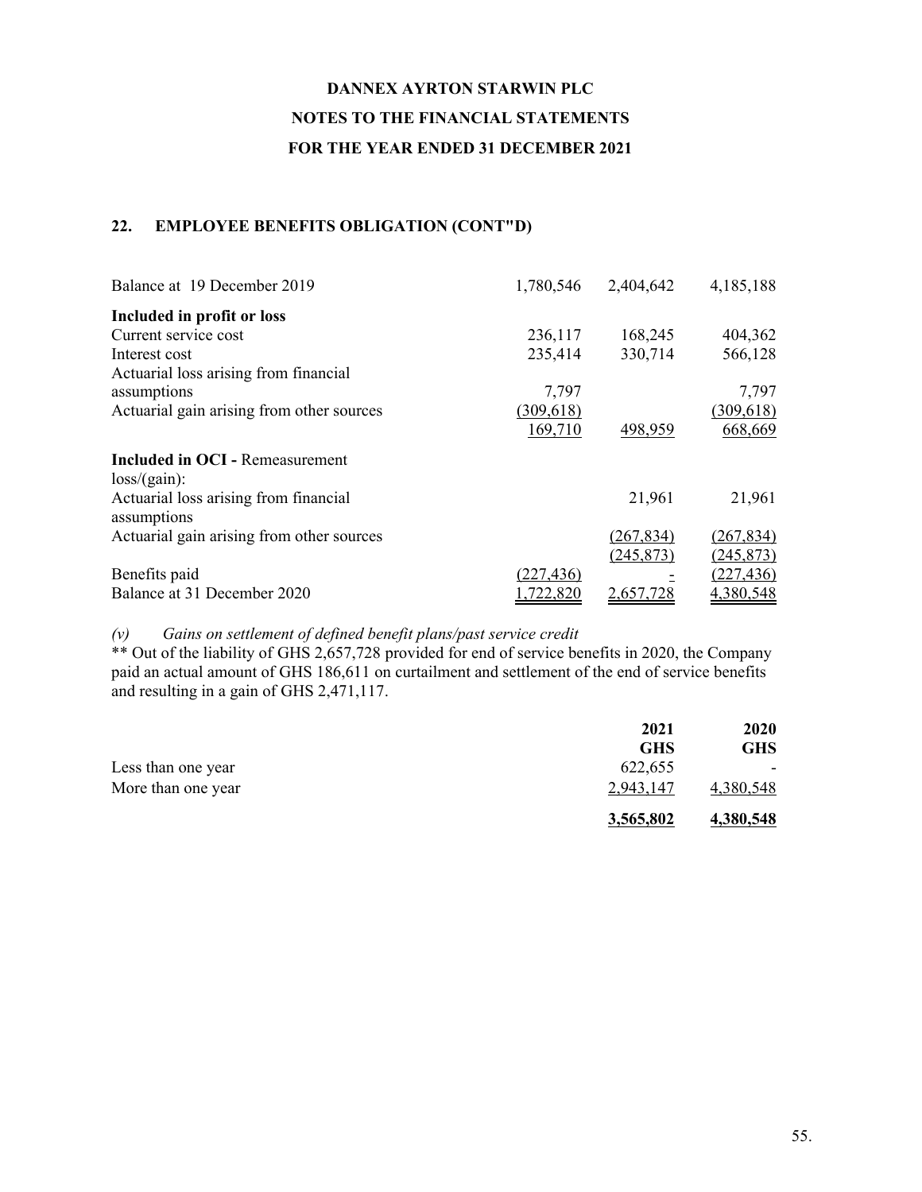# DANNEX AYRTON STARWIN PLC

## NOTES TO THE FINANCIAL STATEMENTS

## FOR THE YEAR ENDED 31 DECEMBER 2021

### 22. EMPLOYEE BENEFITS OBLIGATION (CONT"D)

| | | | |
|---|---|---|---|
| Balance at 19 December 2019 | 1,780,546 | 2,404,642 | 4,185,188 |
| **Included in profit or loss** | | | |
| Current service cost | 236,117 | 168,245 | 404,362 |
| Interest cost | 235,414 | 330,714 | 566,128 |
| Actuarial loss arising from financial assumptions | 7,797 | | 7,797 |
| Actuarial gain arising from other sources | (309,618) | | (309,618) |
| | 169,710 | 498,959 | 668,669 |
| **Included in OCI -** Remeasurement loss/(gain): | | | |
| Actuarial loss arising from financial assumptions | | 21,961 | 21,961 |
| Actuarial gain arising from other sources | | (267,834) | (267,834) |
| | | (245,873) | (245,873) |
| Benefits paid | (227,436) | - | (227,436) |
| Balance at 31 December 2020 | 1,722,820 | 2,657,728 | 4,380,548 |

*(v) Gains on settlement of defined benefit plans/past service credit*

** Out of the liability of GHS 2,657,728 provided for end of service benefits in 2020, the Company paid an actual amount of GHS 186,611 on curtailment and settlement of the end of service benefits and resulting in a gain of GHS 2,471,117.

| | 2021 GHS | 2020 GHS |
|---|---|---|
| Less than one year | 622,655 | - |
| More than one year | 2,943,147 | 4,380,548 |
| | **3,565,802** | **4,380,548** |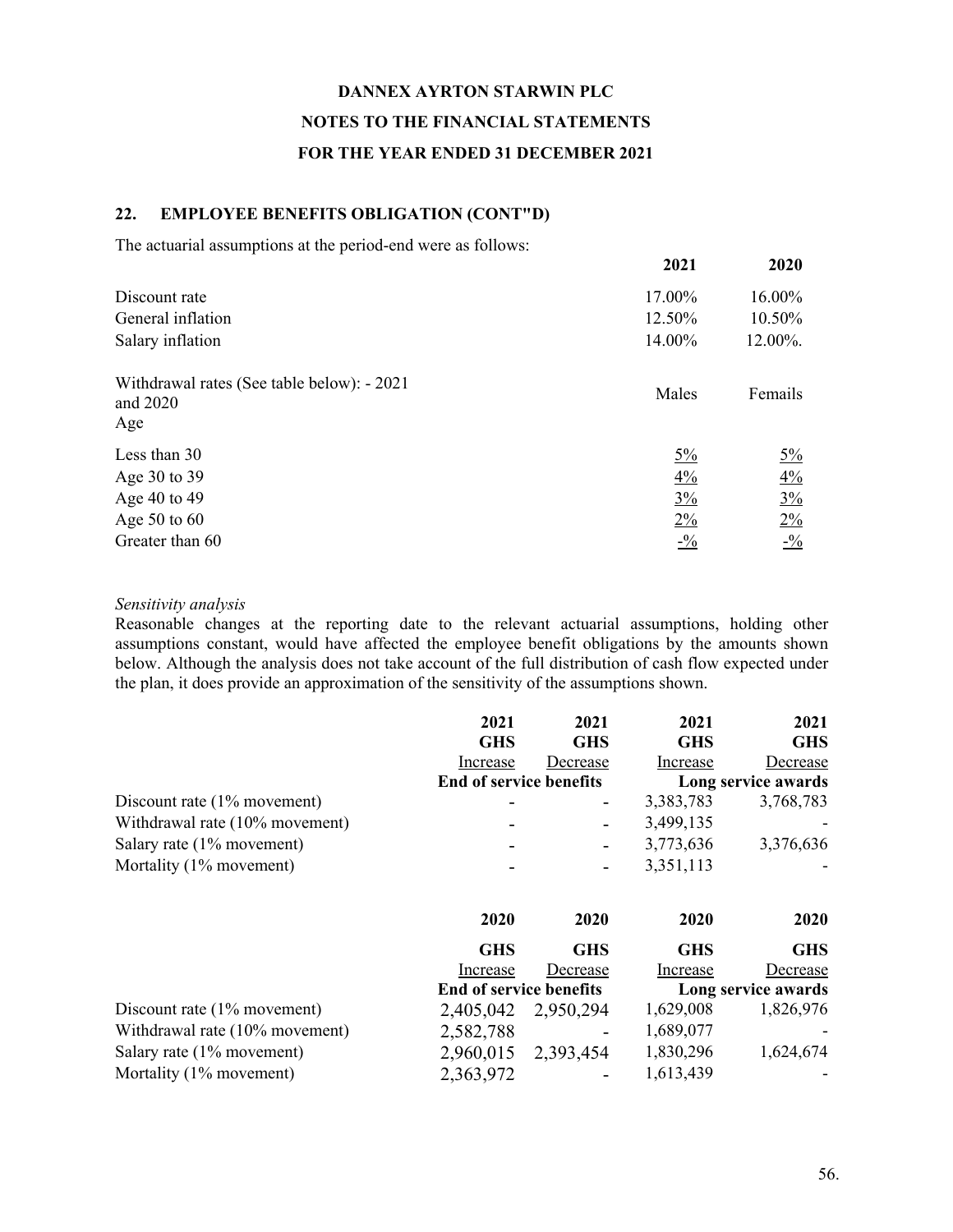**DANNEX AYRTON STARWIN PLC**

**NOTES TO THE FINANCIAL STATEMENTS**

**FOR THE YEAR ENDED 31 DECEMBER 2021**

## 22. EMPLOYEE BENEFITS OBLIGATION (CONT"D)

The actuarial assumptions at the period-end were as follows:

| | 2021 | 2020 |
|---|---|---|
| Discount rate | 17.00% | 16.00% |
| General inflation | 12.50% | 10.50% |
| Salary inflation | 14.00% | 12.00%. |

| Withdrawal rates (See table below): - 2021 and 2020<br>Age | Males | Femails |
|---|---|---|
| Less than 30 | 5% | 5% |
| Age 30 to 39 | 4% | 4% |
| Age 40 to 49 | 3% | 3% |
| Age 50 to 60 | 2% | 2% |
| Greater than 60 | -% | -% |

*Sensitivity analysis*

Reasonable changes at the reporting date to the relevant actuarial assumptions, holding other assumptions constant, would have affected the employee benefit obligations by the amounts shown below. Although the analysis does not take account of the full distribution of cash flow expected under the plan, it does provide an approximation of the sensitivity of the assumptions shown.

| | 2021 | 2021 | 2021 | 2021 |
|---|---|---|---|---|
| | GHS | GHS | GHS | GHS |
| | Increase | Decrease | Increase | Decrease |
| | End of service benefits | | Long service awards | |
| Discount rate (1% movement) | - | - | 3,383,783 | 3,768,783 |
| Withdrawal rate (10% movement) | - | - | 3,499,135 | - |
| Salary rate (1% movement) | - | - | 3,773,636 | 3,376,636 |
| Mortality (1% movement) | - | - | 3,351,113 | - |

| | 2020 | 2020 | 2020 | 2020 |
|---|---|---|---|---|
| | GHS | GHS | GHS | GHS |
| | Increase | Decrease | Increase | Decrease |
| | End of service benefits | | Long service awards | |
| Discount rate (1% movement) | 2,405,042 | 2,950,294 | 1,629,008 | 1,826,976 |
| Withdrawal rate (10% movement) | 2,582,788 | - | 1,689,077 | - |
| Salary rate (1% movement) | 2,960,015 | 2,393,454 | 1,830,296 | 1,624,674 |
| Mortality (1% movement) | 2,363,972 | - | 1,613,439 | - |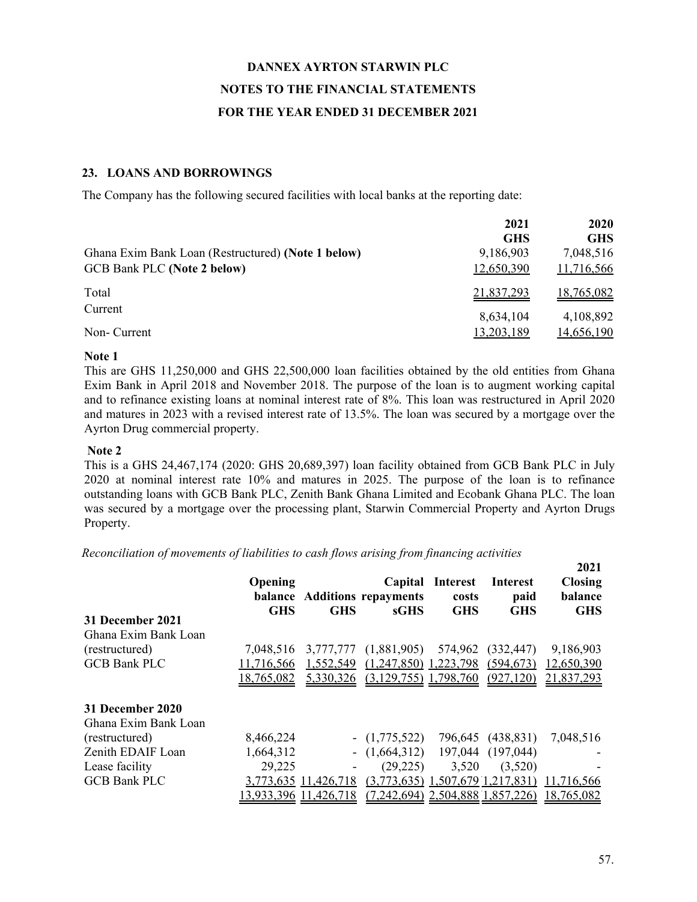# DANNEX AYRTON STARWIN PLC

# NOTES TO THE FINANCIAL STATEMENTS

# FOR THE YEAR ENDED 31 DECEMBER 2021

## 23. LOANS AND BORROWINGS

The Company has the following secured facilities with local banks at the reporting date:

| | 2021 GHS | 2020 GHS |
|---|---|---|
| Ghana Exim Bank Loan (Restructured) **(Note 1 below)** | 9,186,903 | 7,048,516 |
| GCB Bank PLC **(Note 2 below)** | 12,650,390 | 11,716,566 |
| Total | 21,837,293 | 18,765,082 |
| Current | 8,634,104 | 4,108,892 |
| Non- Current | 13,203,189 | 14,656,190 |

**Note 1**

This are GHS 11,250,000 and GHS 22,500,000 loan facilities obtained by the old entities from Ghana Exim Bank in April 2018 and November 2018. The purpose of the loan is to augment working capital and to refinance existing loans at nominal interest rate of 8%. This loan was restructured in April 2020 and matures in 2023 with a revised interest rate of 13.5%. The loan was secured by a mortgage over the Ayrton Drug commercial property.

**Note 2**

This is a GHS 24,467,174 (2020: GHS 20,689,397) loan facility obtained from GCB Bank PLC in July 2020 at nominal interest rate 10% and matures in 2025. The purpose of the loan is to refinance outstanding loans with GCB Bank PLC, Zenith Bank Ghana Limited and Ecobank Ghana PLC. The loan was secured by a mortgage over the processing plant, Starwin Commercial Property and Ayrton Drugs Property.

*Reconciliation of movements of liabilities to cash flows arising from financing activities*

| | Opening balance GHS | Additions GHS | Capital repayments sGHS | Interest costs GHS | Interest paid GHS | 2021 Closing balance GHS |
|---|---|---|---|---|---|---|
| **31 December 2021** | | | | | | |
| Ghana Exim Bank Loan (restructured) | 7,048,516 | 3,777,777 | (1,881,905) | 574,962 | (332,447) | 9,186,903 |
| GCB Bank PLC | 11,716,566 | 1,552,549 | (1,247,850) | 1,223,798 | (594,673) | 12,650,390 |
| | 18,765,082 | 5,330,326 | (3,129,755) | 1,798,760 | (927,120) | 21,837,293 |
| **31 December 2020** | | | | | | |
| Ghana Exim Bank Loan (restructured) | 8,466,224 | - | (1,775,522) | 796,645 | (438,831) | 7,048,516 |
| Zenith EDAIF Loan | 1,664,312 | - | (1,664,312) | 197,044 | (197,044) | - |
| Lease facility | 29,225 | - | (29,225) | 3,520 | (3,520) | - |
| GCB Bank PLC | 3,773,635 | 11,426,718 | (3,773,635) | 1,507,679 | 1,217,831) | 11,716,566 |
| | 13,933,396 | 11,426,718 | (7,242,694) | 2,504,888 | 1,857,226) | 18,765,082 |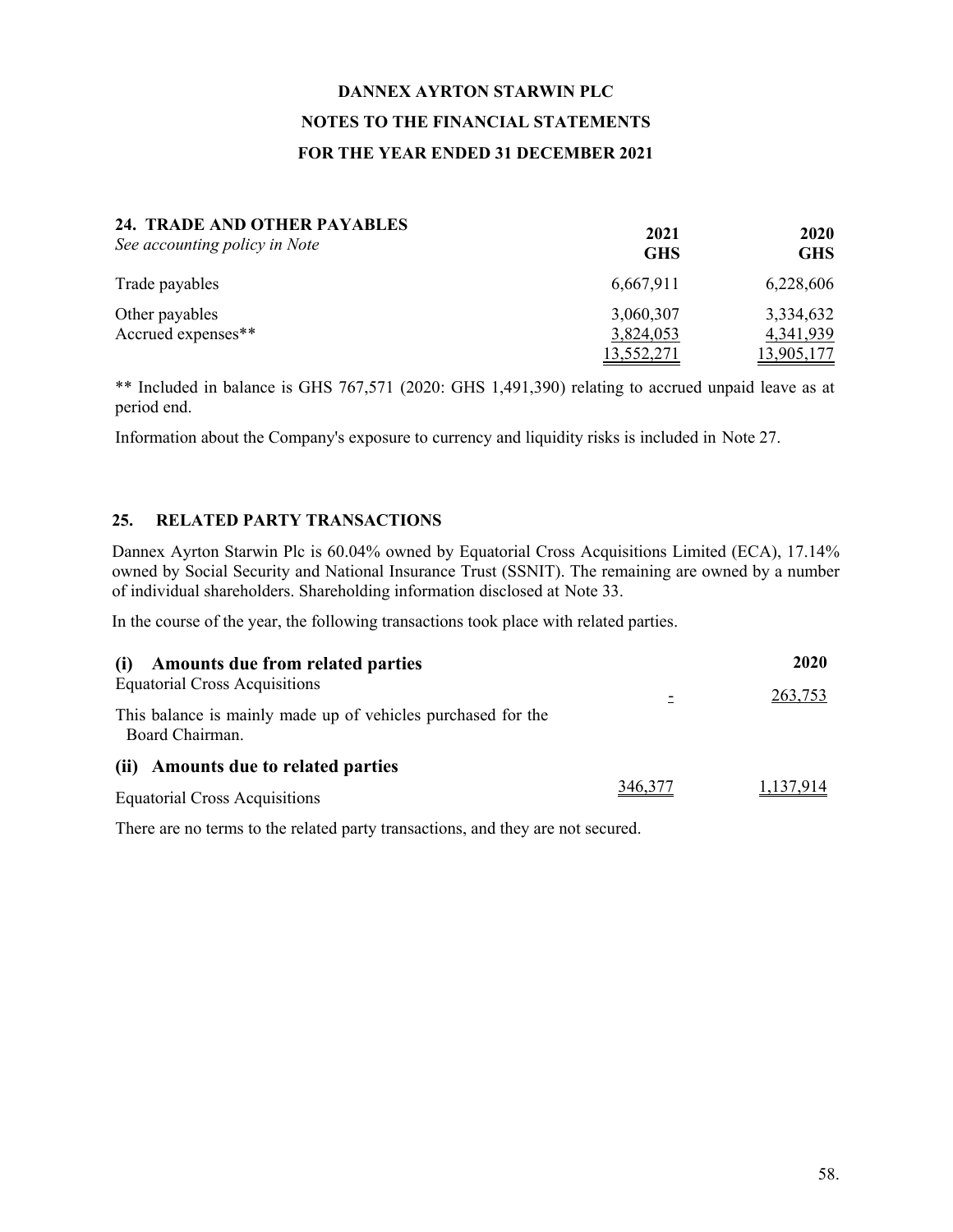# DANNEX AYRTON STARWIN PLC

## NOTES TO THE FINANCIAL STATEMENTS

## FOR THE YEAR ENDED 31 DECEMBER 2021

### 24. TRADE AND OTHER PAYABLES

*See accounting policy in Note*

| | 2021 GHS | 2020 GHS |
|---|---|---|
| Trade payables | 6,667,911 | 6,228,606 |
| Other payables | 3,060,307 | 3,334,632 |
| Accrued expenses** | 3,824,053 | 4,341,939 |
| | 13,552,271 | 13,905,177 |

** Included in balance is GHS 767,571 (2020: GHS 1,491,390) relating to accrued unpaid leave as at period end.

Information about the Company's exposure to currency and liquidity risks is included in Note 27.

### 25. RELATED PARTY TRANSACTIONS

Dannex Ayrton Starwin Plc is 60.04% owned by Equatorial Cross Acquisitions Limited (ECA), 17.14% owned by Social Security and National Insurance Trust (SSNIT). The remaining are owned by a number of individual shareholders. Shareholding information disclosed at Note 33.

In the course of the year, the following transactions took place with related parties.

| | | 2020 |
|---|---|---|
| **(i) Amounts due from related parties** | | |
| Equatorial Cross Acquisitions | - | 263,753 |
| This balance is mainly made up of vehicles purchased for the Board Chairman. | | |
| **(ii) Amounts due to related parties** | | |
| Equatorial Cross Acquisitions | 346,377 | 1,137,914 |

There are no terms to the related party transactions, and they are not secured.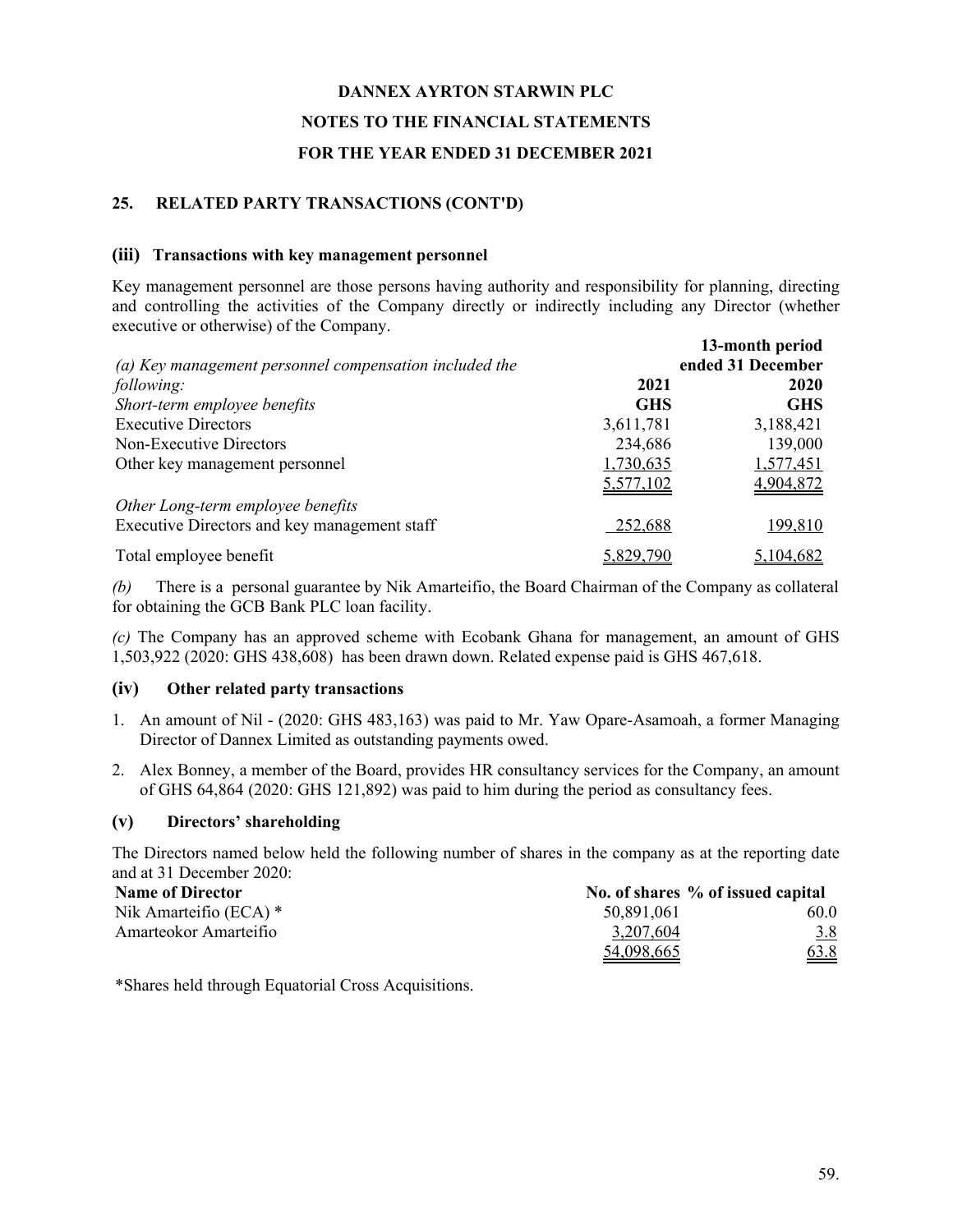# DANNEX AYRTON STARWIN PLC

## NOTES TO THE FINANCIAL STATEMENTS

## FOR THE YEAR ENDED 31 DECEMBER 2021

### 25. RELATED PARTY TRANSACTIONS (CONT'D)

#### (iii) Transactions with key management personnel

Key management personnel are those persons having authority and responsibility for planning, directing and controlling the activities of the Company directly or indirectly including any Director (whether executive or otherwise) of the Company.

| *(a) Key management personnel compensation included the following:* | 2021 | 13-month period ended 31 December 2020 |
|---|---|---|
| *Short-term employee benefits* | **GHS** | **GHS** |
| Executive Directors | 3,611,781 | 3,188,421 |
| Non-Executive Directors | 234,686 | 139,000 |
| Other key management personnel | 1,730,635 | 1,577,451 |
| | 5,577,102 | 4,904,872 |
| *Other Long-term employee benefits* | | |
| Executive Directors and key management staff | 252,688 | 199,810 |
| Total employee benefit | 5,829,790 | 5,104,682 |

*(b)* There is a personal guarantee by Nik Amarteifio, the Board Chairman of the Company as collateral for obtaining the GCB Bank PLC loan facility.

*(c)* The Company has an approved scheme with Ecobank Ghana for management, an amount of GHS 1,503,922 (2020: GHS 438,608) has been drawn down. Related expense paid is GHS 467,618.

#### (iv) Other related party transactions

1. An amount of Nil - (2020: GHS 483,163) was paid to Mr. Yaw Opare-Asamoah, a former Managing Director of Dannex Limited as outstanding payments owed.
2. Alex Bonney, a member of the Board, provides HR consultancy services for the Company, an amount of GHS 64,864 (2020: GHS 121,892) was paid to him during the period as consultancy fees.

#### (v) Directors' shareholding

The Directors named below held the following number of shares in the company as at the reporting date and at 31 December 2020:

| Name of Director | No. of shares | % of issued capital |
|---|---|---|
| Nik Amarteifio (ECA) * | 50,891,061 | 60.0 |
| Amarteokor Amarteifio | 3,207,604 | 3.8 |
| | 54,098,665 | 63.8 |

*Shares held through Equatorial Cross Acquisitions.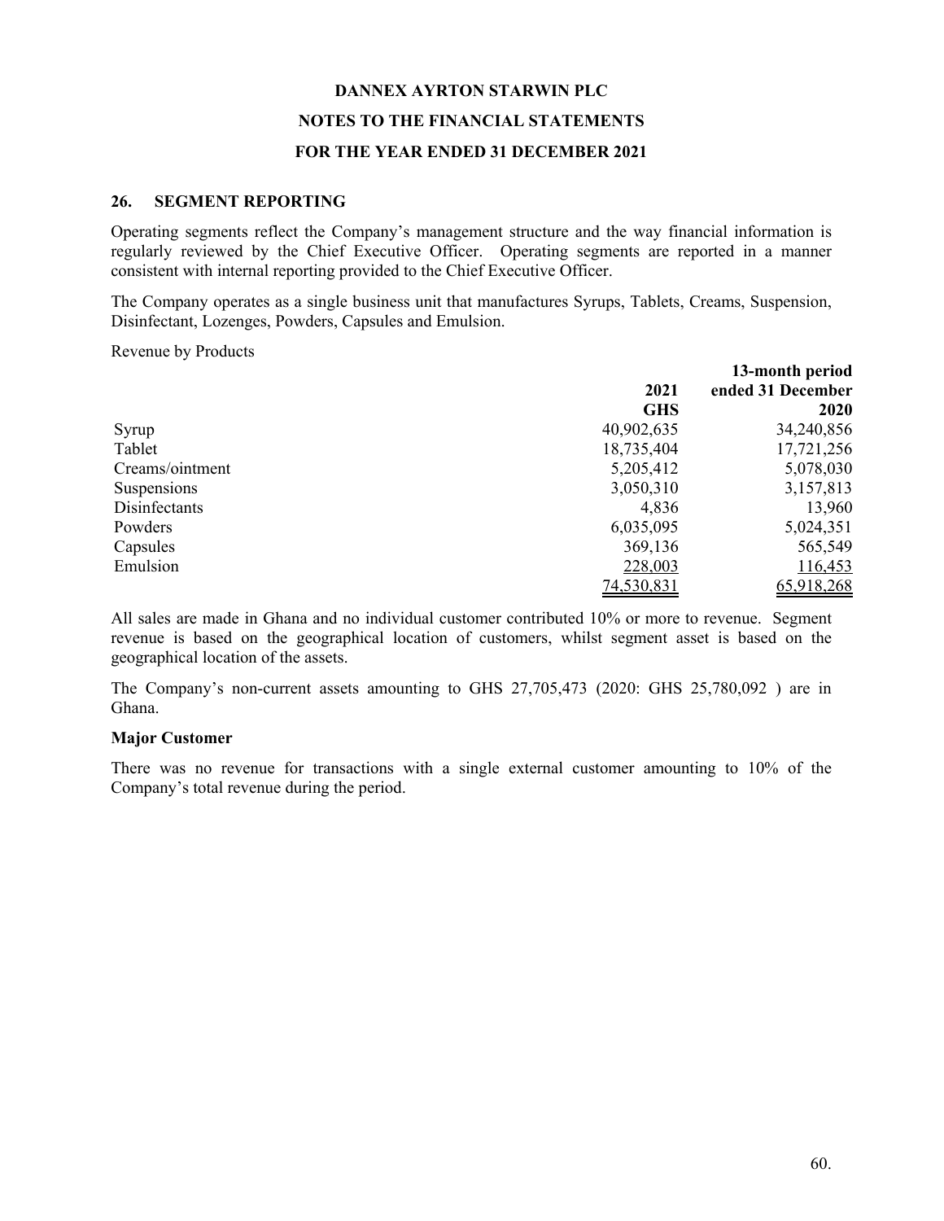# DANNEX AYRTON STARWIN PLC

## NOTES TO THE FINANCIAL STATEMENTS

## FOR THE YEAR ENDED 31 DECEMBER 2021

### 26. SEGMENT REPORTING

Operating segments reflect the Company's management structure and the way financial information is regularly reviewed by the Chief Executive Officer. Operating segments are reported in a manner consistent with internal reporting provided to the Chief Executive Officer.

The Company operates as a single business unit that manufactures Syrups, Tablets, Creams, Suspension, Disinfectant, Lozenges, Powders, Capsules and Emulsion.

Revenue by Products

| | 2021 GHS | 13-month period ended 31 December 2020 |
|---|---|---|
| Syrup | 40,902,635 | 34,240,856 |
| Tablet | 18,735,404 | 17,721,256 |
| Creams/ointment | 5,205,412 | 5,078,030 |
| Suspensions | 3,050,310 | 3,157,813 |
| Disinfectants | 4,836 | 13,960 |
| Powders | 6,035,095 | 5,024,351 |
| Capsules | 369,136 | 565,549 |
| Emulsion | 228,003 | 116,453 |
| | 74,530,831 | 65,918,268 |

All sales are made in Ghana and no individual customer contributed 10% or more to revenue. Segment revenue is based on the geographical location of customers, whilst segment asset is based on the geographical location of the assets.

The Company's non-current assets amounting to GHS 27,705,473 (2020: GHS 25,780,092 ) are in Ghana.

**Major Customer**

There was no revenue for transactions with a single external customer amounting to 10% of the Company's total revenue during the period.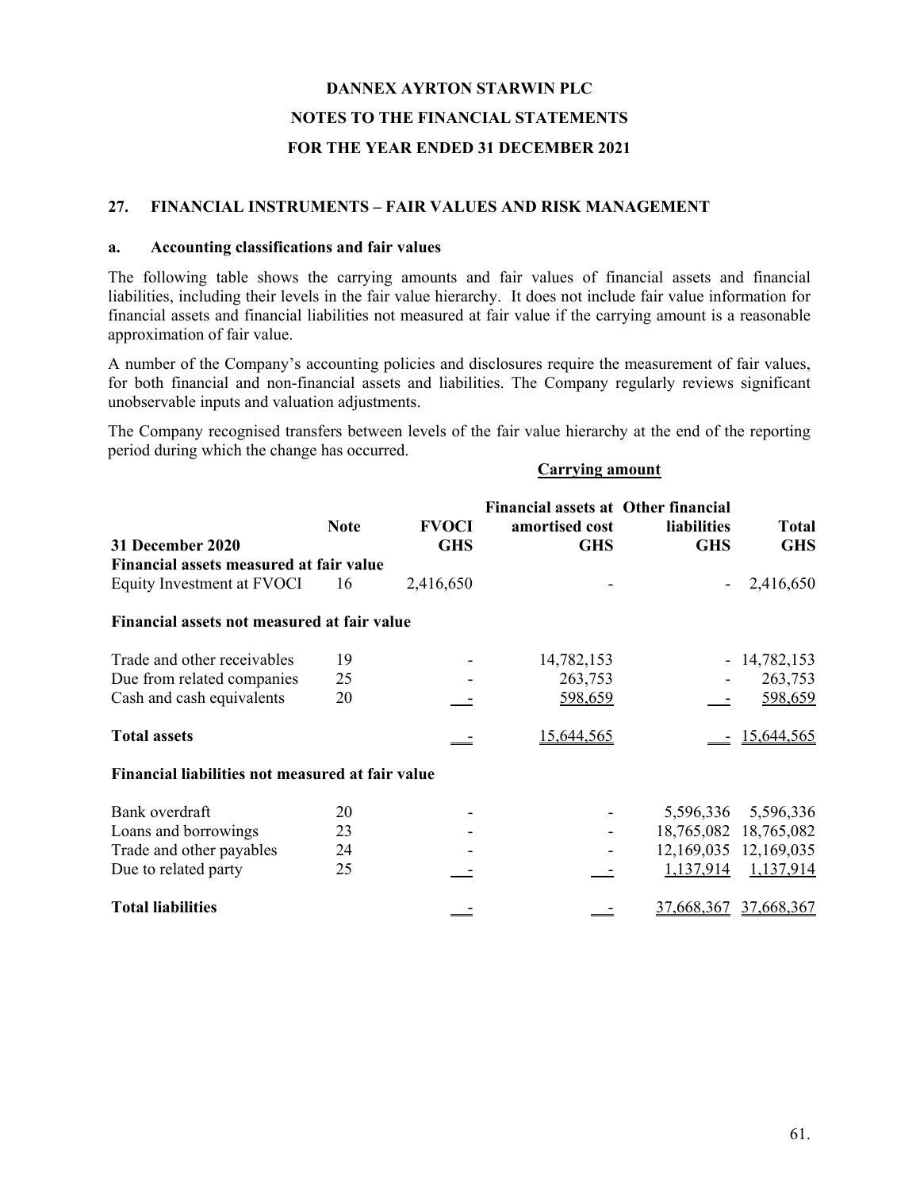# DANNEX AYRTON STARWIN PLC

## NOTES TO THE FINANCIAL STATEMENTS

## FOR THE YEAR ENDED 31 DECEMBER 2021

### 27. FINANCIAL INSTRUMENTS – FAIR VALUES AND RISK MANAGEMENT

#### a. Accounting classifications and fair values

The following table shows the carrying amounts and fair values of financial assets and financial liabilities, including their levels in the fair value hierarchy. It does not include fair value information for financial assets and financial liabilities not measured at fair value if the carrying amount is a reasonable approximation of fair value.

A number of the Company's accounting policies and disclosures require the measurement of fair values, for both financial and non-financial assets and liabilities. The Company regularly reviews significant unobservable inputs and valuation adjustments.

The Company recognised transfers between levels of the fair value hierarchy at the end of the reporting period during which the change has occurred.

| | | Carrying amount | | | |
|---|---|---|---|---|---|
| **31 December 2020** | **Note** | **FVOCI GHS** | **Financial assets at amortised cost GHS** | **Other financial liabilities GHS** | **Total GHS** |
| **Financial assets measured at fair value** | | | | | |
| Equity Investment at FVOCI | 16 | 2,416,650 | - | - | 2,416,650 |
| **Financial assets not measured at fair value** | | | | | |
| Trade and other receivables | 19 | - | 14,782,153 | - | 14,782,153 |
| Due from related companies | 25 | - | 263,753 | - | 263,753 |
| Cash and cash equivalents | 20 | - | 598,659 | - | 598,659 |
| **Total assets** | | - | 15,644,565 | - | 15,644,565 |
| **Financial liabilities not measured at fair value** | | | | | |
| Bank overdraft | 20 | - | - | 5,596,336 | 5,596,336 |
| Loans and borrowings | 23 | - | - | 18,765,082 | 18,765,082 |
| Trade and other payables | 24 | - | - | 12,169,035 | 12,169,035 |
| Due to related party | 25 | - | - | 1,137,914 | 1,137,914 |
| **Total liabilities** | | - | - | 37,668,367 | 37,668,367 |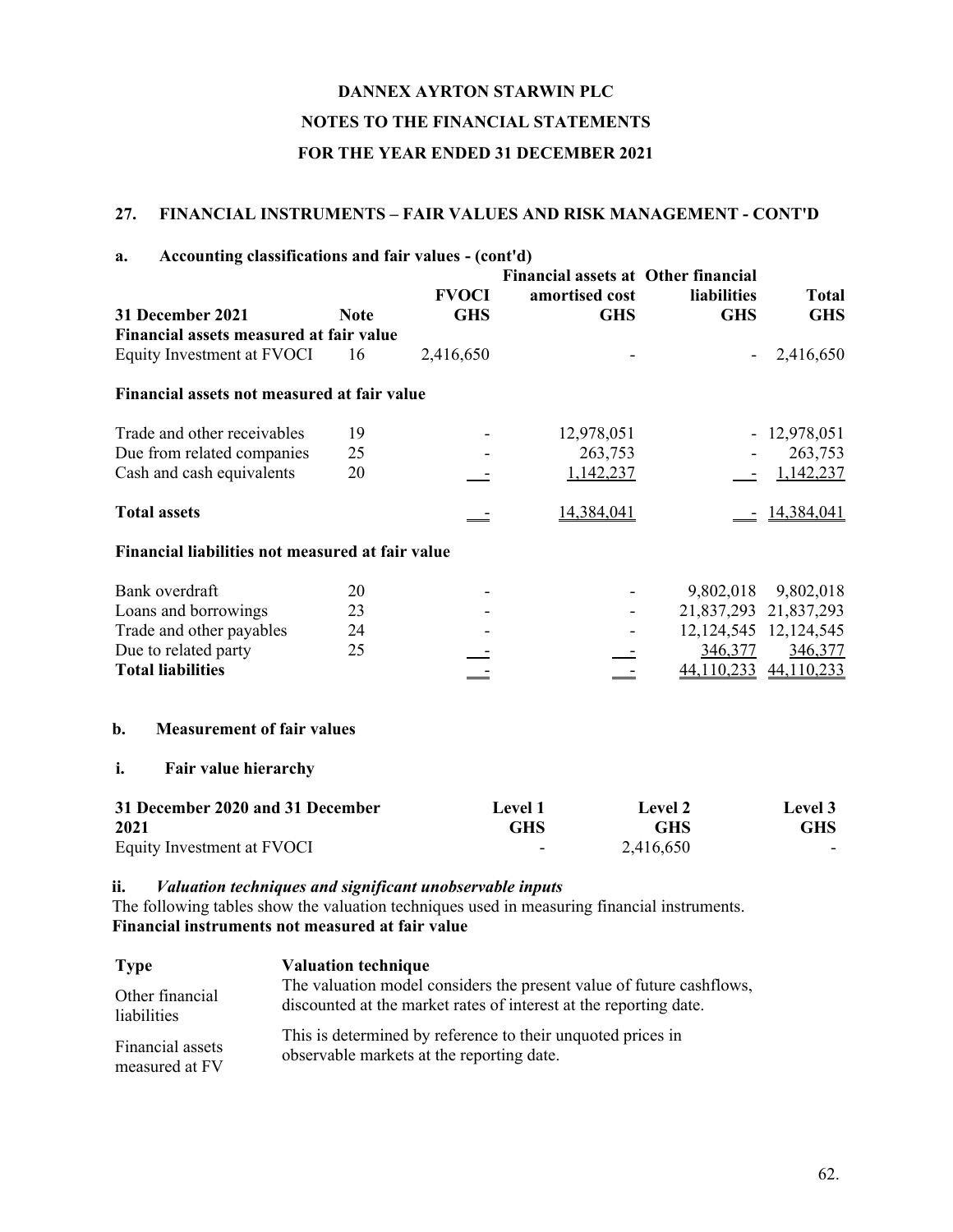## 27. FINANCIAL INSTRUMENTS – FAIR VALUES AND RISK MANAGEMENT - CONT'D

### a. Accounting classifications and fair values - (cont'd)

| 31 December 2021 | Note | FVOCI GHS | Financial assets at amortised cost GHS | Other financial liabilities GHS | Total GHS |
|---|---|---|---|---|---|
| **Financial assets measured at fair value** | | | | | |
| Equity Investment at FVOCI | 16 | 2,416,650 | - | - | 2,416,650 |
| **Financial assets not measured at fair value** | | | | | |
| Trade and other receivables | 19 | - | 12,978,051 | - | 12,978,051 |
| Due from related companies | 25 | - | 263,753 | - | 263,753 |
| Cash and cash equivalents | 20 | - | 1,142,237 | - | 1,142,237 |
| **Total assets** | | - | 14,384,041 | - | 14,384,041 |
| **Financial liabilities not measured at fair value** | | | | | |
| Bank overdraft | 20 | - | - | 9,802,018 | 9,802,018 |
| Loans and borrowings | 23 | - | - | 21,837,293 | 21,837,293 |
| Trade and other payables | 24 | - | - | 12,124,545 | 12,124,545 |
| Due to related party | 25 | - | - | 346,377 | 346,377 |
| **Total liabilities** | | - | - | 44,110,233 | 44,110,233 |

### b. Measurement of fair values

#### i. Fair value hierarchy

| 31 December 2020 and 31 December 2021 | Level 1 GHS | Level 2 GHS | Level 3 GHS |
|---|---|---|---|
| Equity Investment at FVOCI | - | 2,416,650 | - |

#### ii. *Valuation techniques and significant unobservable inputs*

The following tables show the valuation techniques used in measuring financial instruments.

**Financial instruments not measured at fair value**

| Type | Valuation technique |
|---|---|
| Other financial liabilities | The valuation model considers the present value of future cashflows, discounted at the market rates of interest at the reporting date. |
| Financial assets measured at FV | This is determined by reference to their unquoted prices in observable markets at the reporting date. |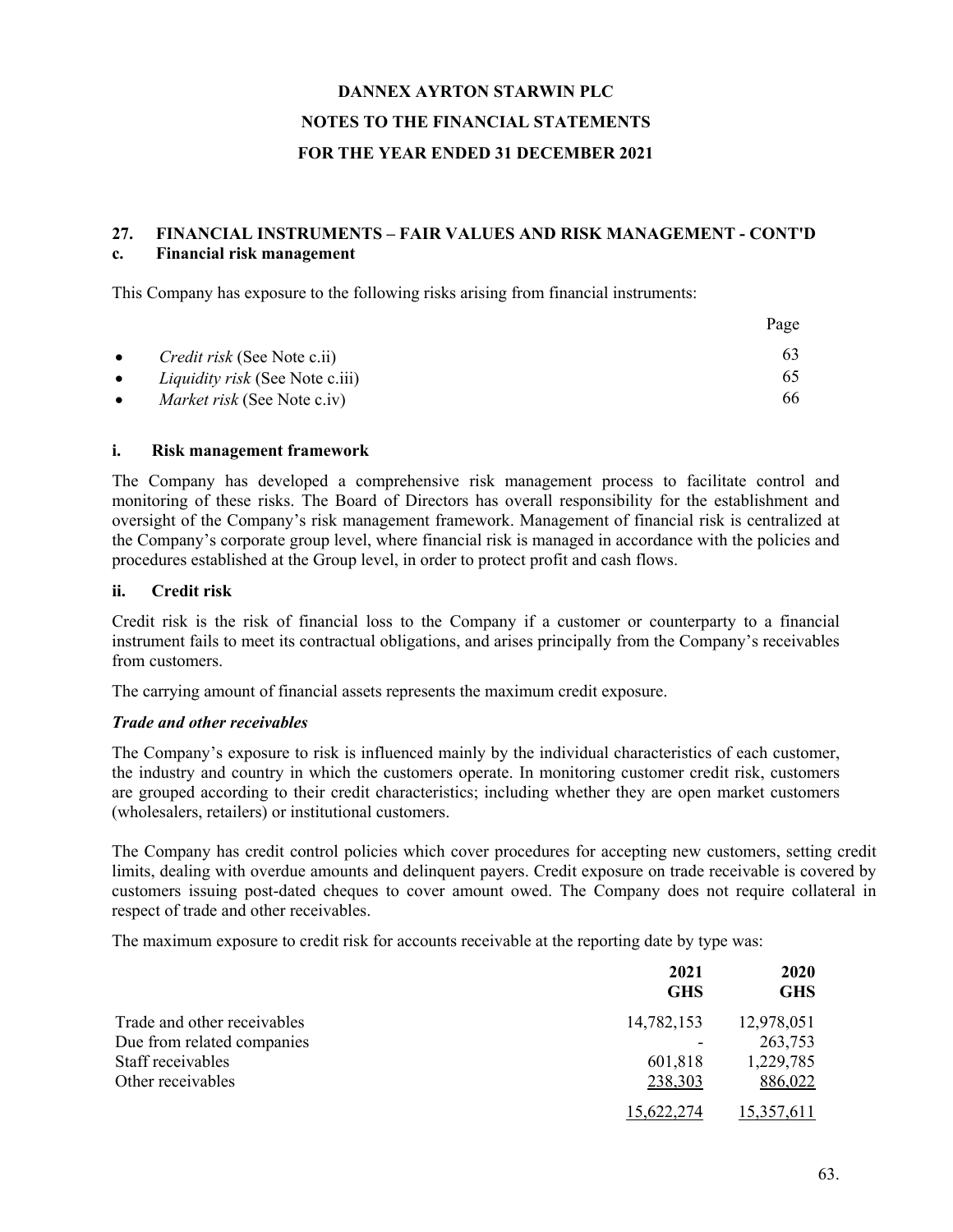# DANNEX AYRTON STARWIN PLC

## NOTES TO THE FINANCIAL STATEMENTS

## FOR THE YEAR ENDED 31 DECEMBER 2021

### 27. FINANCIAL INSTRUMENTS – FAIR VALUES AND RISK MANAGEMENT - CONT'D

### c. Financial risk management

This Company has exposure to the following risks arising from financial instruments:

| | Page |
|---|---|
| • *Credit risk* (See Note c.ii) | 63 |
| • *Liquidity risk* (See Note c.iii) | 65 |
| • *Market risk* (See Note c.iv) | 66 |

#### i. Risk management framework

The Company has developed a comprehensive risk management process to facilitate control and monitoring of these risks. The Board of Directors has overall responsibility for the establishment and oversight of the Company's risk management framework. Management of financial risk is centralized at the Company's corporate group level, where financial risk is managed in accordance with the policies and procedures established at the Group level, in order to protect profit and cash flows.

#### ii. Credit risk

Credit risk is the risk of financial loss to the Company if a customer or counterparty to a financial instrument fails to meet its contractual obligations, and arises principally from the Company's receivables from customers.

The carrying amount of financial assets represents the maximum credit exposure.

***Trade and other receivables***

The Company's exposure to risk is influenced mainly by the individual characteristics of each customer, the industry and country in which the customers operate. In monitoring customer credit risk, customers are grouped according to their credit characteristics; including whether they are open market customers (wholesalers, retailers) or institutional customers.

The Company has credit control policies which cover procedures for accepting new customers, setting credit limits, dealing with overdue amounts and delinquent payers. Credit exposure on trade receivable is covered by customers issuing post-dated cheques to cover amount owed. The Company does not require collateral in respect of trade and other receivables.

The maximum exposure to credit risk for accounts receivable at the reporting date by type was:

| | 2021 GHS | 2020 GHS |
|---|---|---|
| Trade and other receivables | 14,782,153 | 12,978,051 |
| Due from related companies | - | 263,753 |
| Staff receivables | 601,818 | 1,229,785 |
| Other receivables | 238,303 | 886,022 |
| | 15,622,274 | 15,357,611 |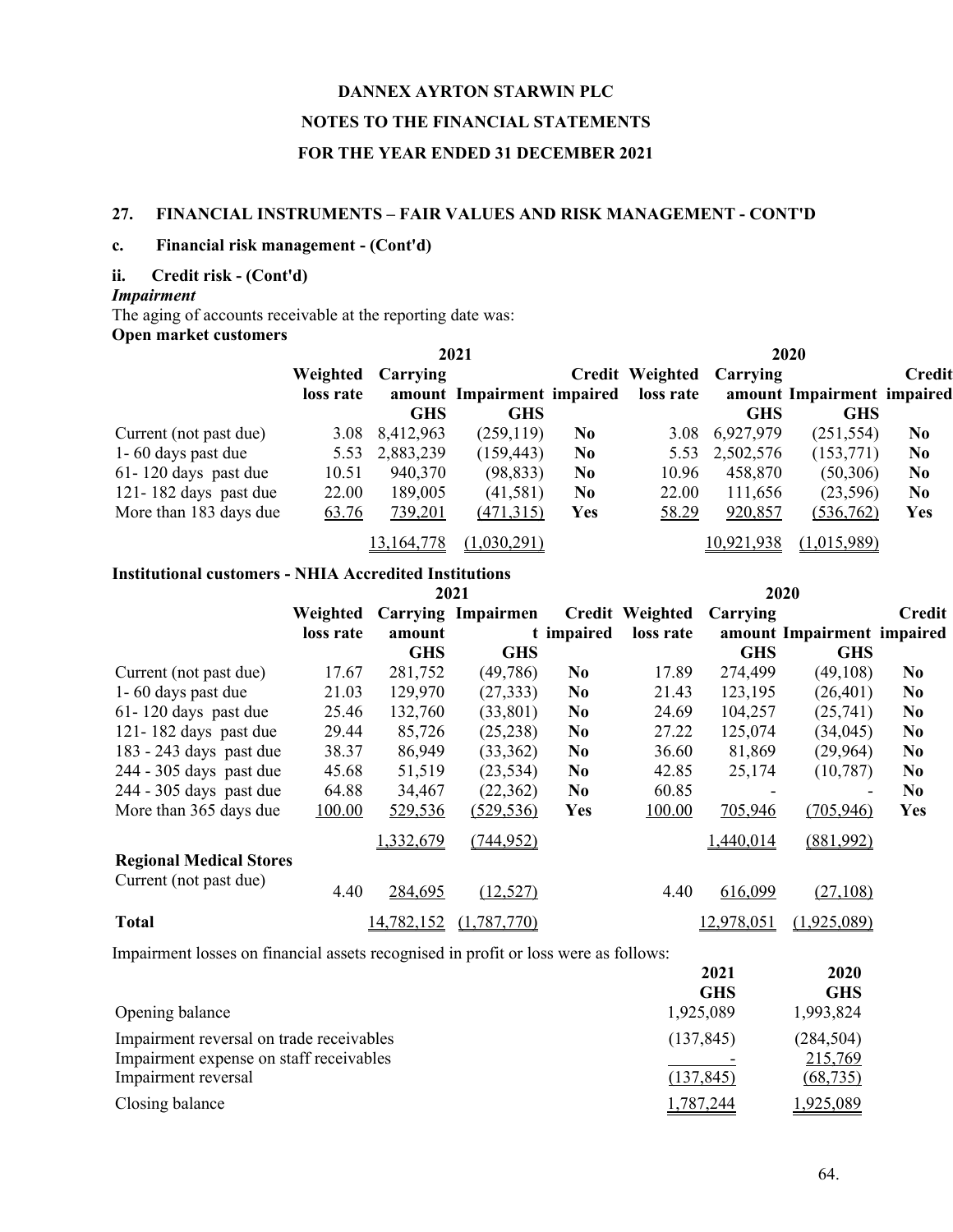# DANNEX AYRTON STARWIN PLC

## NOTES TO THE FINANCIAL STATEMENTS

## FOR THE YEAR ENDED 31 DECEMBER 2021

### 27. FINANCIAL INSTRUMENTS – FAIR VALUES AND RISK MANAGEMENT - CONT'D

#### c. Financial risk management - (Cont'd)

#### ii. Credit risk - (Cont'd)

*Impairment*

The aging of accounts receivable at the reporting date was:

**Open market customers**

| | 2021 | | | | 2020 | | | |
|---|---|---|---|---|---|---|---|---|
| | Weighted loss rate | Carrying amount GHS | Impairment GHS | Credit impaired | Weighted loss rate | Carrying amount GHS | Impairment GHS | Credit impaired |
| Current (not past due) | 3.08 | 8,412,963 | (259,119) | No | 3.08 | 6,927,979 | (251,554) | No |
| 1- 60 days past due | 5.53 | 2,883,239 | (159,443) | No | 5.53 | 2,502,576 | (153,771) | No |
| 61- 120 days past due | 10.51 | 940,370 | (98,833) | No | 10.96 | 458,870 | (50,306) | No |
| 121- 182 days past due | 22.00 | 189,005 | (41,581) | No | 22.00 | 111,656 | (23,596) | No |
| More than 183 days due | 63.76 | 739,201 | (471,315) | Yes | 58.29 | 920,857 | (536,762) | Yes |
| | | 13,164,778 | (1,030,291) | | | 10,921,938 | (1,015,989) | |

**Institutional customers - NHIA Accredited Institutions**

| | 2021 | | | | 2020 | | | |
|---|---|---|---|---|---|---|---|---|
| | Weighted loss rate | Carrying amount GHS | Impairment GHS | Credit impaired | Weighted loss rate | Carrying amount GHS | Impairment GHS | Credit impaired |
| Current (not past due) | 17.67 | 281,752 | (49,786) | No | 17.89 | 274,499 | (49,108) | No |
| 1- 60 days past due | 21.03 | 129,970 | (27,333) | No | 21.43 | 123,195 | (26,401) | No |
| 61- 120 days past due | 25.46 | 132,760 | (33,801) | No | 24.69 | 104,257 | (25,741) | No |
| 121- 182 days past due | 29.44 | 85,726 | (25,238) | No | 27.22 | 125,074 | (34,045) | No |
| 183 - 243 days past due | 38.37 | 86,949 | (33,362) | No | 36.60 | 81,869 | (29,964) | No |
| 244 - 305 days past due | 45.68 | 51,519 | (23,534) | No | 42.85 | 25,174 | (10,787) | No |
| 244 - 305 days past due | 64.88 | 34,467 | (22,362) | No | 60.85 | - | - | No |
| More than 365 days due | 100.00 | 529,536 | (529,536) | Yes | 100.00 | 705,946 | (705,946) | Yes |
| | | 1,332,679 | (744,952) | | | 1,440,014 | (881,992) | |
| **Regional Medical Stores** | | | | | | | | |
| Current (not past due) | 4.40 | 284,695 | (12,527) | | 4.40 | 616,099 | (27,108) | |
| **Total** | | 14,782,152 | (1,787,770) | | | 12,978,051 | (1,925,089) | |

Impairment losses on financial assets recognised in profit or loss were as follows:

| | 2021 GHS | 2020 GHS |
|---|---|---|
| Opening balance | 1,925,089 | 1,993,824 |
| Impairment reversal on trade receivables | (137,845) | (284,504) |
| Impairment expense on staff receivables | - | 215,769 |
| Impairment reversal | (137,845) | (68,735) |
| Closing balance | 1,787,244 | 1,925,089 |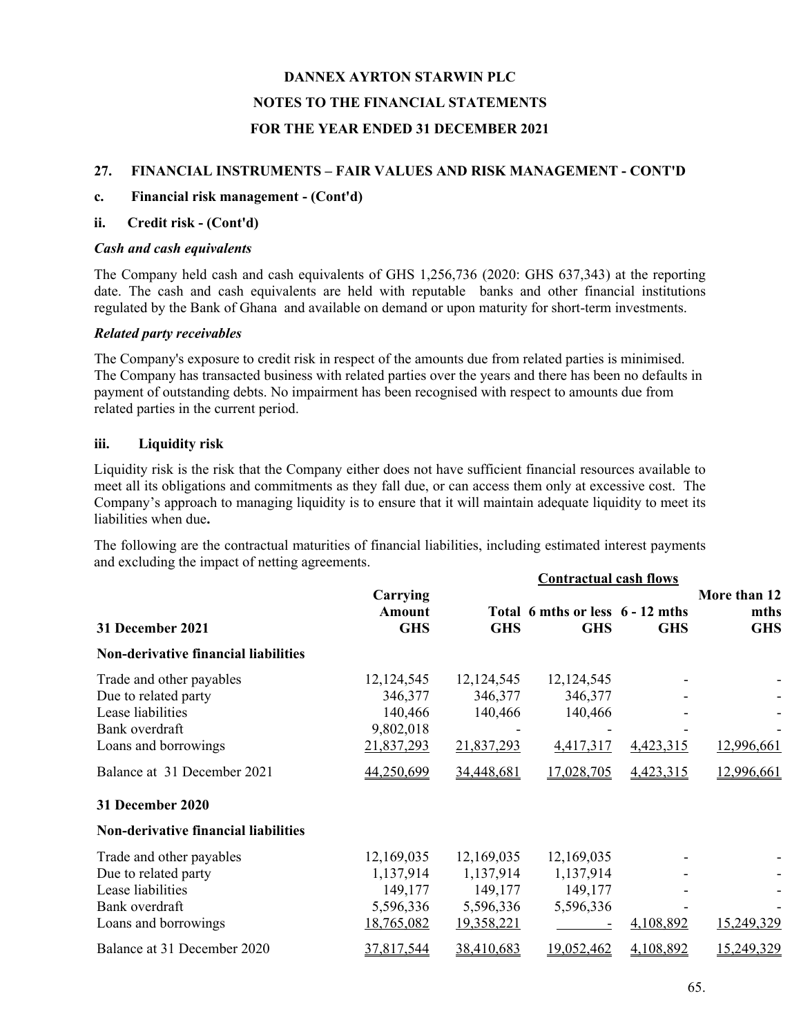**DANNEX AYRTON STARWIN PLC**

**NOTES TO THE FINANCIAL STATEMENTS**

**FOR THE YEAR ENDED 31 DECEMBER 2021**

## 27. FINANCIAL INSTRUMENTS – FAIR VALUES AND RISK MANAGEMENT - CONT'D

### c. Financial risk management - (Cont'd)

### ii. Credit risk - (Cont'd)

***Cash and cash equivalents***

The Company held cash and cash equivalents of GHS 1,256,736 (2020: GHS 637,343) at the reporting date. The cash and cash equivalents are held with reputable banks and other financial institutions regulated by the Bank of Ghana and available on demand or upon maturity for short-term investments.

***Related party receivables***

The Company's exposure to credit risk in respect of the amounts due from related parties is minimised. The Company has transacted business with related parties over the years and there has been no defaults in payment of outstanding debts. No impairment has been recognised with respect to amounts due from related parties in the current period.

### iii. Liquidity risk

Liquidity risk is the risk that the Company either does not have sufficient financial resources available to meet all its obligations and commitments as they fall due, or can access them only at excessive cost. The Company's approach to managing liquidity is to ensure that it will maintain adequate liquidity to meet its liabilities when due**.**

The following are the contractual maturities of financial liabilities, including estimated interest payments and excluding the impact of netting agreements.

| | | Contractual cash flows | | | |
|---|---|---|---|---|---|
| **31 December 2021** | **Carrying Amount GHS** | **Total GHS** | **6 mths or less GHS** | **6 - 12 mths GHS** | **More than 12 mths GHS** |
| **Non-derivative financial liabilities** | | | | | |
| Trade and other payables | 12,124,545 | 12,124,545 | 12,124,545 | - | - |
| Due to related party | 346,377 | 346,377 | 346,377 | - | - |
| Lease liabilities | 140,466 | 140,466 | 140,466 | - | - |
| Bank overdraft | 9,802,018 | - | - | - | - |
| Loans and borrowings | 21,837,293 | 21,837,293 | 4,417,317 | 4,423,315 | 12,996,661 |
| Balance at 31 December 2021 | 44,250,699 | 34,448,681 | 17,028,705 | 4,423,315 | 12,996,661 |
| **31 December 2020** | | | | | |
| **Non-derivative financial liabilities** | | | | | |
| Trade and other payables | 12,169,035 | 12,169,035 | 12,169,035 | - | - |
| Due to related party | 1,137,914 | 1,137,914 | 1,137,914 | - | - |
| Lease liabilities | 149,177 | 149,177 | 149,177 | - | - |
| Bank overdraft | 5,596,336 | 5,596,336 | 5,596,336 | - | - |
| Loans and borrowings | 18,765,082 | 19,358,221 | - | 4,108,892 | 15,249,329 |
| Balance at 31 December 2020 | 37,817,544 | 38,410,683 | 19,052,462 | 4,108,892 | 15,249,329 |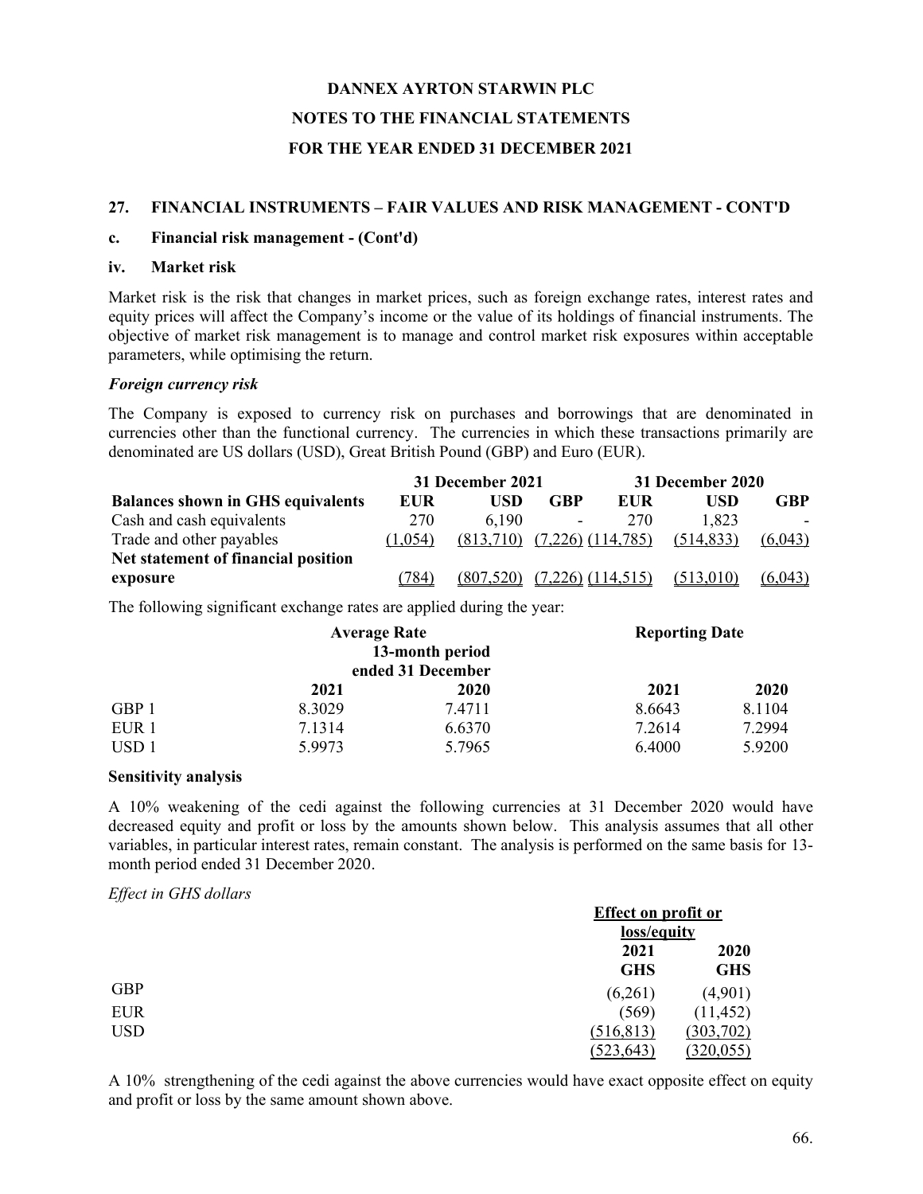# DANNEX AYRTON STARWIN PLC

## NOTES TO THE FINANCIAL STATEMENTS

## FOR THE YEAR ENDED 31 DECEMBER 2021

### 27. FINANCIAL INSTRUMENTS – FAIR VALUES AND RISK MANAGEMENT - CONT'D

#### c. Financial risk management - (Cont'd)

#### iv. Market risk

Market risk is the risk that changes in market prices, such as foreign exchange rates, interest rates and equity prices will affect the Company's income or the value of its holdings of financial instruments. The objective of market risk management is to manage and control market risk exposures within acceptable parameters, while optimising the return.

***Foreign currency risk***

The Company is exposed to currency risk on purchases and borrowings that are denominated in currencies other than the functional currency. The currencies in which these transactions primarily are denominated are US dollars (USD), Great British Pound (GBP) and Euro (EUR).

| | 31 December 2021 | | | 31 December 2020 | | |
|---|---|---|---|---|---|---|
| **Balances shown in GHS equivalents** | **EUR** | **USD** | **GBP** | **EUR** | **USD** | **GBP** |
| Cash and cash equivalents | 270 | 6,190 | - | 270 | 1,823 | - |
| Trade and other payables | (1,054) | (813,710) | (7,226) | (114,785) | (514,833) | (6,043) |
| **Net statement of financial position exposure** | (784) | (807,520) | (7,226) | (114,515) | (513,010) | (6,043) |

The following significant exchange rates are applied during the year:

| | Average Rate | 13-month period ended 31 December | Reporting Date | |
|---|---|---|---|---|
| | **2021** | **2020** | **2021** | **2020** |
| GBP 1 | 8.3029 | 7.4711 | 8.6643 | 8.1104 |
| EUR 1 | 7.1314 | 6.6370 | 7.2614 | 7.2994 |
| USD 1 | 5.9973 | 5.7965 | 6.4000 | 5.9200 |

**Sensitivity analysis**

A 10% weakening of the cedi against the following currencies at 31 December 2020 would have decreased equity and profit or loss by the amounts shown below. This analysis assumes that all other variables, in particular interest rates, remain constant. The analysis is performed on the same basis for 13-month period ended 31 December 2020.

*Effect in GHS dollars*

| | Effect on profit or loss/equity | |
|---|---|---|
| | **2021 GHS** | **2020 GHS** |
| GBP | (6,261) | (4,901) |
| EUR | (569) | (11,452) |
| USD | (516,813) | (303,702) |
| | (523,643) | (320,055) |

A 10% strengthening of the cedi against the above currencies would have exact opposite effect on equity and profit or loss by the same amount shown above.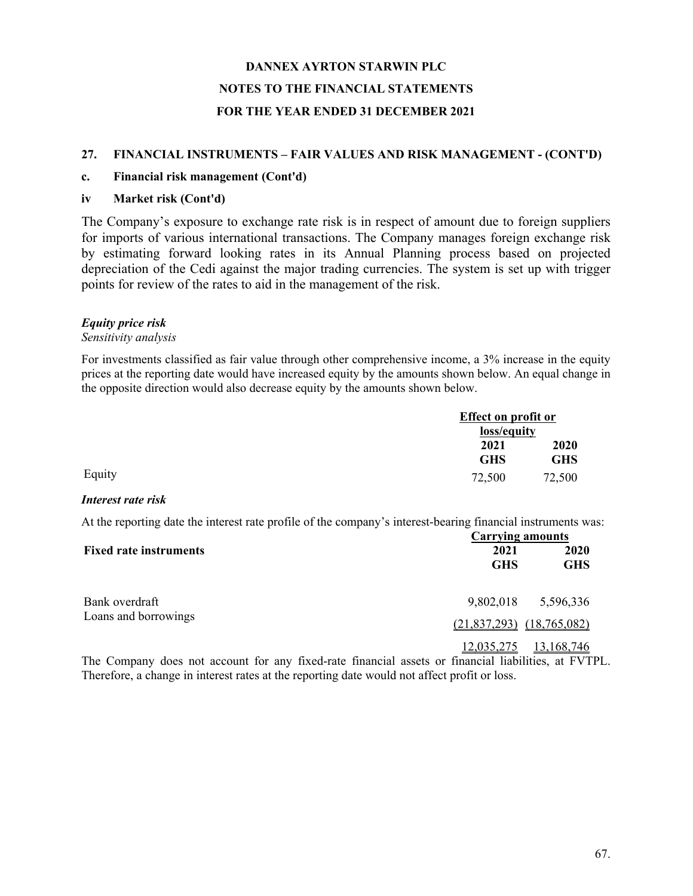# DANNEX AYRTON STARWIN PLC

## NOTES TO THE FINANCIAL STATEMENTS

## FOR THE YEAR ENDED 31 DECEMBER 2021

### 27. FINANCIAL INSTRUMENTS – FAIR VALUES AND RISK MANAGEMENT - (CONT'D)

### c. Financial risk management (Cont'd)

### iv Market risk (Cont'd)

The Company's exposure to exchange rate risk is in respect of amount due to foreign suppliers for imports of various international transactions. The Company manages foreign exchange risk by estimating forward looking rates in its Annual Planning process based on projected depreciation of the Cedi against the major trading currencies. The system is set up with trigger points for review of the rates to aid in the management of the risk.

***Equity price risk***

*Sensitivity analysis*

For investments classified as fair value through other comprehensive income, a 3% increase in the equity prices at the reporting date would have increased equity by the amounts shown below. An equal change in the opposite direction would also decrease equity by the amounts shown below.

| | Effect on profit or loss/equity | |
|---|---|---|
| | **2021** | **2020** |
| | **GHS** | **GHS** |
| Equity | 72,500 | 72,500 |

***Interest rate risk***

At the reporting date the interest rate profile of the company's interest-bearing financial instruments was:

| | Carrying amounts | |
|---|---|---|
| **Fixed rate instruments** | **2021** | **2020** |
| | **GHS** | **GHS** |
| Bank overdraft | 9,802,018 | 5,596,336 |
| Loans and borrowings | (21,837,293) | (18,765,082) |
| | 12,035,275 | 13,168,746 |

The Company does not account for any fixed-rate financial assets or financial liabilities, at FVTPL. Therefore, a change in interest rates at the reporting date would not affect profit or loss.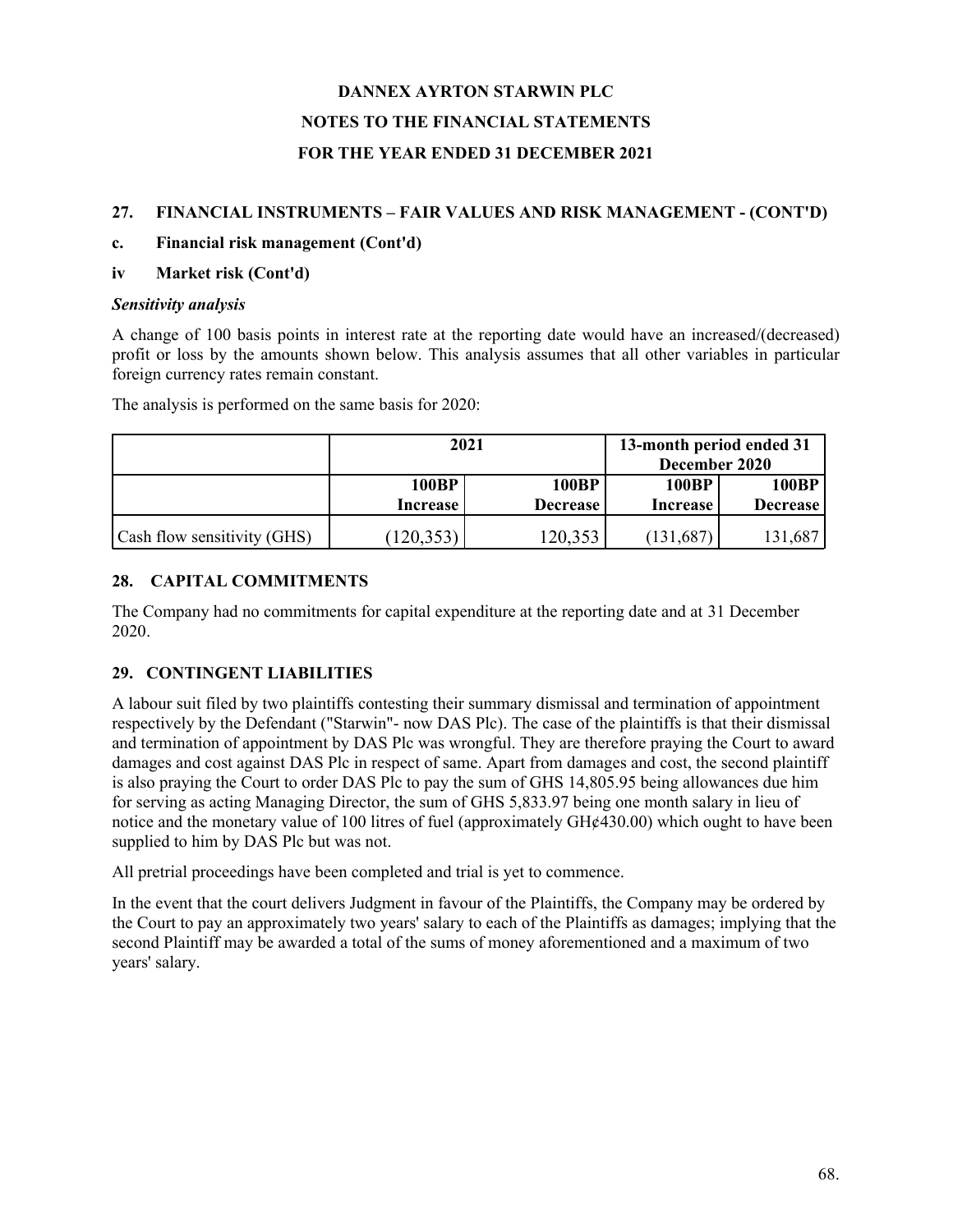# DANNEX AYRTON STARWIN PLC

## NOTES TO THE FINANCIAL STATEMENTS

## FOR THE YEAR ENDED 31 DECEMBER 2021

### 27. FINANCIAL INSTRUMENTS – FAIR VALUES AND RISK MANAGEMENT - (CONT'D)

**c. Financial risk management (Cont'd)**

**iv Market risk (Cont'd)**

***Sensitivity analysis***

A change of 100 basis points in interest rate at the reporting date would have an increased/(decreased) profit or loss by the amounts shown below. This analysis assumes that all other variables in particular foreign currency rates remain constant.

The analysis is performed on the same basis for 2020:

| | 2021 | | 13-month period ended 31 December 2020 | |
|---|---|---|---|---|
| | 100BP Increase | 100BP Decrease | 100BP Increase | 100BP Decrease |
| Cash flow sensitivity (GHS) | (120,353) | 120,353 | (131,687) | 131,687 |

### 28. CAPITAL COMMITMENTS

The Company had no commitments for capital expenditure at the reporting date and at 31 December 2020.

### 29. CONTINGENT LIABILITIES

A labour suit filed by two plaintiffs contesting their summary dismissal and termination of appointment respectively by the Defendant ("Starwin"- now DAS Plc). The case of the plaintiffs is that their dismissal and termination of appointment by DAS Plc was wrongful. They are therefore praying the Court to award damages and cost against DAS Plc in respect of same. Apart from damages and cost, the second plaintiff is also praying the Court to order DAS Plc to pay the sum of GHS 14,805.95 being allowances due him for serving as acting Managing Director, the sum of GHS 5,833.97 being one month salary in lieu of notice and the monetary value of 100 litres of fuel (approximately GH¢430.00) which ought to have been supplied to him by DAS Plc but was not.

All pretrial proceedings have been completed and trial is yet to commence.

In the event that the court delivers Judgment in favour of the Plaintiffs, the Company may be ordered by the Court to pay an approximately two years' salary to each of the Plaintiffs as damages; implying that the second Plaintiff may be awarded a total of the sums of money aforementioned and a maximum of two years' salary.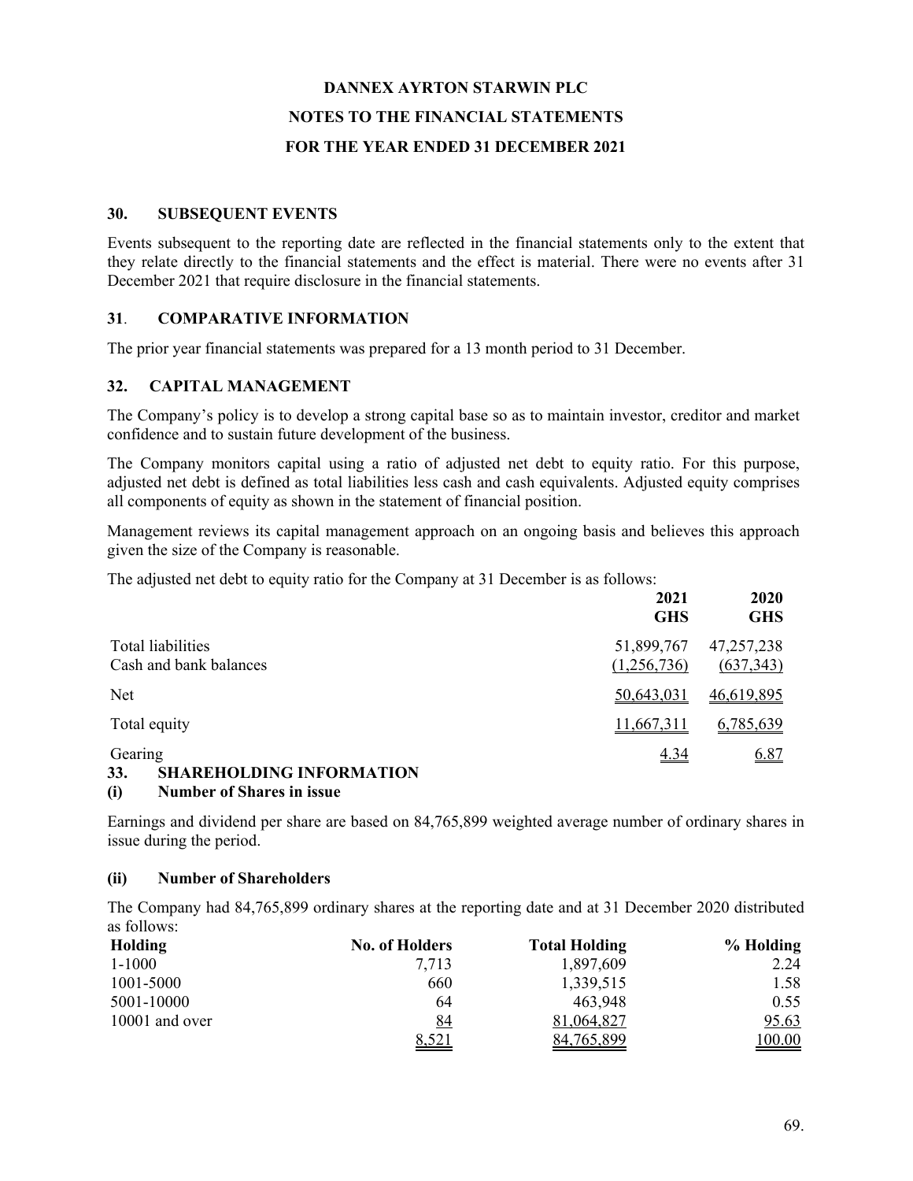# DANNEX AYRTON STARWIN PLC

## NOTES TO THE FINANCIAL STATEMENTS

## FOR THE YEAR ENDED 31 DECEMBER 2021

### 30. SUBSEQUENT EVENTS

Events subsequent to the reporting date are reflected in the financial statements only to the extent that they relate directly to the financial statements and the effect is material. There were no events after 31 December 2021 that require disclosure in the financial statements.

### 31. COMPARATIVE INFORMATION

The prior year financial statements was prepared for a 13 month period to 31 December.

### 32. CAPITAL MANAGEMENT

The Company's policy is to develop a strong capital base so as to maintain investor, creditor and market confidence and to sustain future development of the business.

The Company monitors capital using a ratio of adjusted net debt to equity ratio. For this purpose, adjusted net debt is defined as total liabilities less cash and cash equivalents. Adjusted equity comprises all components of equity as shown in the statement of financial position.

Management reviews its capital management approach on an ongoing basis and believes this approach given the size of the Company is reasonable.

The adjusted net debt to equity ratio for the Company at 31 December is as follows:

| | 2021 GHS | 2020 GHS |
|---|---|---|
| Total liabilities | 51,899,767 | 47,257,238 |
| Cash and bank balances | (1,256,736) | (637,343) |
| Net | 50,643,031 | 46,619,895 |
| Total equity | 11,667,311 | 6,785,639 |
| Gearing | 4.34 | 6.87 |

### 33. SHAREHOLDING INFORMATION

#### (i) Number of Shares in issue

Earnings and dividend per share are based on 84,765,899 weighted average number of ordinary shares in issue during the period.

#### (ii) Number of Shareholders

The Company had 84,765,899 ordinary shares at the reporting date and at 31 December 2020 distributed as follows:

| Holding | No. of Holders | Total Holding | % Holding |
|---|---|---|---|
| 1-1000 | 7,713 | 1,897,609 | 2.24 |
| 1001-5000 | 660 | 1,339,515 | 1.58 |
| 5001-10000 | 64 | 463,948 | 0.55 |
| 10001 and over | 84 | 81,064,827 | 95.63 |
| | 8,521 | 84,765,899 | 100.00 |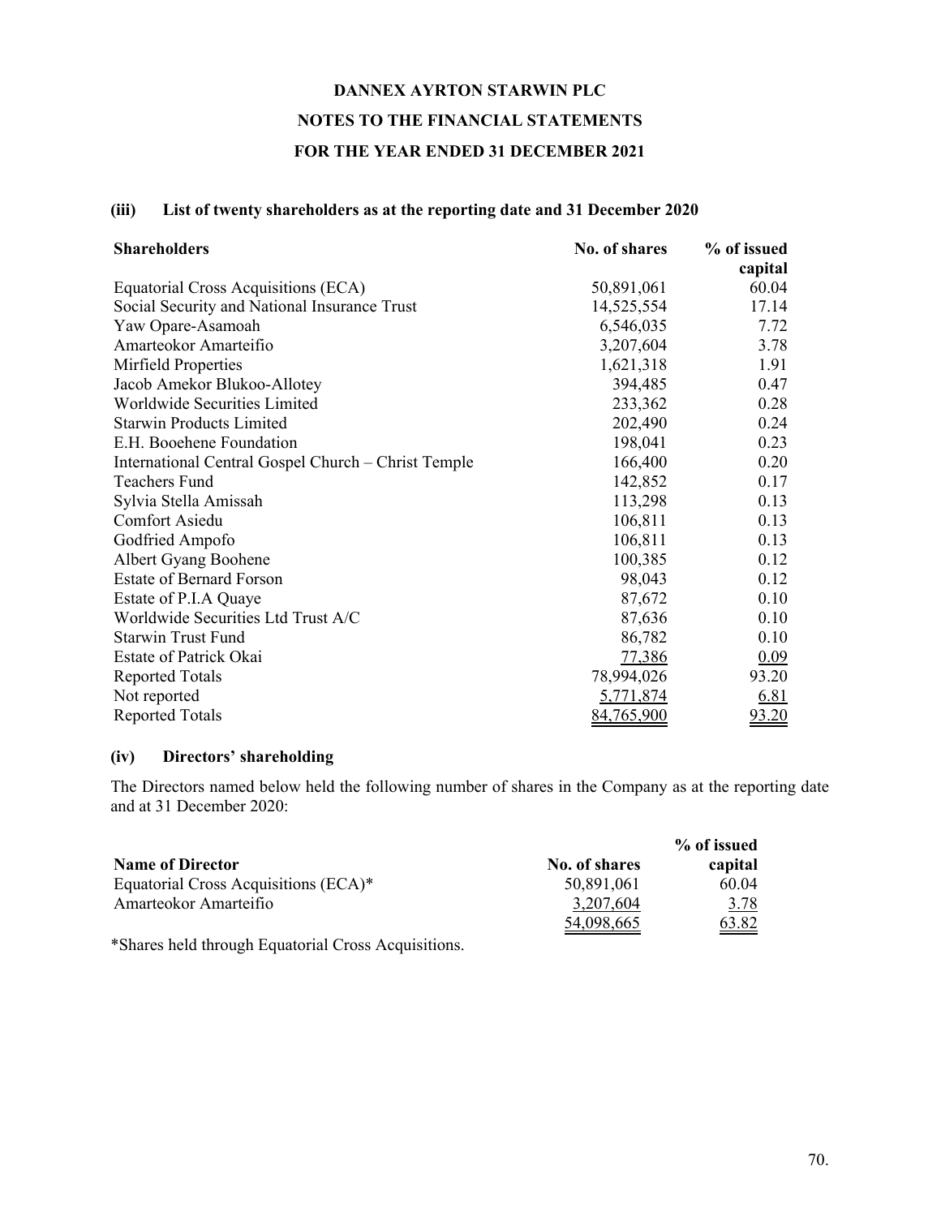# DANNEX AYRTON STARWIN PLC

## NOTES TO THE FINANCIAL STATEMENTS

## FOR THE YEAR ENDED 31 DECEMBER 2021

### (iii) List of twenty shareholders as at the reporting date and 31 December 2020

| Shareholders | No. of shares | % of issued capital |
|---|---|---|
| Equatorial Cross Acquisitions (ECA) | 50,891,061 | 60.04 |
| Social Security and National Insurance Trust | 14,525,554 | 17.14 |
| Yaw Opare-Asamoah | 6,546,035 | 7.72 |
| Amarteokor Amarteifio | 3,207,604 | 3.78 |
| Mirfield Properties | 1,621,318 | 1.91 |
| Jacob Amekor Blukoo-Allotey | 394,485 | 0.47 |
| Worldwide Securities Limited | 233,362 | 0.28 |
| Starwin Products Limited | 202,490 | 0.24 |
| E.H. Booehene Foundation | 198,041 | 0.23 |
| International Central Gospel Church – Christ Temple | 166,400 | 0.20 |
| Teachers Fund | 142,852 | 0.17 |
| Sylvia Stella Amissah | 113,298 | 0.13 |
| Comfort Asiedu | 106,811 | 0.13 |
| Godfried Ampofo | 106,811 | 0.13 |
| Albert Gyang Boohene | 100,385 | 0.12 |
| Estate of Bernard Forson | 98,043 | 0.12 |
| Estate of P.I.A Quaye | 87,672 | 0.10 |
| Worldwide Securities Ltd Trust A/C | 87,636 | 0.10 |
| Starwin Trust Fund | 86,782 | 0.10 |
| Estate of Patrick Okai | 77,386 | 0.09 |
| Reported Totals | 78,994,026 | 93.20 |
| Not reported | 5,771,874 | 6.81 |
| Reported Totals | 84,765,900 | 93.20 |

### (iv) Directors' shareholding

The Directors named below held the following number of shares in the Company as at the reporting date and at 31 December 2020:

| Name of Director | No. of shares | % of issued capital |
|---|---|---|
| Equatorial Cross Acquisitions (ECA)* | 50,891,061 | 60.04 |
| Amarteokor Amarteifio | 3,207,604 | 3.78 |
| | 54,098,665 | 63.82 |

*Shares held through Equatorial Cross Acquisitions.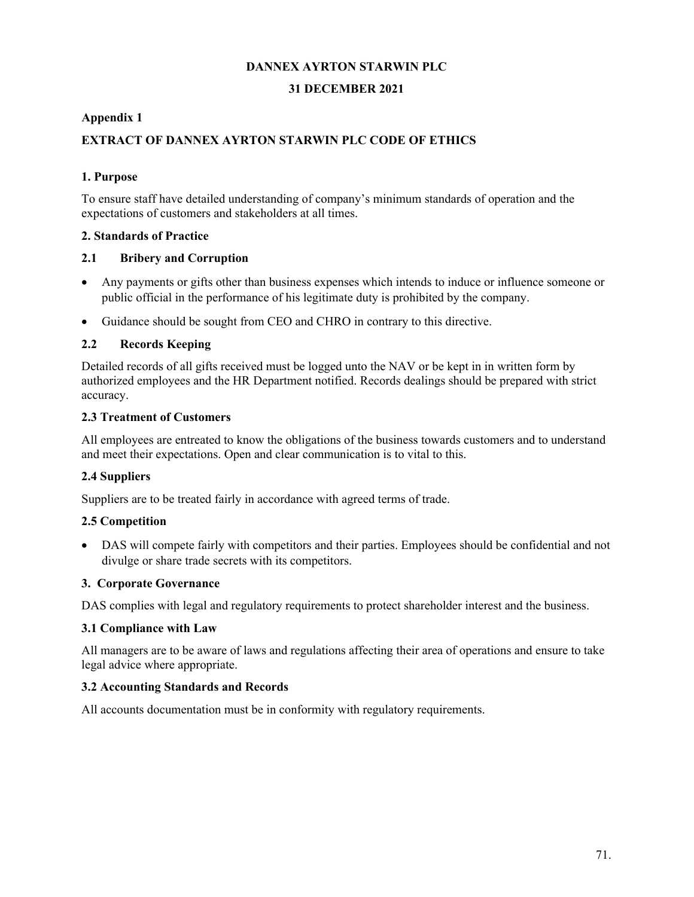**DANNEX AYRTON STARWIN PLC**

**31 DECEMBER 2021**

**Appendix 1**

**EXTRACT OF DANNEX AYRTON STARWIN PLC CODE OF ETHICS**

**1. Purpose**

To ensure staff have detailed understanding of company's minimum standards of operation and the expectations of customers and stakeholders at all times.

**2. Standards of Practice**

**2.1 Bribery and Corruption**

- Any payments or gifts other than business expenses which intends to induce or influence someone or public official in the performance of his legitimate duty is prohibited by the company.
- Guidance should be sought from CEO and CHRO in contrary to this directive.

**2.2 Records Keeping**

Detailed records of all gifts received must be logged unto the NAV or be kept in in written form by authorized employees and the HR Department notified. Records dealings should be prepared with strict accuracy.

**2.3 Treatment of Customers**

All employees are entreated to know the obligations of the business towards customers and to understand and meet their expectations. Open and clear communication is to vital to this.

**2.4 Suppliers**

Suppliers are to be treated fairly in accordance with agreed terms of trade.

**2.5 Competition**

- DAS will compete fairly with competitors and their parties. Employees should be confidential and not divulge or share trade secrets with its competitors.

**3. Corporate Governance**

DAS complies with legal and regulatory requirements to protect shareholder interest and the business.

**3.1 Compliance with Law**

All managers are to be aware of laws and regulations affecting their area of operations and ensure to take legal advice where appropriate.

**3.2 Accounting Standards and Records**

All accounts documentation must be in conformity with regulatory requirements.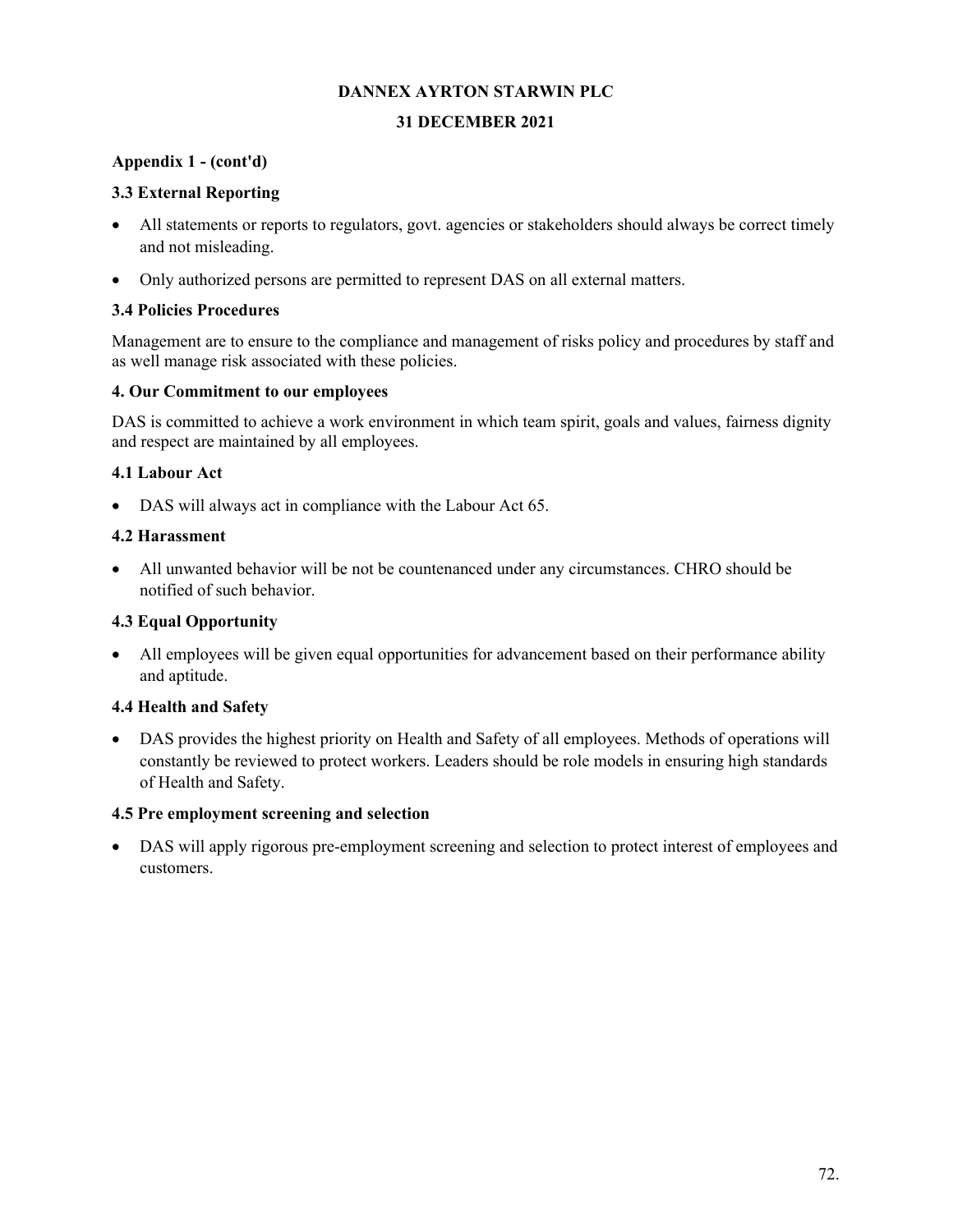**DANNEX AYRTON STARWIN PLC**

**31 DECEMBER 2021**

**Appendix 1 - (cont'd)**

**3.3 External Reporting**

- All statements or reports to regulators, govt. agencies or stakeholders should always be correct timely and not misleading.
- Only authorized persons are permitted to represent DAS on all external matters.

**3.4 Policies Procedures**

Management are to ensure to the compliance and management of risks policy and procedures by staff and as well manage risk associated with these policies.

**4. Our Commitment to our employees**

DAS is committed to achieve a work environment in which team spirit, goals and values, fairness dignity and respect are maintained by all employees.

**4.1 Labour Act**

- DAS will always act in compliance with the Labour Act 65.

**4.2 Harassment**

- All unwanted behavior will be not be countenanced under any circumstances. CHRO should be notified of such behavior.

**4.3 Equal Opportunity**

- All employees will be given equal opportunities for advancement based on their performance ability and aptitude.

**4.4 Health and Safety**

- DAS provides the highest priority on Health and Safety of all employees. Methods of operations will constantly be reviewed to protect workers. Leaders should be role models in ensuring high standards of Health and Safety.

**4.5 Pre employment screening and selection**

- DAS will apply rigorous pre-employment screening and selection to protect interest of employees and customers.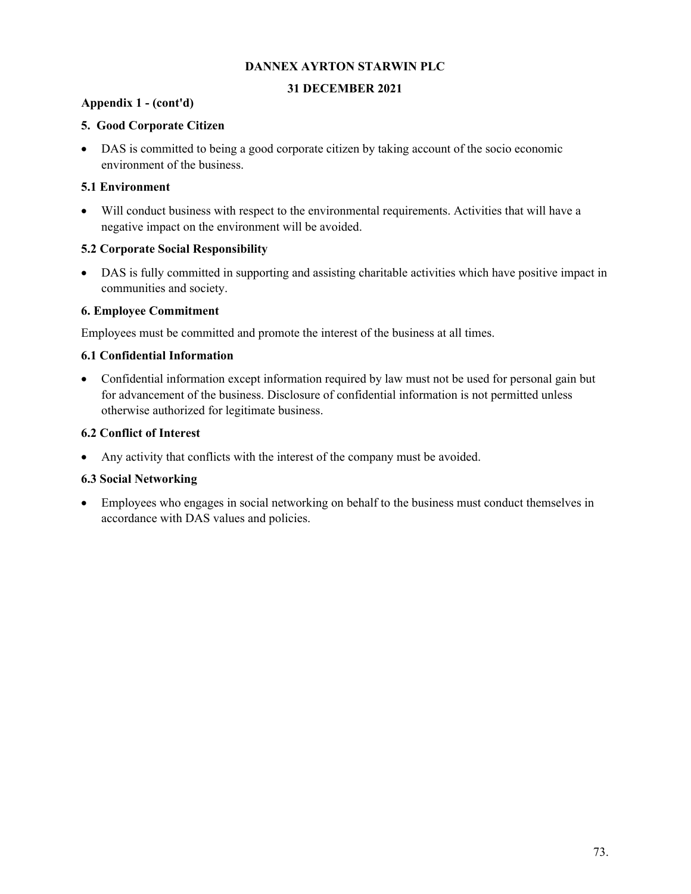**DANNEX AYRTON STARWIN PLC**

**31 DECEMBER 2021**

**Appendix 1 - (cont'd)**

**5. Good Corporate Citizen**

- DAS is committed to being a good corporate citizen by taking account of the socio economic environment of the business.

**5.1 Environment**

- Will conduct business with respect to the environmental requirements. Activities that will have a negative impact on the environment will be avoided.

**5.2 Corporate Social Responsibility**

- DAS is fully committed in supporting and assisting charitable activities which have positive impact in communities and society.

**6. Employee Commitment**

Employees must be committed and promote the interest of the business at all times.

**6.1 Confidential Information**

- Confidential information except information required by law must not be used for personal gain but for advancement of the business. Disclosure of confidential information is not permitted unless otherwise authorized for legitimate business.

**6.2 Conflict of Interest**

- Any activity that conflicts with the interest of the company must be avoided.

**6.3 Social Networking**

- Employees who engages in social networking on behalf to the business must conduct themselves in accordance with DAS values and policies.